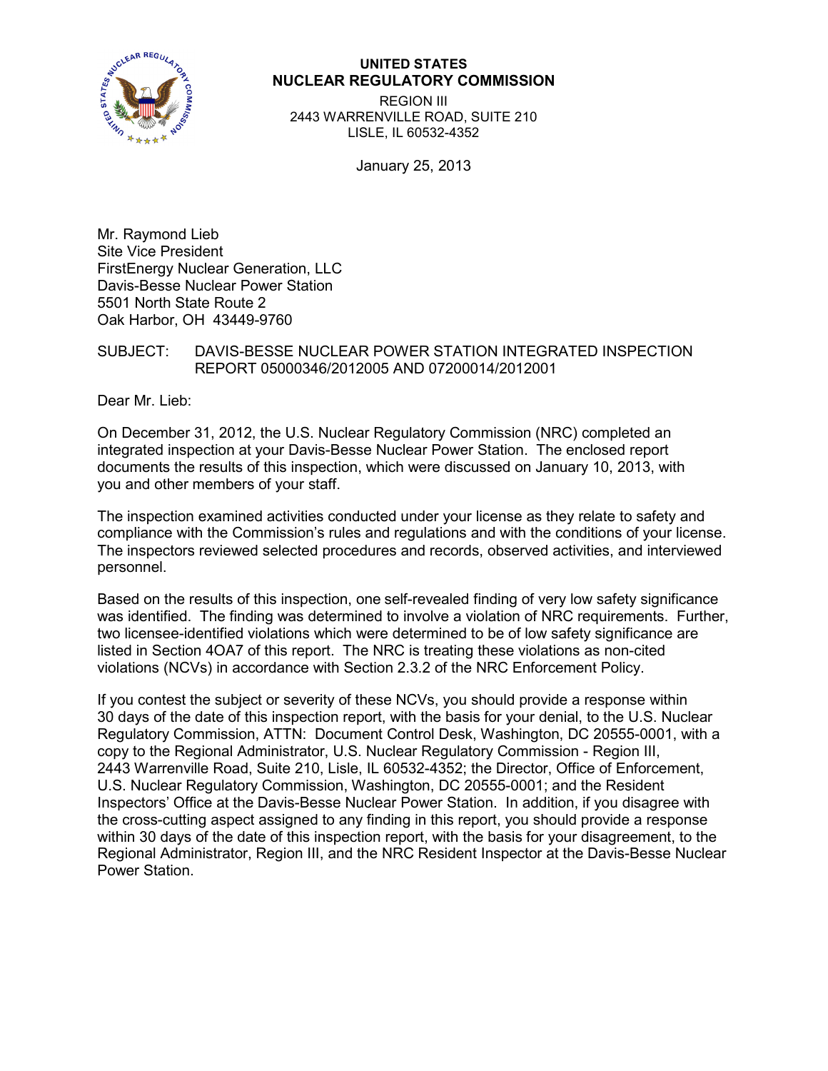**UNITED STATES**
**NUCLEAR REGULATORY COMMISSION**
REGION III
2443 WARRENVILLE ROAD, SUITE 210
LISLE, IL 60532-4352

January 25, 2013

Mr. Raymond Lieb
Site Vice President
FirstEnergy Nuclear Generation, LLC
Davis-Besse Nuclear Power Station
5501 North State Route 2
Oak Harbor, OH 43449-9760

SUBJECT: DAVIS-BESSE NUCLEAR POWER STATION INTEGRATED INSPECTION REPORT 05000346/2012005 AND 07200014/2012001

Dear Mr. Lieb:

On December 31, 2012, the U.S. Nuclear Regulatory Commission (NRC) completed an integrated inspection at your Davis-Besse Nuclear Power Station. The enclosed report documents the results of this inspection, which were discussed on January 10, 2013, with you and other members of your staff.

The inspection examined activities conducted under your license as they relate to safety and compliance with the Commission's rules and regulations and with the conditions of your license. The inspectors reviewed selected procedures and records, observed activities, and interviewed personnel.

Based on the results of this inspection, one self-revealed finding of very low safety significance was identified. The finding was determined to involve a violation of NRC requirements. Further, two licensee-identified violations which were determined to be of low safety significance are listed in Section 4OA7 of this report. The NRC is treating these violations as non-cited violations (NCVs) in accordance with Section 2.3.2 of the NRC Enforcement Policy.

If you contest the subject or severity of these NCVs, you should provide a response within 30 days of the date of this inspection report, with the basis for your denial, to the U.S. Nuclear Regulatory Commission, ATTN: Document Control Desk, Washington, DC 20555-0001, with a copy to the Regional Administrator, U.S. Nuclear Regulatory Commission - Region III, 2443 Warrenville Road, Suite 210, Lisle, IL 60532-4352; the Director, Office of Enforcement, U.S. Nuclear Regulatory Commission, Washington, DC 20555-0001; and the Resident Inspectors' Office at the Davis-Besse Nuclear Power Station. In addition, if you disagree with the cross-cutting aspect assigned to any finding in this report, you should provide a response within 30 days of the date of this inspection report, with the basis for your disagreement, to the Regional Administrator, Region III, and the NRC Resident Inspector at the Davis-Besse Nuclear Power Station.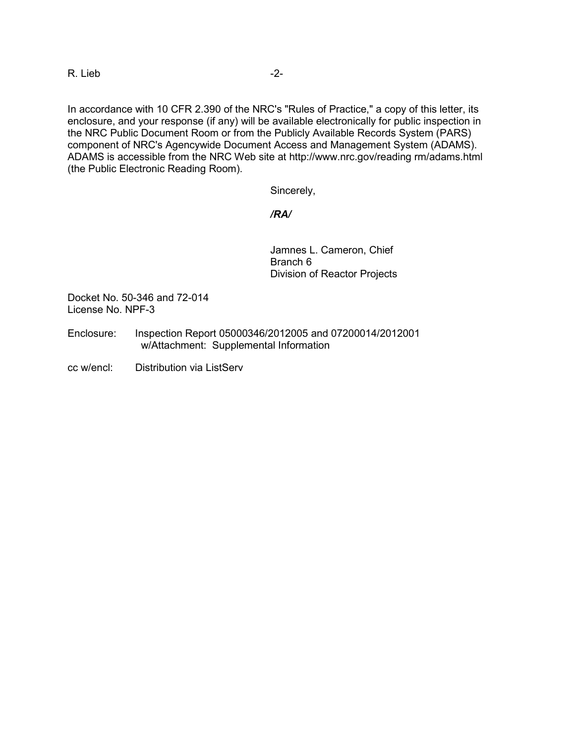In accordance with 10 CFR 2.390 of the NRC's "Rules of Practice," a copy of this letter, its enclosure, and your response (if any) will be available electronically for public inspection in the NRC Public Document Room or from the Publicly Available Records System (PARS) component of NRC's Agencywide Document Access and Management System (ADAMS). ADAMS is accessible from the NRC Web site at http://www.nrc.gov/reading rm/adams.html (the Public Electronic Reading Room).

Sincerely,

***/RA/***

Jamnes L. Cameron, Chief
Branch 6
Division of Reactor Projects

Docket No. 50-346 and 72-014
License No. NPF-3

Enclosure: Inspection Report 05000346/2012005 and 07200014/2012001
w/Attachment: Supplemental Information

cc w/encl: Distribution via ListServ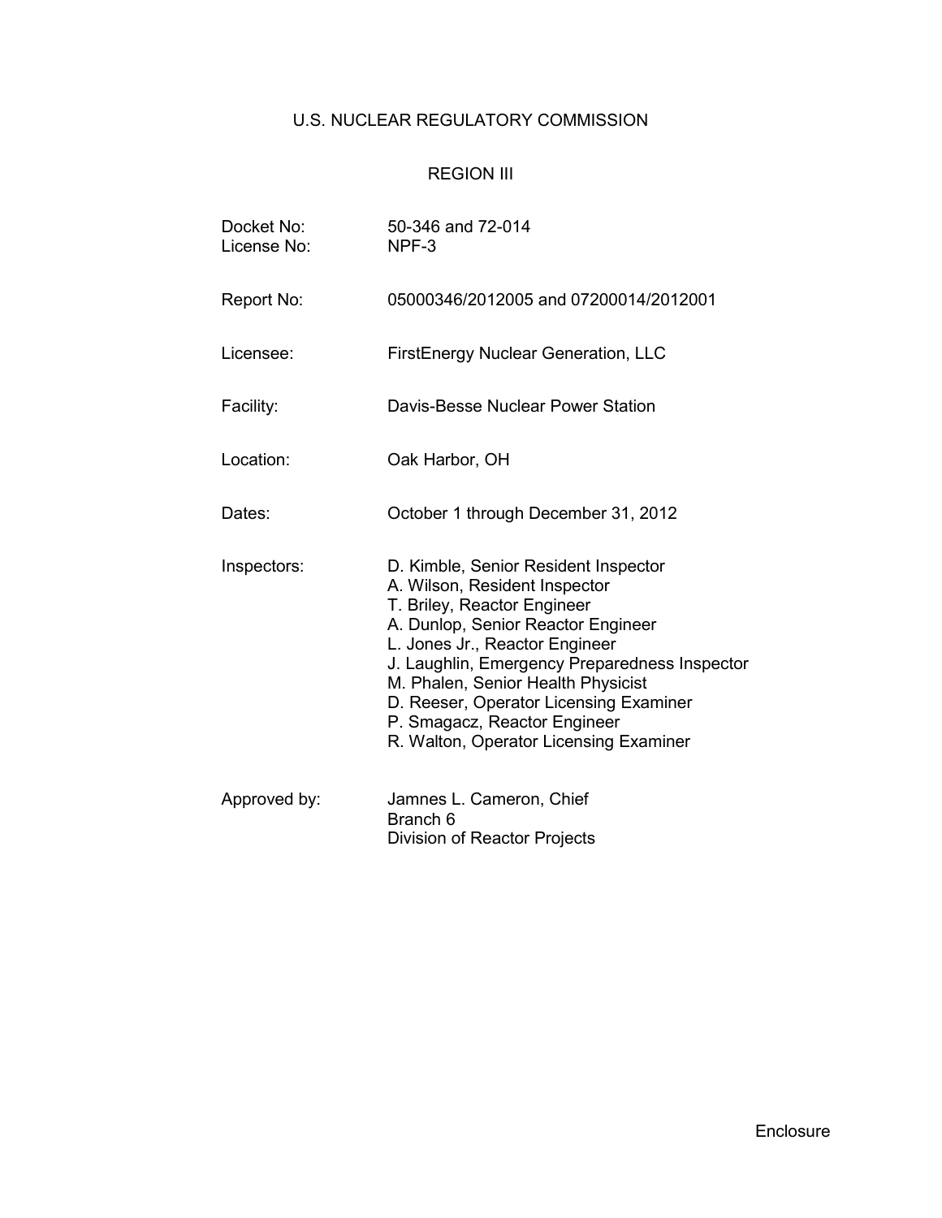# U.S. NUCLEAR REGULATORY COMMISSION

## REGION III

| | |
|---|---|
| Docket No: | 50-346 and 72-014 |
| License No: | NPF-3 |
| Report No: | 05000346/2012005 and 07200014/2012001 |
| Licensee: | FirstEnergy Nuclear Generation, LLC |
| Facility: | Davis-Besse Nuclear Power Station |
| Location: | Oak Harbor, OH |
| Dates: | October 1 through December 31, 2012 |
| Inspectors: | D. Kimble, Senior Resident Inspector<br>A. Wilson, Resident Inspector<br>T. Briley, Reactor Engineer<br>A. Dunlop, Senior Reactor Engineer<br>L. Jones Jr., Reactor Engineer<br>J. Laughlin, Emergency Preparedness Inspector<br>M. Phalen, Senior Health Physicist<br>D. Reeser, Operator Licensing Examiner<br>P. Smagacz, Reactor Engineer<br>R. Walton, Operator Licensing Examiner |
| Approved by: | Jamnes L. Cameron, Chief<br>Branch 6<br>Division of Reactor Projects |

Enclosure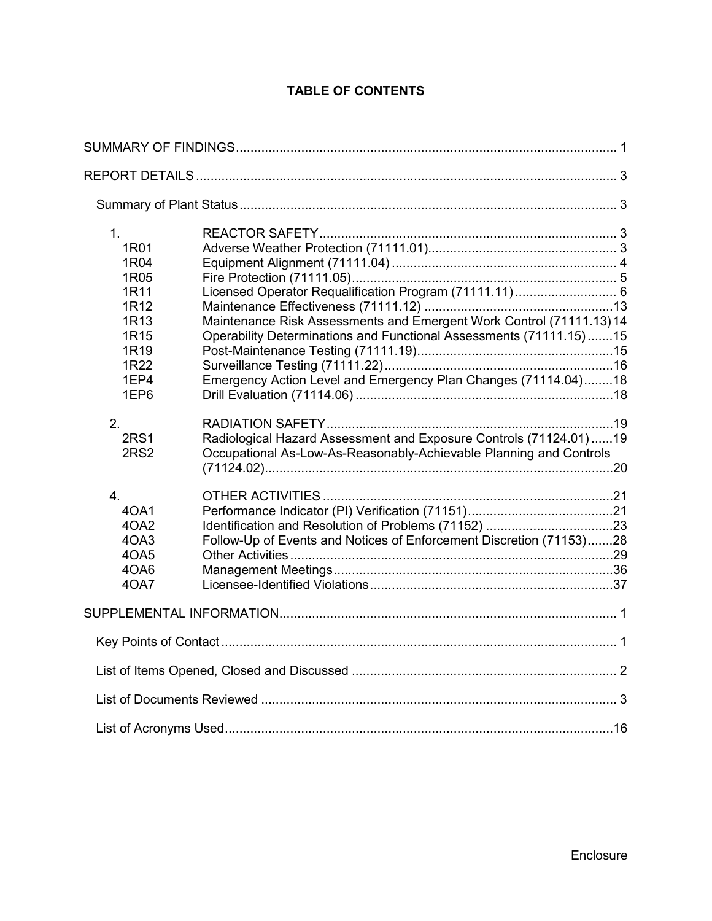# TABLE OF CONTENTS

| | | |
|---|---|---|
| SUMMARY OF FINDINGS | | 1 |
| REPORT DETAILS | | 3 |
| Summary of Plant Status | | 3 |
| 1. | REACTOR SAFETY | 3 |
| 1R01 | Adverse Weather Protection (71111.01) | 3 |
| 1R04 | Equipment Alignment (71111.04) | 4 |
| 1R05 | Fire Protection (71111.05) | 5 |
| 1R11 | Licensed Operator Requalification Program (71111.11) | 6 |
| 1R12 | Maintenance Effectiveness (71111.12) | 13 |
| 1R13 | Maintenance Risk Assessments and Emergent Work Control (71111.13) | 14 |
| 1R15 | Operability Determinations and Functional Assessments (71111.15) | 15 |
| 1R19 | Post-Maintenance Testing (71111.19) | 15 |
| 1R22 | Surveillance Testing (71111.22) | 16 |
| 1EP4 | Emergency Action Level and Emergency Plan Changes (71114.04) | 18 |
| 1EP6 | Drill Evaluation (71114.06) | 18 |
| 2. | RADIATION SAFETY | 19 |
| 2RS1 | Radiological Hazard Assessment and Exposure Controls (71124.01) | 19 |
| 2RS2 | Occupational As-Low-As-Reasonably-Achievable Planning and Controls (71124.02) | 20 |
| 4. | OTHER ACTIVITIES | 21 |
| 4OA1 | Performance Indicator (PI) Verification (71151) | 21 |
| 4OA2 | Identification and Resolution of Problems (71152) | 23 |
| 4OA3 | Follow-Up of Events and Notices of Enforcement Discretion (71153) | 28 |
| 4OA5 | Other Activities | 29 |
| 4OA6 | Management Meetings | 36 |
| 4OA7 | Licensee-Identified Violations | 37 |
| SUPPLEMENTAL INFORMATION | | 1 |
| Key Points of Contact | | 1 |
| List of Items Opened, Closed and Discussed | | 2 |
| List of Documents Reviewed | | 3 |
| List of Acronyms Used | | 16 |

Enclosure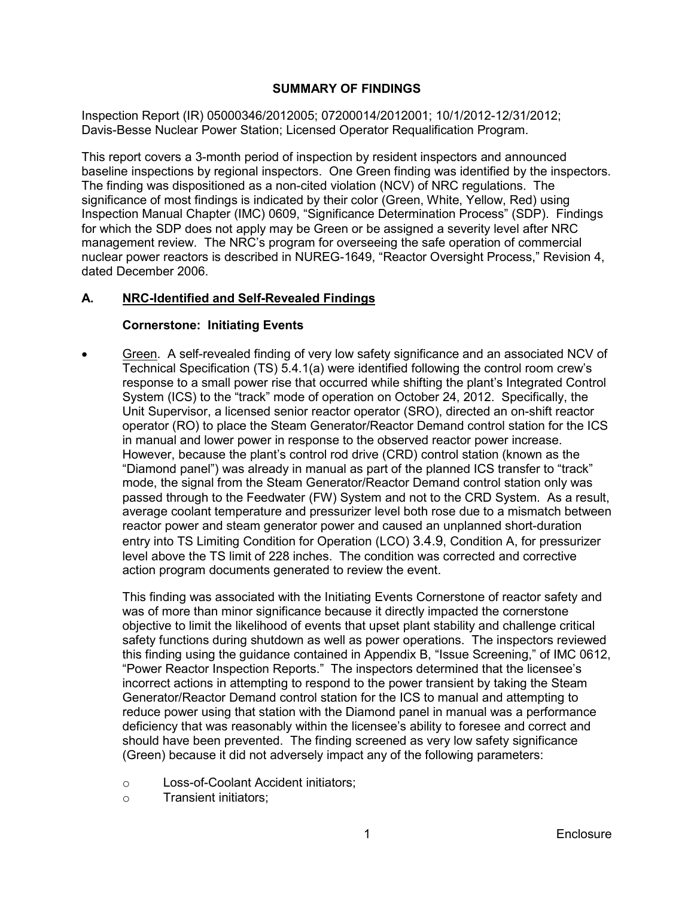## SUMMARY OF FINDINGS

Inspection Report (IR) 05000346/2012005; 07200014/2012001; 10/1/2012-12/31/2012; Davis-Besse Nuclear Power Station; Licensed Operator Requalification Program.

This report covers a 3-month period of inspection by resident inspectors and announced baseline inspections by regional inspectors. One Green finding was identified by the inspectors. The finding was dispositioned as a non-cited violation (NCV) of NRC regulations. The significance of most findings is indicated by their color (Green, White, Yellow, Red) using Inspection Manual Chapter (IMC) 0609, "Significance Determination Process" (SDP). Findings for which the SDP does not apply may be Green or be assigned a severity level after NRC management review. The NRC's program for overseeing the safe operation of commercial nuclear power reactors is described in NUREG-1649, "Reactor Oversight Process," Revision 4, dated December 2006.

### A. NRC-Identified and Self-Revealed Findings

#### Cornerstone: Initiating Events

- Green. A self-revealed finding of very low safety significance and an associated NCV of Technical Specification (TS) 5.4.1(a) were identified following the control room crew's response to a small power rise that occurred while shifting the plant's Integrated Control System (ICS) to the "track" mode of operation on October 24, 2012. Specifically, the Unit Supervisor, a licensed senior reactor operator (SRO), directed an on-shift reactor operator (RO) to place the Steam Generator/Reactor Demand control station for the ICS in manual and lower power in response to the observed reactor power increase. However, because the plant's control rod drive (CRD) control station (known as the "Diamond panel") was already in manual as part of the planned ICS transfer to "track" mode, the signal from the Steam Generator/Reactor Demand control station only was passed through to the Feedwater (FW) System and not to the CRD System. As a result, average coolant temperature and pressurizer level both rose due to a mismatch between reactor power and steam generator power and caused an unplanned short-duration entry into TS Limiting Condition for Operation (LCO) 3.4.9, Condition A, for pressurizer level above the TS limit of 228 inches. The condition was corrected and corrective action program documents generated to review the event.

  This finding was associated with the Initiating Events Cornerstone of reactor safety and was of more than minor significance because it directly impacted the cornerstone objective to limit the likelihood of events that upset plant stability and challenge critical safety functions during shutdown as well as power operations. The inspectors reviewed this finding using the guidance contained in Appendix B, "Issue Screening," of IMC 0612, "Power Reactor Inspection Reports." The inspectors determined that the licensee's incorrect actions in attempting to respond to the power transient by taking the Steam Generator/Reactor Demand control station for the ICS to manual and attempting to reduce power using that station with the Diamond panel in manual was a performance deficiency that was reasonably within the licensee's ability to foresee and correct and should have been prevented. The finding screened as very low safety significance (Green) because it did not adversely impact any of the following parameters:

  - Loss-of-Coolant Accident initiators;
  - Transient initiators;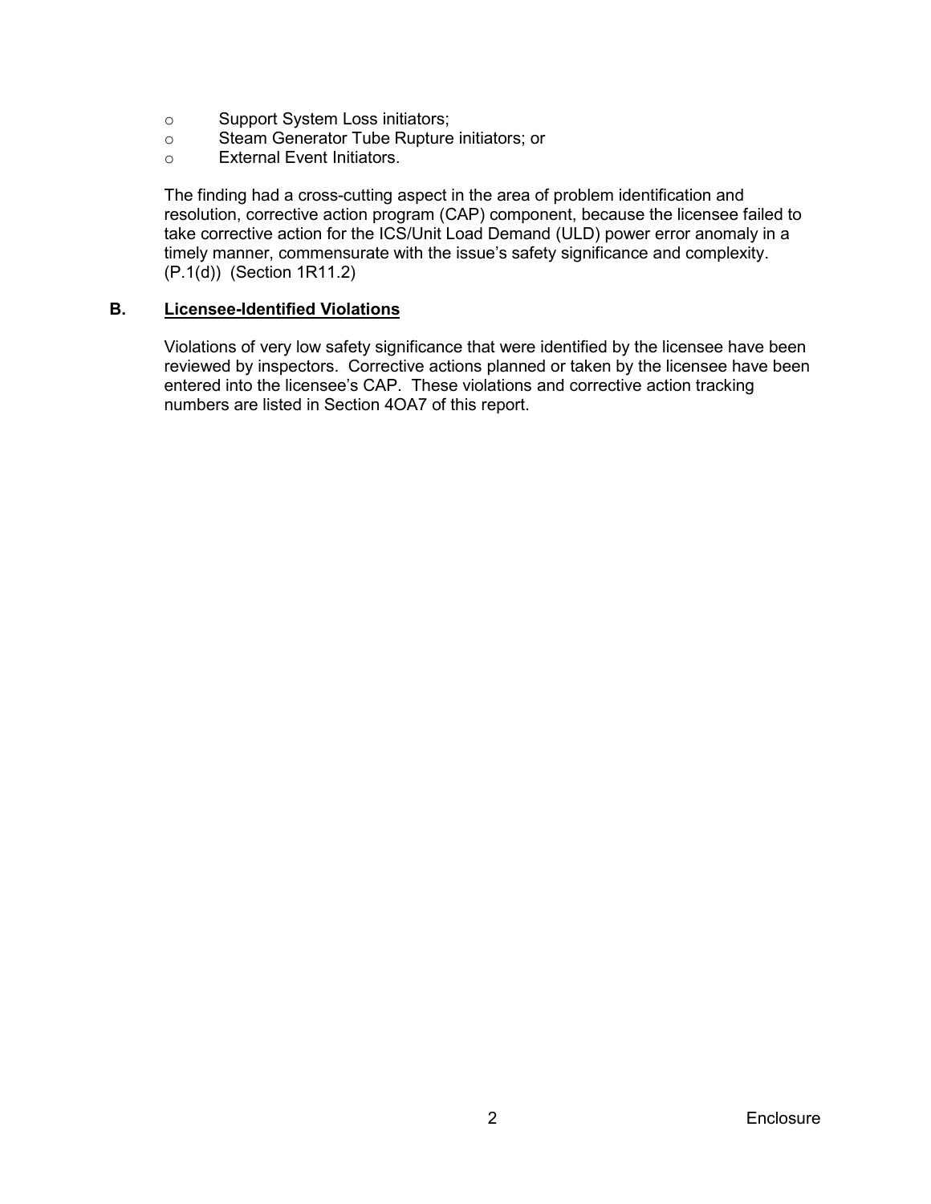- Support System Loss initiators;
- Steam Generator Tube Rupture initiators; or
- External Event Initiators.

The finding had a cross-cutting aspect in the area of problem identification and resolution, corrective action program (CAP) component, because the licensee failed to take corrective action for the ICS/Unit Load Demand (ULD) power error anomaly in a timely manner, commensurate with the issue's safety significance and complexity. (P.1(d)) (Section 1R11.2)

## B. Licensee-Identified Violations

Violations of very low safety significance that were identified by the licensee have been reviewed by inspectors. Corrective actions planned or taken by the licensee have been entered into the licensee's CAP. These violations and corrective action tracking numbers are listed in Section 4OA7 of this report.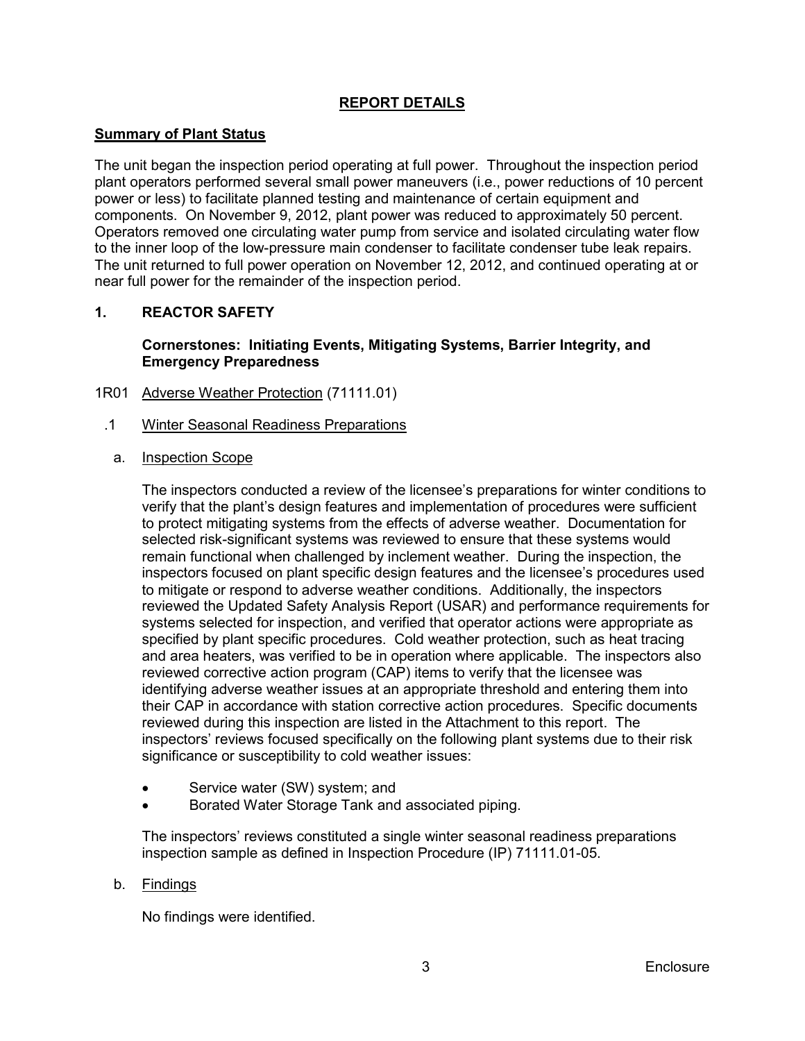## REPORT DETAILS

### Summary of Plant Status

The unit began the inspection period operating at full power. Throughout the inspection period plant operators performed several small power maneuvers (i.e., power reductions of 10 percent power or less) to facilitate planned testing and maintenance of certain equipment and components. On November 9, 2012, plant power was reduced to approximately 50 percent. Operators removed one circulating water pump from service and isolated circulating water flow to the inner loop of the low-pressure main condenser to facilitate condenser tube leak repairs. The unit returned to full power operation on November 12, 2012, and continued operating at or near full power for the remainder of the inspection period.

## 1. REACTOR SAFETY

**Cornerstones: Initiating Events, Mitigating Systems, Barrier Integrity, and Emergency Preparedness**

### 1R01 Adverse Weather Protection (71111.01)

#### .1 Winter Seasonal Readiness Preparations

##### a. Inspection Scope

The inspectors conducted a review of the licensee's preparations for winter conditions to verify that the plant's design features and implementation of procedures were sufficient to protect mitigating systems from the effects of adverse weather. Documentation for selected risk-significant systems was reviewed to ensure that these systems would remain functional when challenged by inclement weather. During the inspection, the inspectors focused on plant specific design features and the licensee's procedures used to mitigate or respond to adverse weather conditions. Additionally, the inspectors reviewed the Updated Safety Analysis Report (USAR) and performance requirements for systems selected for inspection, and verified that operator actions were appropriate as specified by plant specific procedures. Cold weather protection, such as heat tracing and area heaters, was verified to be in operation where applicable. The inspectors also reviewed corrective action program (CAP) items to verify that the licensee was identifying adverse weather issues at an appropriate threshold and entering them into their CAP in accordance with station corrective action procedures. Specific documents reviewed during this inspection are listed in the Attachment to this report. The inspectors' reviews focused specifically on the following plant systems due to their risk significance or susceptibility to cold weather issues:

- Service water (SW) system; and
- Borated Water Storage Tank and associated piping.

The inspectors' reviews constituted a single winter seasonal readiness preparations inspection sample as defined in Inspection Procedure (IP) 71111.01-05.

##### b. Findings

No findings were identified.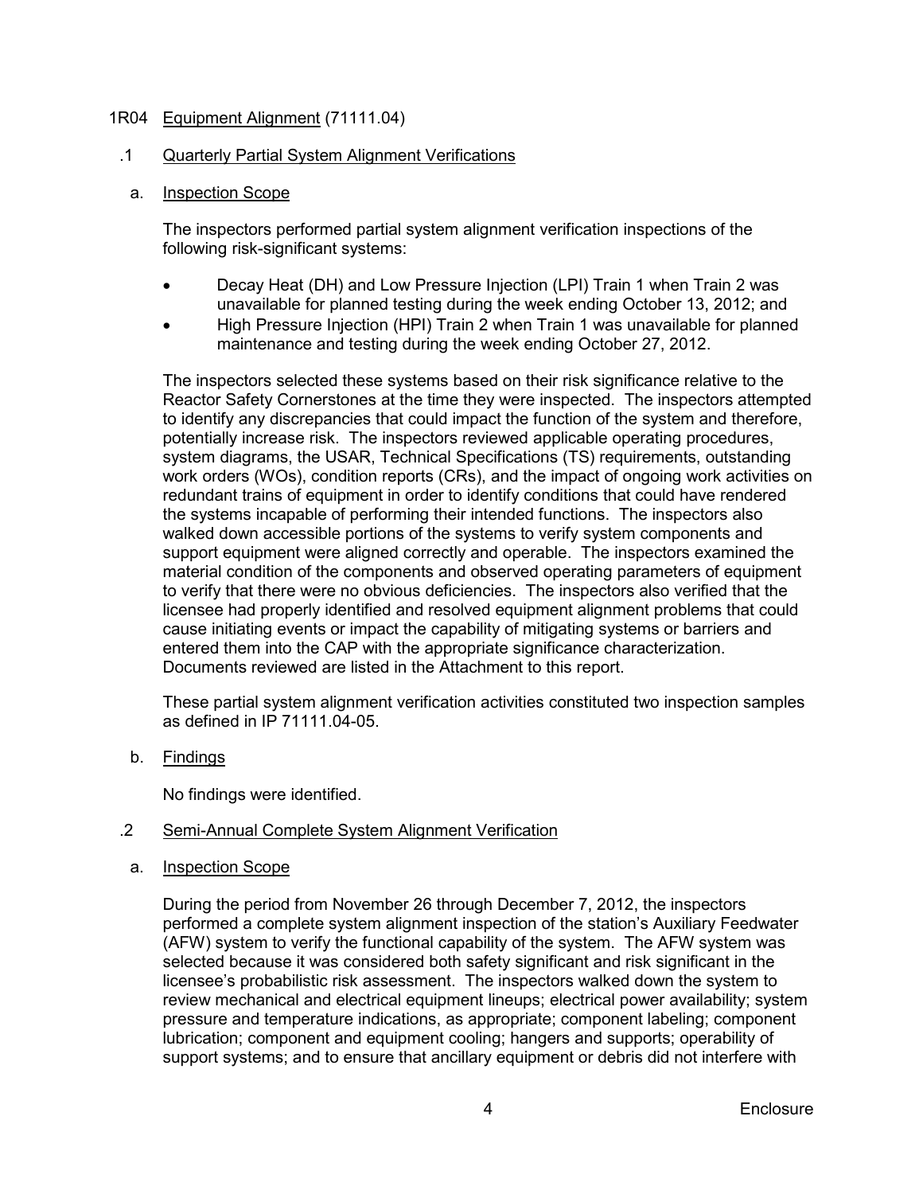## 1R04 Equipment Alignment (71111.04)

### .1 Quarterly Partial System Alignment Verifications

#### a. Inspection Scope

The inspectors performed partial system alignment verification inspections of the following risk-significant systems:

- Decay Heat (DH) and Low Pressure Injection (LPI) Train 1 when Train 2 was unavailable for planned testing during the week ending October 13, 2012; and
- High Pressure Injection (HPI) Train 2 when Train 1 was unavailable for planned maintenance and testing during the week ending October 27, 2012.

The inspectors selected these systems based on their risk significance relative to the Reactor Safety Cornerstones at the time they were inspected. The inspectors attempted to identify any discrepancies that could impact the function of the system and therefore, potentially increase risk. The inspectors reviewed applicable operating procedures, system diagrams, the USAR, Technical Specifications (TS) requirements, outstanding work orders (WOs), condition reports (CRs), and the impact of ongoing work activities on redundant trains of equipment in order to identify conditions that could have rendered the systems incapable of performing their intended functions. The inspectors also walked down accessible portions of the systems to verify system components and support equipment were aligned correctly and operable. The inspectors examined the material condition of the components and observed operating parameters of equipment to verify that there were no obvious deficiencies. The inspectors also verified that the licensee had properly identified and resolved equipment alignment problems that could cause initiating events or impact the capability of mitigating systems or barriers and entered them into the CAP with the appropriate significance characterization. Documents reviewed are listed in the Attachment to this report.

These partial system alignment verification activities constituted two inspection samples as defined in IP 71111.04-05.

#### b. Findings

No findings were identified.

### .2 Semi-Annual Complete System Alignment Verification

#### a. Inspection Scope

During the period from November 26 through December 7, 2012, the inspectors performed a complete system alignment inspection of the station's Auxiliary Feedwater (AFW) system to verify the functional capability of the system. The AFW system was selected because it was considered both safety significant and risk significant in the licensee's probabilistic risk assessment. The inspectors walked down the system to review mechanical and electrical equipment lineups; electrical power availability; system pressure and temperature indications, as appropriate; component labeling; component lubrication; component and equipment cooling; hangers and supports; operability of support systems; and to ensure that ancillary equipment or debris did not interfere with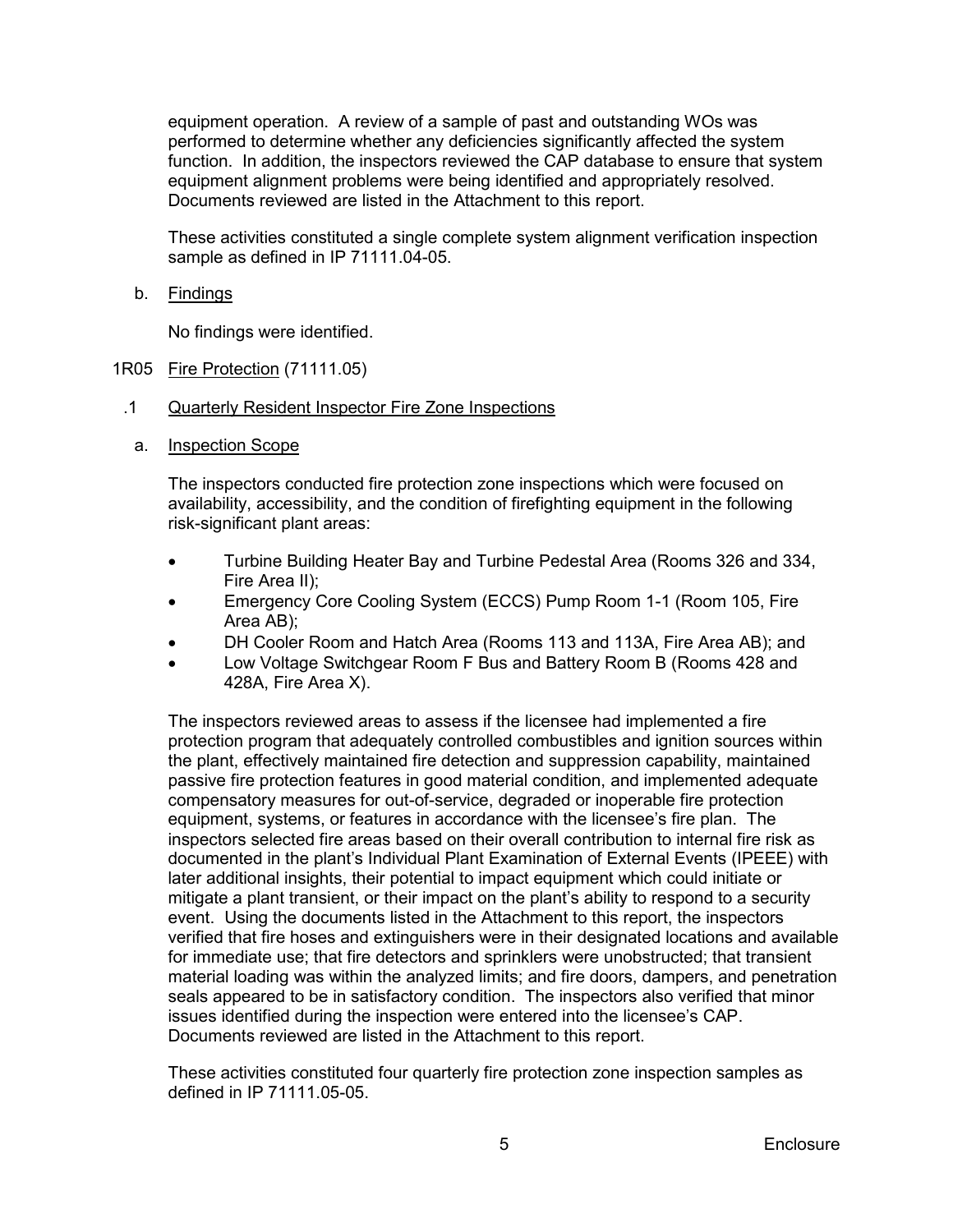equipment operation. A review of a sample of past and outstanding WOs was performed to determine whether any deficiencies significantly affected the system function. In addition, the inspectors reviewed the CAP database to ensure that system equipment alignment problems were being identified and appropriately resolved. Documents reviewed are listed in the Attachment to this report.

These activities constituted a single complete system alignment verification inspection sample as defined in IP 71111.04-05.

b. Findings

No findings were identified.

1R05 Fire Protection (71111.05)

.1 Quarterly Resident Inspector Fire Zone Inspections

a. Inspection Scope

The inspectors conducted fire protection zone inspections which were focused on availability, accessibility, and the condition of firefighting equipment in the following risk-significant plant areas:

- Turbine Building Heater Bay and Turbine Pedestal Area (Rooms 326 and 334, Fire Area II);
- Emergency Core Cooling System (ECCS) Pump Room 1-1 (Room 105, Fire Area AB);
- DH Cooler Room and Hatch Area (Rooms 113 and 113A, Fire Area AB); and
- Low Voltage Switchgear Room F Bus and Battery Room B (Rooms 428 and 428A, Fire Area X).

The inspectors reviewed areas to assess if the licensee had implemented a fire protection program that adequately controlled combustibles and ignition sources within the plant, effectively maintained fire detection and suppression capability, maintained passive fire protection features in good material condition, and implemented adequate compensatory measures for out-of-service, degraded or inoperable fire protection equipment, systems, or features in accordance with the licensee's fire plan. The inspectors selected fire areas based on their overall contribution to internal fire risk as documented in the plant's Individual Plant Examination of External Events (IPEEE) with later additional insights, their potential to impact equipment which could initiate or mitigate a plant transient, or their impact on the plant's ability to respond to a security event. Using the documents listed in the Attachment to this report, the inspectors verified that fire hoses and extinguishers were in their designated locations and available for immediate use; that fire detectors and sprinklers were unobstructed; that transient material loading was within the analyzed limits; and fire doors, dampers, and penetration seals appeared to be in satisfactory condition. The inspectors also verified that minor issues identified during the inspection were entered into the licensee's CAP. Documents reviewed are listed in the Attachment to this report.

These activities constituted four quarterly fire protection zone inspection samples as defined in IP 71111.05-05.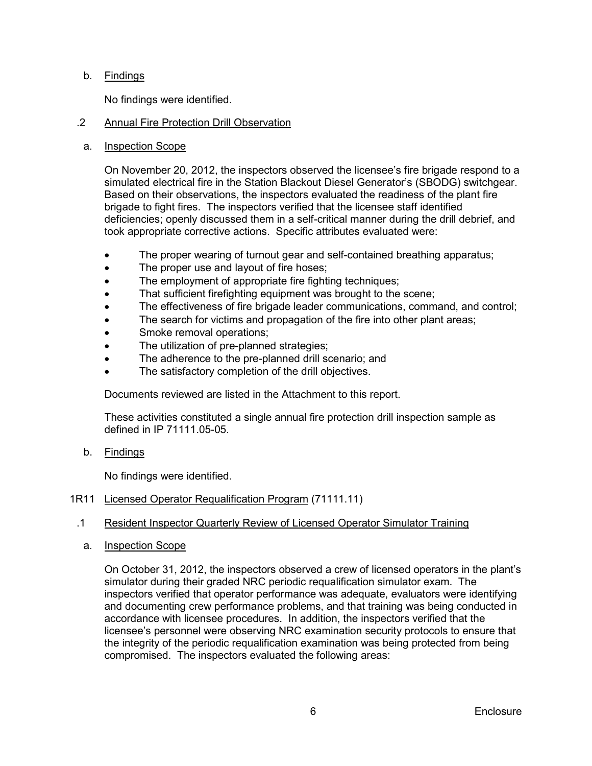b. Findings

No findings were identified.

.2 Annual Fire Protection Drill Observation

a. Inspection Scope

On November 20, 2012, the inspectors observed the licensee's fire brigade respond to a simulated electrical fire in the Station Blackout Diesel Generator's (SBODG) switchgear. Based on their observations, the inspectors evaluated the readiness of the plant fire brigade to fight fires. The inspectors verified that the licensee staff identified deficiencies; openly discussed them in a self-critical manner during the drill debrief, and took appropriate corrective actions. Specific attributes evaluated were:

- The proper wearing of turnout gear and self-contained breathing apparatus;
- The proper use and layout of fire hoses;
- The employment of appropriate fire fighting techniques;
- That sufficient firefighting equipment was brought to the scene;
- The effectiveness of fire brigade leader communications, command, and control;
- The search for victims and propagation of the fire into other plant areas;
- Smoke removal operations;
- The utilization of pre-planned strategies;
- The adherence to the pre-planned drill scenario; and
- The satisfactory completion of the drill objectives.

Documents reviewed are listed in the Attachment to this report.

These activities constituted a single annual fire protection drill inspection sample as defined in IP 71111.05-05.

b. Findings

No findings were identified.

1R11 Licensed Operator Requalification Program (71111.11)

.1 Resident Inspector Quarterly Review of Licensed Operator Simulator Training

a. Inspection Scope

On October 31, 2012, the inspectors observed a crew of licensed operators in the plant's simulator during their graded NRC periodic requalification simulator exam. The inspectors verified that operator performance was adequate, evaluators were identifying and documenting crew performance problems, and that training was being conducted in accordance with licensee procedures. In addition, the inspectors verified that the licensee's personnel were observing NRC examination security protocols to ensure that the integrity of the periodic requalification examination was being protected from being compromised. The inspectors evaluated the following areas: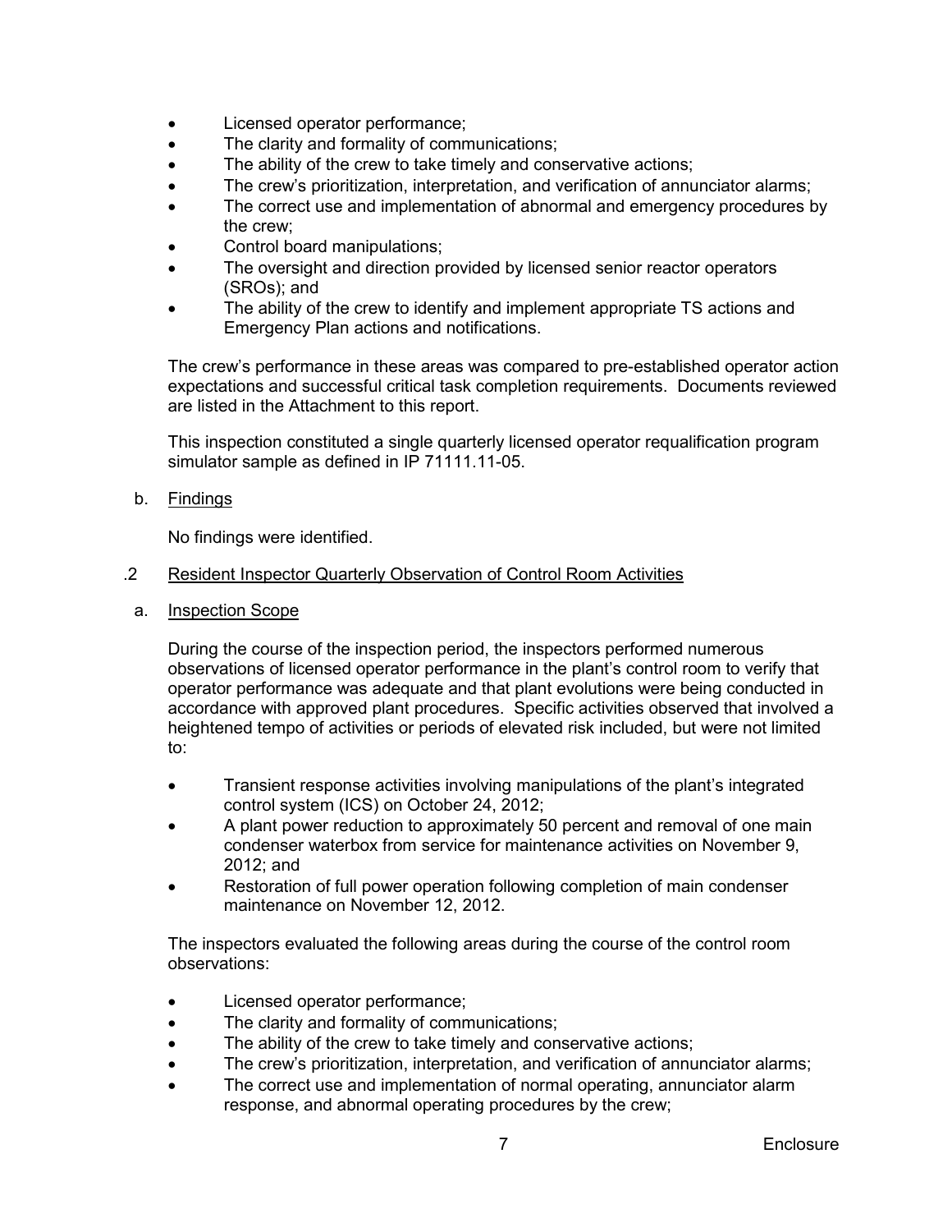- Licensed operator performance;
- The clarity and formality of communications;
- The ability of the crew to take timely and conservative actions;
- The crew's prioritization, interpretation, and verification of annunciator alarms;
- The correct use and implementation of abnormal and emergency procedures by the crew;
- Control board manipulations;
- The oversight and direction provided by licensed senior reactor operators (SROs); and
- The ability of the crew to identify and implement appropriate TS actions and Emergency Plan actions and notifications.

The crew's performance in these areas was compared to pre-established operator action expectations and successful critical task completion requirements. Documents reviewed are listed in the Attachment to this report.

This inspection constituted a single quarterly licensed operator requalification program simulator sample as defined in IP 71111.11-05.

b. Findings

No findings were identified.

.2 Resident Inspector Quarterly Observation of Control Room Activities

a. Inspection Scope

During the course of the inspection period, the inspectors performed numerous observations of licensed operator performance in the plant's control room to verify that operator performance was adequate and that plant evolutions were being conducted in accordance with approved plant procedures. Specific activities observed that involved a heightened tempo of activities or periods of elevated risk included, but were not limited to:

- Transient response activities involving manipulations of the plant's integrated control system (ICS) on October 24, 2012;
- A plant power reduction to approximately 50 percent and removal of one main condenser waterbox from service for maintenance activities on November 9, 2012; and
- Restoration of full power operation following completion of main condenser maintenance on November 12, 2012.

The inspectors evaluated the following areas during the course of the control room observations:

- Licensed operator performance;
- The clarity and formality of communications;
- The ability of the crew to take timely and conservative actions;
- The crew's prioritization, interpretation, and verification of annunciator alarms;
- The correct use and implementation of normal operating, annunciator alarm response, and abnormal operating procedures by the crew;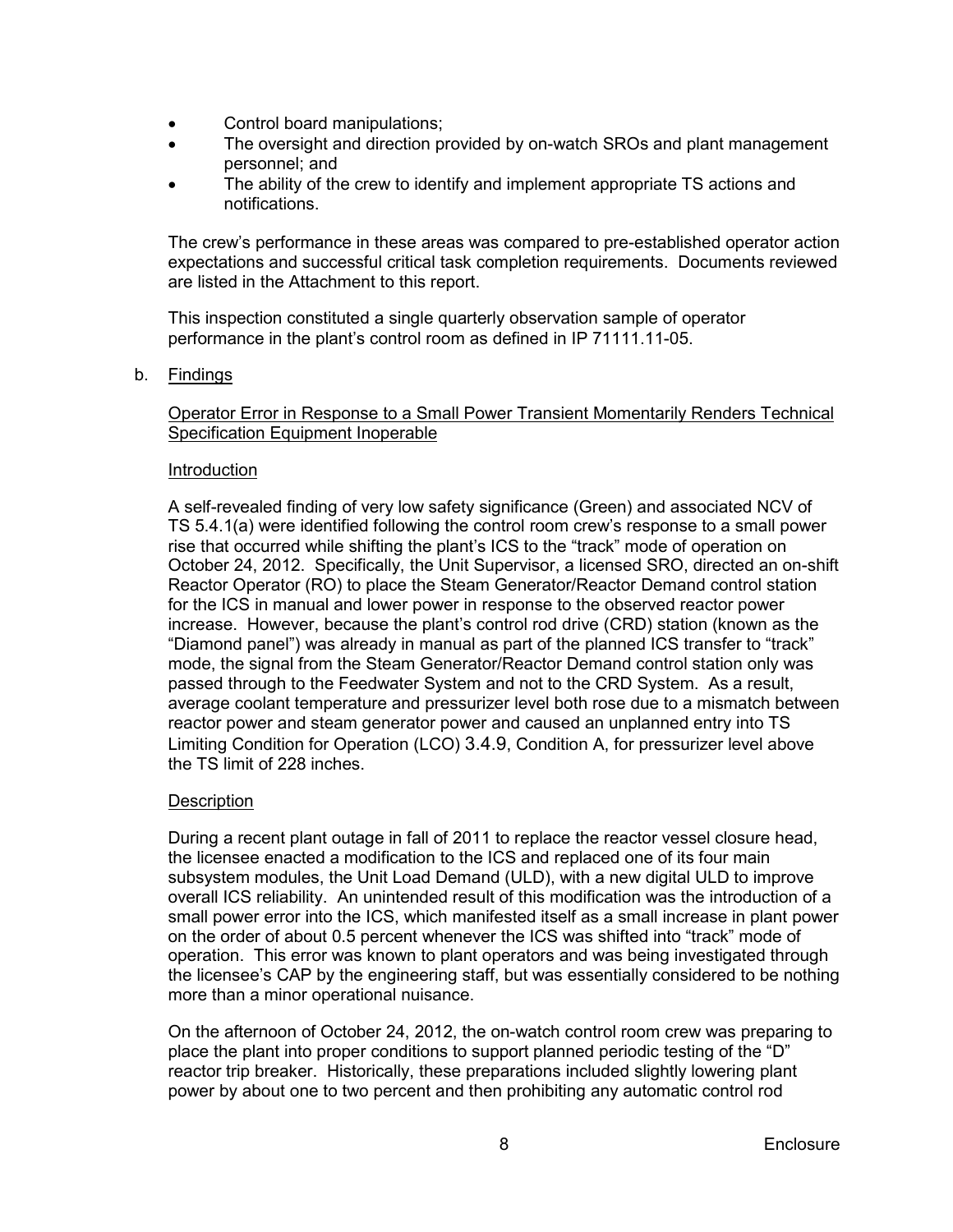- Control board manipulations;
- The oversight and direction provided by on-watch SROs and plant management personnel; and
- The ability of the crew to identify and implement appropriate TS actions and notifications.

The crew's performance in these areas was compared to pre-established operator action expectations and successful critical task completion requirements. Documents reviewed are listed in the Attachment to this report.

This inspection constituted a single quarterly observation sample of operator performance in the plant's control room as defined in IP 71111.11-05.

b. Findings

Operator Error in Response to a Small Power Transient Momentarily Renders Technical Specification Equipment Inoperable

Introduction

A self-revealed finding of very low safety significance (Green) and associated NCV of TS 5.4.1(a) were identified following the control room crew's response to a small power rise that occurred while shifting the plant's ICS to the "track" mode of operation on October 24, 2012. Specifically, the Unit Supervisor, a licensed SRO, directed an on-shift Reactor Operator (RO) to place the Steam Generator/Reactor Demand control station for the ICS in manual and lower power in response to the observed reactor power increase. However, because the plant's control rod drive (CRD) station (known as the "Diamond panel") was already in manual as part of the planned ICS transfer to "track" mode, the signal from the Steam Generator/Reactor Demand control station only was passed through to the Feedwater System and not to the CRD System. As a result, average coolant temperature and pressurizer level both rose due to a mismatch between reactor power and steam generator power and caused an unplanned entry into TS Limiting Condition for Operation (LCO) 3.4.9, Condition A, for pressurizer level above the TS limit of 228 inches.

Description

During a recent plant outage in fall of 2011 to replace the reactor vessel closure head, the licensee enacted a modification to the ICS and replaced one of its four main subsystem modules, the Unit Load Demand (ULD), with a new digital ULD to improve overall ICS reliability. An unintended result of this modification was the introduction of a small power error into the ICS, which manifested itself as a small increase in plant power on the order of about 0.5 percent whenever the ICS was shifted into "track" mode of operation. This error was known to plant operators and was being investigated through the licensee's CAP by the engineering staff, but was essentially considered to be nothing more than a minor operational nuisance.

On the afternoon of October 24, 2012, the on-watch control room crew was preparing to place the plant into proper conditions to support planned periodic testing of the "D" reactor trip breaker. Historically, these preparations included slightly lowering plant power by about one to two percent and then prohibiting any automatic control rod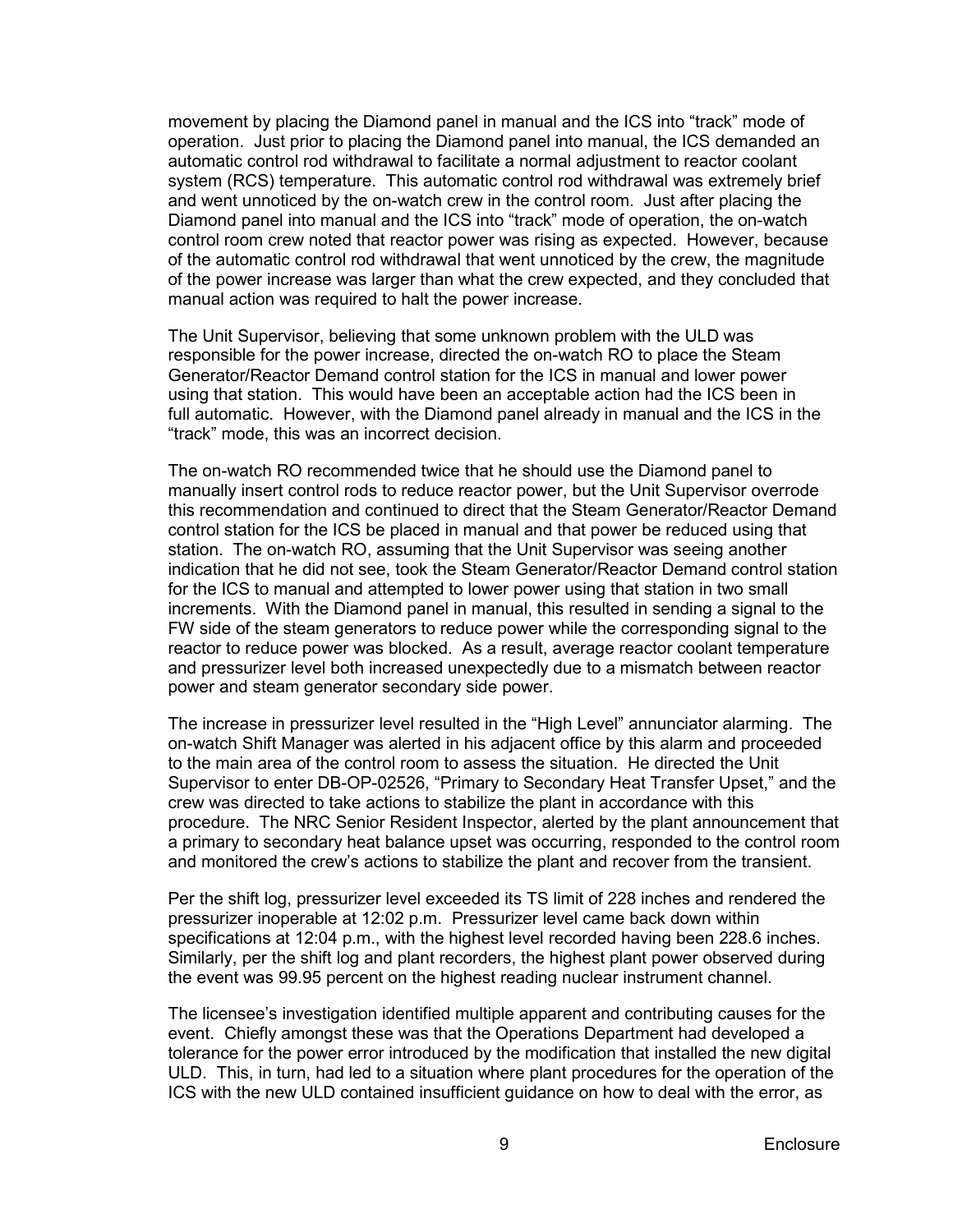movement by placing the Diamond panel in manual and the ICS into "track" mode of operation. Just prior to placing the Diamond panel into manual, the ICS demanded an automatic control rod withdrawal to facilitate a normal adjustment to reactor coolant system (RCS) temperature. This automatic control rod withdrawal was extremely brief and went unnoticed by the on-watch crew in the control room. Just after placing the Diamond panel into manual and the ICS into "track" mode of operation, the on-watch control room crew noted that reactor power was rising as expected. However, because of the automatic control rod withdrawal that went unnoticed by the crew, the magnitude of the power increase was larger than what the crew expected, and they concluded that manual action was required to halt the power increase.

The Unit Supervisor, believing that some unknown problem with the ULD was responsible for the power increase, directed the on-watch RO to place the Steam Generator/Reactor Demand control station for the ICS in manual and lower power using that station. This would have been an acceptable action had the ICS been in full automatic. However, with the Diamond panel already in manual and the ICS in the "track" mode, this was an incorrect decision.

The on-watch RO recommended twice that he should use the Diamond panel to manually insert control rods to reduce reactor power, but the Unit Supervisor overrode this recommendation and continued to direct that the Steam Generator/Reactor Demand control station for the ICS be placed in manual and that power be reduced using that station. The on-watch RO, assuming that the Unit Supervisor was seeing another indication that he did not see, took the Steam Generator/Reactor Demand control station for the ICS to manual and attempted to lower power using that station in two small increments. With the Diamond panel in manual, this resulted in sending a signal to the FW side of the steam generators to reduce power while the corresponding signal to the reactor to reduce power was blocked. As a result, average reactor coolant temperature and pressurizer level both increased unexpectedly due to a mismatch between reactor power and steam generator secondary side power.

The increase in pressurizer level resulted in the "High Level" annunciator alarming. The on-watch Shift Manager was alerted in his adjacent office by this alarm and proceeded to the main area of the control room to assess the situation. He directed the Unit Supervisor to enter DB-OP-02526, "Primary to Secondary Heat Transfer Upset," and the crew was directed to take actions to stabilize the plant in accordance with this procedure. The NRC Senior Resident Inspector, alerted by the plant announcement that a primary to secondary heat balance upset was occurring, responded to the control room and monitored the crew's actions to stabilize the plant and recover from the transient.

Per the shift log, pressurizer level exceeded its TS limit of 228 inches and rendered the pressurizer inoperable at 12:02 p.m. Pressurizer level came back down within specifications at 12:04 p.m., with the highest level recorded having been 228.6 inches. Similarly, per the shift log and plant recorders, the highest plant power observed during the event was 99.95 percent on the highest reading nuclear instrument channel.

The licensee's investigation identified multiple apparent and contributing causes for the event. Chiefly amongst these was that the Operations Department had developed a tolerance for the power error introduced by the modification that installed the new digital ULD. This, in turn, had led to a situation where plant procedures for the operation of the ICS with the new ULD contained insufficient guidance on how to deal with the error, as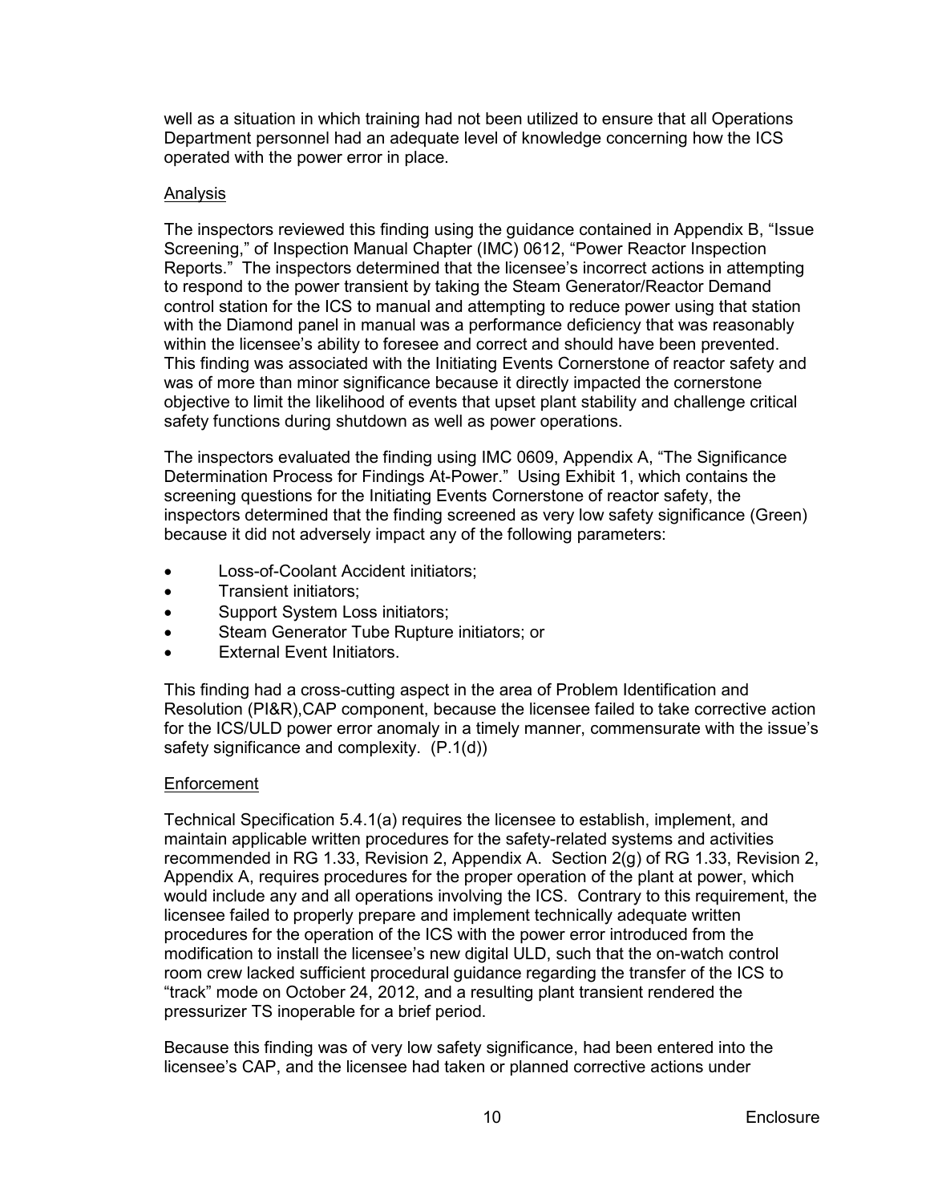well as a situation in which training had not been utilized to ensure that all Operations Department personnel had an adequate level of knowledge concerning how the ICS operated with the power error in place.

Analysis

The inspectors reviewed this finding using the guidance contained in Appendix B, "Issue Screening," of Inspection Manual Chapter (IMC) 0612, "Power Reactor Inspection Reports." The inspectors determined that the licensee's incorrect actions in attempting to respond to the power transient by taking the Steam Generator/Reactor Demand control station for the ICS to manual and attempting to reduce power using that station with the Diamond panel in manual was a performance deficiency that was reasonably within the licensee's ability to foresee and correct and should have been prevented. This finding was associated with the Initiating Events Cornerstone of reactor safety and was of more than minor significance because it directly impacted the cornerstone objective to limit the likelihood of events that upset plant stability and challenge critical safety functions during shutdown as well as power operations.

The inspectors evaluated the finding using IMC 0609, Appendix A, "The Significance Determination Process for Findings At-Power." Using Exhibit 1, which contains the screening questions for the Initiating Events Cornerstone of reactor safety, the inspectors determined that the finding screened as very low safety significance (Green) because it did not adversely impact any of the following parameters:

- Loss-of-Coolant Accident initiators;
- Transient initiators;
- Support System Loss initiators;
- Steam Generator Tube Rupture initiators; or
- External Event Initiators.

This finding had a cross-cutting aspect in the area of Problem Identification and Resolution (PI&R),CAP component, because the licensee failed to take corrective action for the ICS/ULD power error anomaly in a timely manner, commensurate with the issue's safety significance and complexity. (P.1(d))

Enforcement

Technical Specification 5.4.1(a) requires the licensee to establish, implement, and maintain applicable written procedures for the safety-related systems and activities recommended in RG 1.33, Revision 2, Appendix A. Section 2(g) of RG 1.33, Revision 2, Appendix A, requires procedures for the proper operation of the plant at power, which would include any and all operations involving the ICS. Contrary to this requirement, the licensee failed to properly prepare and implement technically adequate written procedures for the operation of the ICS with the power error introduced from the modification to install the licensee's new digital ULD, such that the on-watch control room crew lacked sufficient procedural guidance regarding the transfer of the ICS to "track" mode on October 24, 2012, and a resulting plant transient rendered the pressurizer TS inoperable for a brief period.

Because this finding was of very low safety significance, had been entered into the licensee's CAP, and the licensee had taken or planned corrective actions under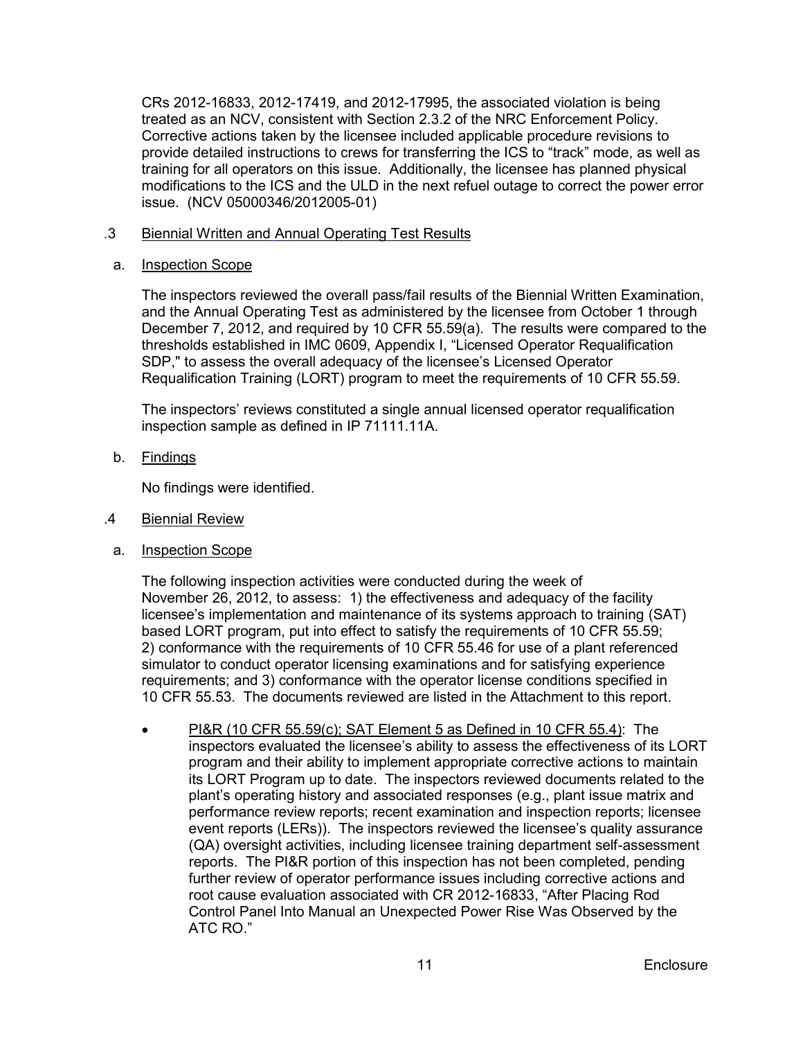CRs 2012-16833, 2012-17419, and 2012-17995, the associated violation is being treated as an NCV, consistent with Section 2.3.2 of the NRC Enforcement Policy. Corrective actions taken by the licensee included applicable procedure revisions to provide detailed instructions to crews for transferring the ICS to "track" mode, as well as training for all operators on this issue. Additionally, the licensee has planned physical modifications to the ICS and the ULD in the next refuel outage to correct the power error issue. (NCV 05000346/2012005-01)

### .3 Biennial Written and Annual Operating Test Results

#### a. Inspection Scope

The inspectors reviewed the overall pass/fail results of the Biennial Written Examination, and the Annual Operating Test as administered by the licensee from October 1 through December 7, 2012, and required by 10 CFR 55.59(a). The results were compared to the thresholds established in IMC 0609, Appendix I, "Licensed Operator Requalification SDP," to assess the overall adequacy of the licensee's Licensed Operator Requalification Training (LORT) program to meet the requirements of 10 CFR 55.59.

The inspectors' reviews constituted a single annual licensed operator requalification inspection sample as defined in IP 71111.11A.

#### b. Findings

No findings were identified.

### .4 Biennial Review

#### a. Inspection Scope

The following inspection activities were conducted during the week of November 26, 2012, to assess: 1) the effectiveness and adequacy of the facility licensee's implementation and maintenance of its systems approach to training (SAT) based LORT program, put into effect to satisfy the requirements of 10 CFR 55.59; 2) conformance with the requirements of 10 CFR 55.46 for use of a plant referenced simulator to conduct operator licensing examinations and for satisfying experience requirements; and 3) conformance with the operator license conditions specified in 10 CFR 55.53. The documents reviewed are listed in the Attachment to this report.

- PI&R (10 CFR 55.59(c); SAT Element 5 as Defined in 10 CFR 55.4): The inspectors evaluated the licensee's ability to assess the effectiveness of its LORT program and their ability to implement appropriate corrective actions to maintain its LORT Program up to date. The inspectors reviewed documents related to the plant's operating history and associated responses (e.g., plant issue matrix and performance review reports; recent examination and inspection reports; licensee event reports (LERs)). The inspectors reviewed the licensee's quality assurance (QA) oversight activities, including licensee training department self-assessment reports. The PI&R portion of this inspection has not been completed, pending further review of operator performance issues including corrective actions and root cause evaluation associated with CR 2012-16833, "After Placing Rod Control Panel Into Manual an Unexpected Power Rise Was Observed by the ATC RO."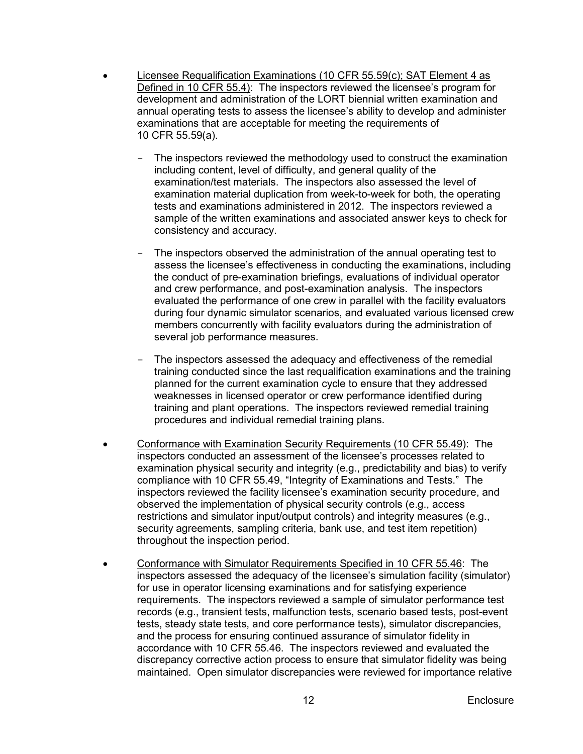- <u>Licensee Requalification Examinations (10 CFR 55.59(c); SAT Element 4 as Defined in 10 CFR 55.4)</u>: The inspectors reviewed the licensee's program for development and administration of the LORT biennial written examination and annual operating tests to assess the licensee's ability to develop and administer examinations that are acceptable for meeting the requirements of 10 CFR 55.59(a).

  - The inspectors reviewed the methodology used to construct the examination including content, level of difficulty, and general quality of the examination/test materials. The inspectors also assessed the level of examination material duplication from week-to-week for both, the operating tests and examinations administered in 2012. The inspectors reviewed a sample of the written examinations and associated answer keys to check for consistency and accuracy.

  - The inspectors observed the administration of the annual operating test to assess the licensee's effectiveness in conducting the examinations, including the conduct of pre-examination briefings, evaluations of individual operator and crew performance, and post-examination analysis. The inspectors evaluated the performance of one crew in parallel with the facility evaluators during four dynamic simulator scenarios, and evaluated various licensed crew members concurrently with facility evaluators during the administration of several job performance measures.

  - The inspectors assessed the adequacy and effectiveness of the remedial training conducted since the last requalification examinations and the training planned for the current examination cycle to ensure that they addressed weaknesses in licensed operator or crew performance identified during training and plant operations. The inspectors reviewed remedial training procedures and individual remedial training plans.

- <u>Conformance with Examination Security Requirements (10 CFR 55.49)</u>: The inspectors conducted an assessment of the licensee's processes related to examination physical security and integrity (e.g., predictability and bias) to verify compliance with 10 CFR 55.49, "Integrity of Examinations and Tests." The inspectors reviewed the facility licensee's examination security procedure, and observed the implementation of physical security controls (e.g., access restrictions and simulator input/output controls) and integrity measures (e.g., security agreements, sampling criteria, bank use, and test item repetition) throughout the inspection period.

- <u>Conformance with Simulator Requirements Specified in 10 CFR 55.46</u>: The inspectors assessed the adequacy of the licensee's simulation facility (simulator) for use in operator licensing examinations and for satisfying experience requirements. The inspectors reviewed a sample of simulator performance test records (e.g., transient tests, malfunction tests, scenario based tests, post-event tests, steady state tests, and core performance tests), simulator discrepancies, and the process for ensuring continued assurance of simulator fidelity in accordance with 10 CFR 55.46. The inspectors reviewed and evaluated the discrepancy corrective action process to ensure that simulator fidelity was being maintained. Open simulator discrepancies were reviewed for importance relative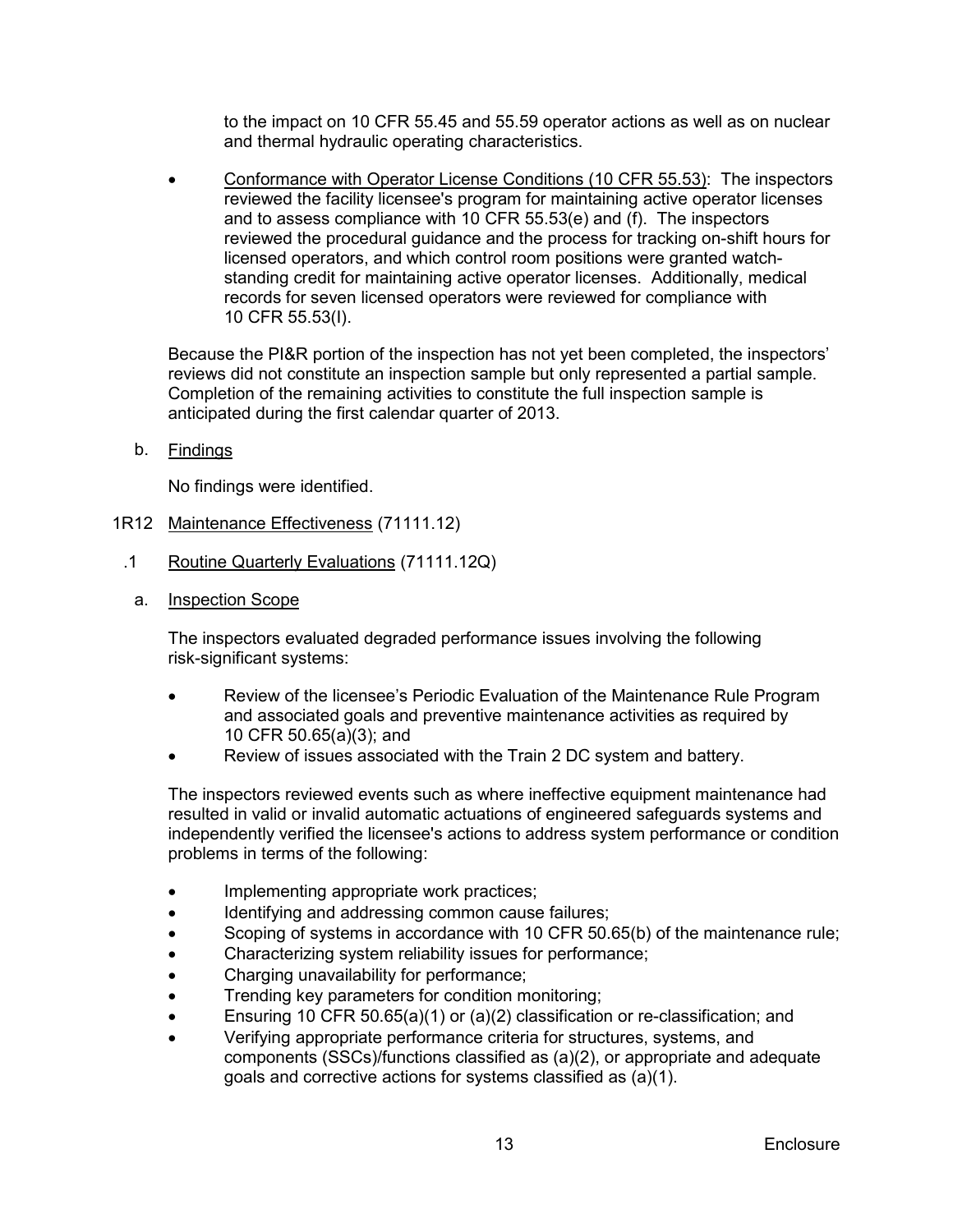to the impact on 10 CFR 55.45 and 55.59 operator actions as well as on nuclear and thermal hydraulic operating characteristics.

- Conformance with Operator License Conditions (10 CFR 55.53): The inspectors reviewed the facility licensee's program for maintaining active operator licenses and to assess compliance with 10 CFR 55.53(e) and (f). The inspectors reviewed the procedural guidance and the process for tracking on-shift hours for licensed operators, and which control room positions were granted watch-standing credit for maintaining active operator licenses. Additionally, medical records for seven licensed operators were reviewed for compliance with 10 CFR 55.53(I).

Because the PI&R portion of the inspection has not yet been completed, the inspectors' reviews did not constitute an inspection sample but only represented a partial sample. Completion of the remaining activities to constitute the full inspection sample is anticipated during the first calendar quarter of 2013.

b. Findings

No findings were identified.

## 1R12 Maintenance Effectiveness (71111.12)

### .1 Routine Quarterly Evaluations (71111.12Q)

a. Inspection Scope

The inspectors evaluated degraded performance issues involving the following risk-significant systems:

- Review of the licensee's Periodic Evaluation of the Maintenance Rule Program and associated goals and preventive maintenance activities as required by 10 CFR 50.65(a)(3); and
- Review of issues associated with the Train 2 DC system and battery.

The inspectors reviewed events such as where ineffective equipment maintenance had resulted in valid or invalid automatic actuations of engineered safeguards systems and independently verified the licensee's actions to address system performance or condition problems in terms of the following:

- Implementing appropriate work practices;
- Identifying and addressing common cause failures;
- Scoping of systems in accordance with 10 CFR 50.65(b) of the maintenance rule;
- Characterizing system reliability issues for performance;
- Charging unavailability for performance;
- Trending key parameters for condition monitoring;
- Ensuring 10 CFR 50.65(a)(1) or (a)(2) classification or re-classification; and
- Verifying appropriate performance criteria for structures, systems, and components (SSCs)/functions classified as (a)(2), or appropriate and adequate goals and corrective actions for systems classified as (a)(1).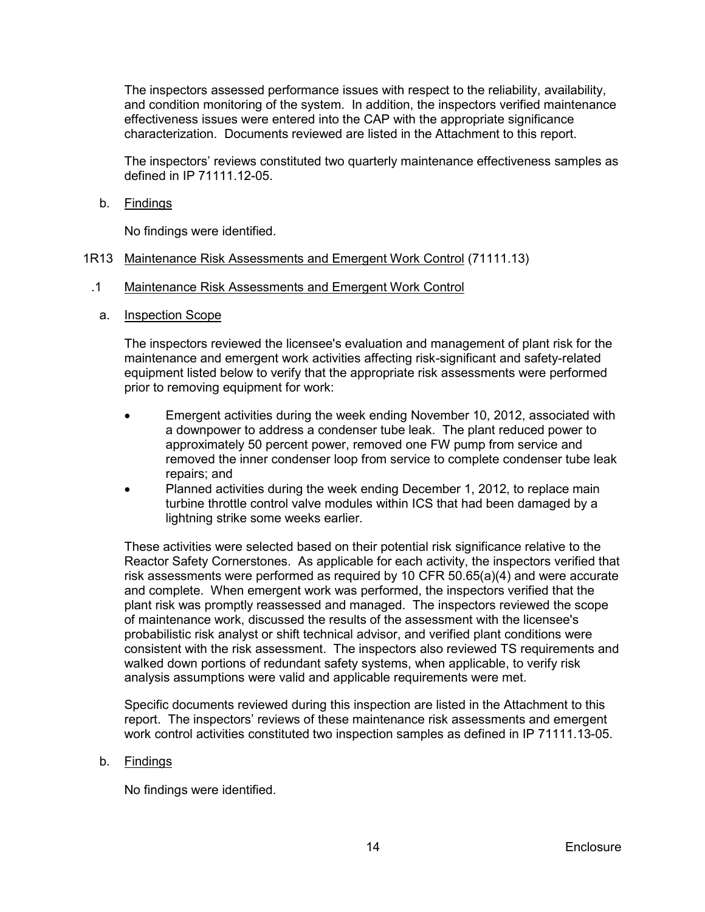The inspectors assessed performance issues with respect to the reliability, availability, and condition monitoring of the system. In addition, the inspectors verified maintenance effectiveness issues were entered into the CAP with the appropriate significance characterization. Documents reviewed are listed in the Attachment to this report.

The inspectors' reviews constituted two quarterly maintenance effectiveness samples as defined in IP 71111.12-05.

b. Findings

No findings were identified.

## 1R13 Maintenance Risk Assessments and Emergent Work Control (71111.13)

### .1 Maintenance Risk Assessments and Emergent Work Control

a. Inspection Scope

The inspectors reviewed the licensee's evaluation and management of plant risk for the maintenance and emergent work activities affecting risk-significant and safety-related equipment listed below to verify that the appropriate risk assessments were performed prior to removing equipment for work:

- Emergent activities during the week ending November 10, 2012, associated with a downpower to address a condenser tube leak. The plant reduced power to approximately 50 percent power, removed one FW pump from service and removed the inner condenser loop from service to complete condenser tube leak repairs; and
- Planned activities during the week ending December 1, 2012, to replace main turbine throttle control valve modules within ICS that had been damaged by a lightning strike some weeks earlier.

These activities were selected based on their potential risk significance relative to the Reactor Safety Cornerstones. As applicable for each activity, the inspectors verified that risk assessments were performed as required by 10 CFR 50.65(a)(4) and were accurate and complete. When emergent work was performed, the inspectors verified that the plant risk was promptly reassessed and managed. The inspectors reviewed the scope of maintenance work, discussed the results of the assessment with the licensee's probabilistic risk analyst or shift technical advisor, and verified plant conditions were consistent with the risk assessment. The inspectors also reviewed TS requirements and walked down portions of redundant safety systems, when applicable, to verify risk analysis assumptions were valid and applicable requirements were met.

Specific documents reviewed during this inspection are listed in the Attachment to this report. The inspectors' reviews of these maintenance risk assessments and emergent work control activities constituted two inspection samples as defined in IP 71111.13-05.

b. Findings

No findings were identified.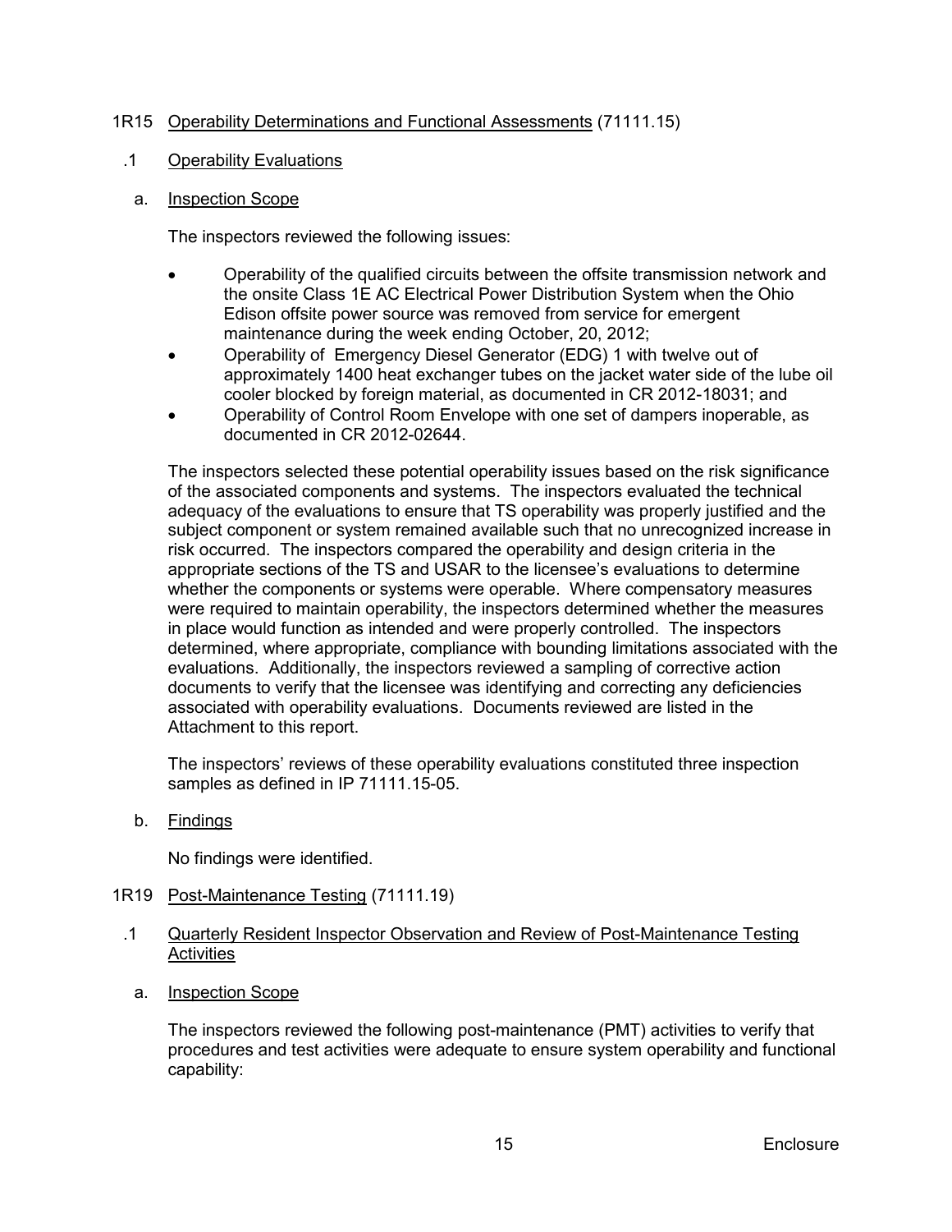## 1R15 Operability Determinations and Functional Assessments (71111.15)

### .1 Operability Evaluations

#### a. Inspection Scope

The inspectors reviewed the following issues:

- Operability of the qualified circuits between the offsite transmission network and the onsite Class 1E AC Electrical Power Distribution System when the Ohio Edison offsite power source was removed from service for emergent maintenance during the week ending October, 20, 2012;
- Operability of Emergency Diesel Generator (EDG) 1 with twelve out of approximately 1400 heat exchanger tubes on the jacket water side of the lube oil cooler blocked by foreign material, as documented in CR 2012-18031; and
- Operability of Control Room Envelope with one set of dampers inoperable, as documented in CR 2012-02644.

The inspectors selected these potential operability issues based on the risk significance of the associated components and systems. The inspectors evaluated the technical adequacy of the evaluations to ensure that TS operability was properly justified and the subject component or system remained available such that no unrecognized increase in risk occurred. The inspectors compared the operability and design criteria in the appropriate sections of the TS and USAR to the licensee's evaluations to determine whether the components or systems were operable. Where compensatory measures were required to maintain operability, the inspectors determined whether the measures in place would function as intended and were properly controlled. The inspectors determined, where appropriate, compliance with bounding limitations associated with the evaluations. Additionally, the inspectors reviewed a sampling of corrective action documents to verify that the licensee was identifying and correcting any deficiencies associated with operability evaluations. Documents reviewed are listed in the Attachment to this report.

The inspectors' reviews of these operability evaluations constituted three inspection samples as defined in IP 71111.15-05.

#### b. Findings

No findings were identified.

## 1R19 Post-Maintenance Testing (71111.19)

### .1 Quarterly Resident Inspector Observation and Review of Post-Maintenance Testing Activities

#### a. Inspection Scope

The inspectors reviewed the following post-maintenance (PMT) activities to verify that procedures and test activities were adequate to ensure system operability and functional capability: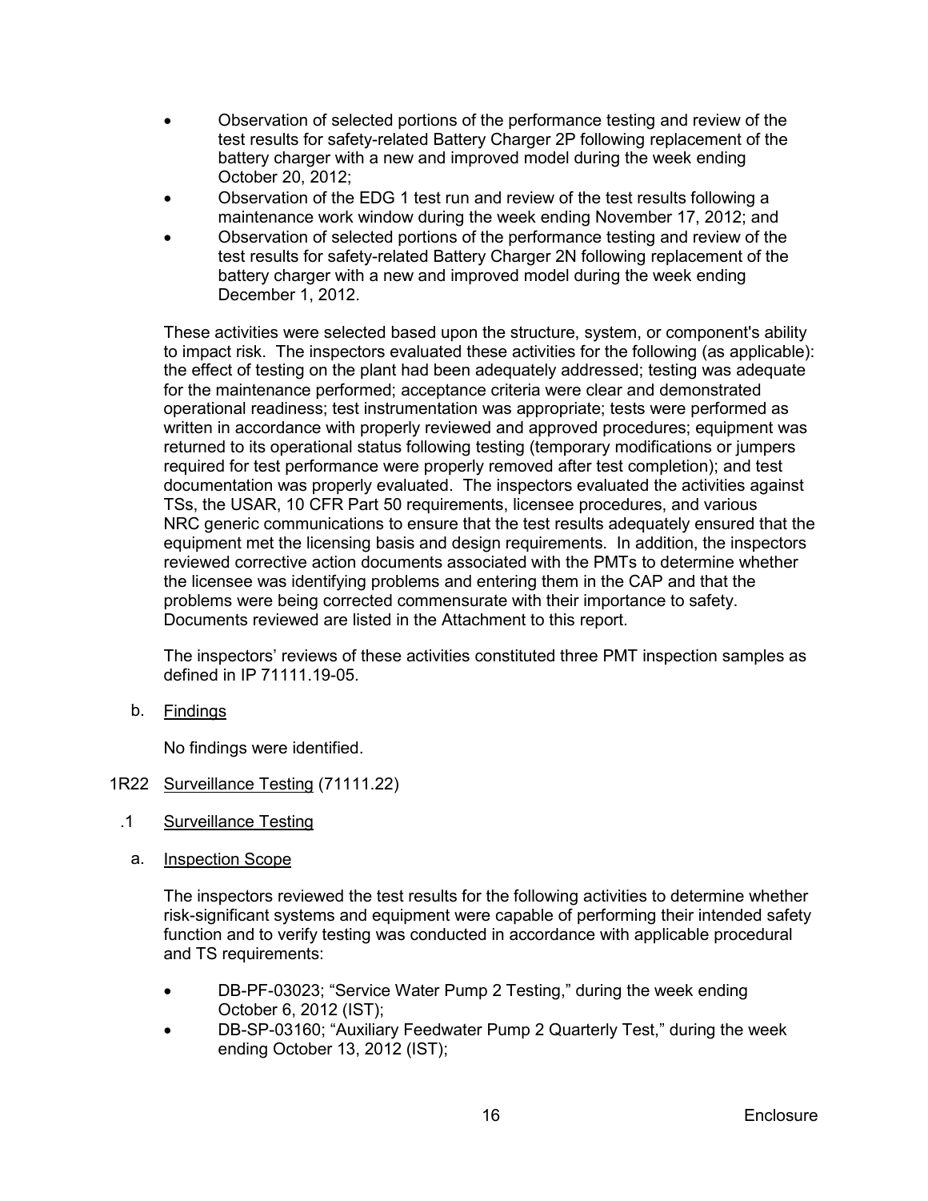- Observation of selected portions of the performance testing and review of the test results for safety-related Battery Charger 2P following replacement of the battery charger with a new and improved model during the week ending October 20, 2012;
- Observation of the EDG 1 test run and review of the test results following a maintenance work window during the week ending November 17, 2012; and
- Observation of selected portions of the performance testing and review of the test results for safety-related Battery Charger 2N following replacement of the battery charger with a new and improved model during the week ending December 1, 2012.

These activities were selected based upon the structure, system, or component's ability to impact risk. The inspectors evaluated these activities for the following (as applicable): the effect of testing on the plant had been adequately addressed; testing was adequate for the maintenance performed; acceptance criteria were clear and demonstrated operational readiness; test instrumentation was appropriate; tests were performed as written in accordance with properly reviewed and approved procedures; equipment was returned to its operational status following testing (temporary modifications or jumpers required for test performance were properly removed after test completion); and test documentation was properly evaluated. The inspectors evaluated the activities against TSs, the USAR, 10 CFR Part 50 requirements, licensee procedures, and various NRC generic communications to ensure that the test results adequately ensured that the equipment met the licensing basis and design requirements. In addition, the inspectors reviewed corrective action documents associated with the PMTs to determine whether the licensee was identifying problems and entering them in the CAP and that the problems were being corrected commensurate with their importance to safety. Documents reviewed are listed in the Attachment to this report.

The inspectors' reviews of these activities constituted three PMT inspection samples as defined in IP 71111.19-05.

b. Findings

No findings were identified.

## 1R22 Surveillance Testing (71111.22)

### .1 Surveillance Testing

a. Inspection Scope

The inspectors reviewed the test results for the following activities to determine whether risk-significant systems and equipment were capable of performing their intended safety function and to verify testing was conducted in accordance with applicable procedural and TS requirements:

- DB-PF-03023; "Service Water Pump 2 Testing," during the week ending October 6, 2012 (IST);
- DB-SP-03160; "Auxiliary Feedwater Pump 2 Quarterly Test," during the week ending October 13, 2012 (IST);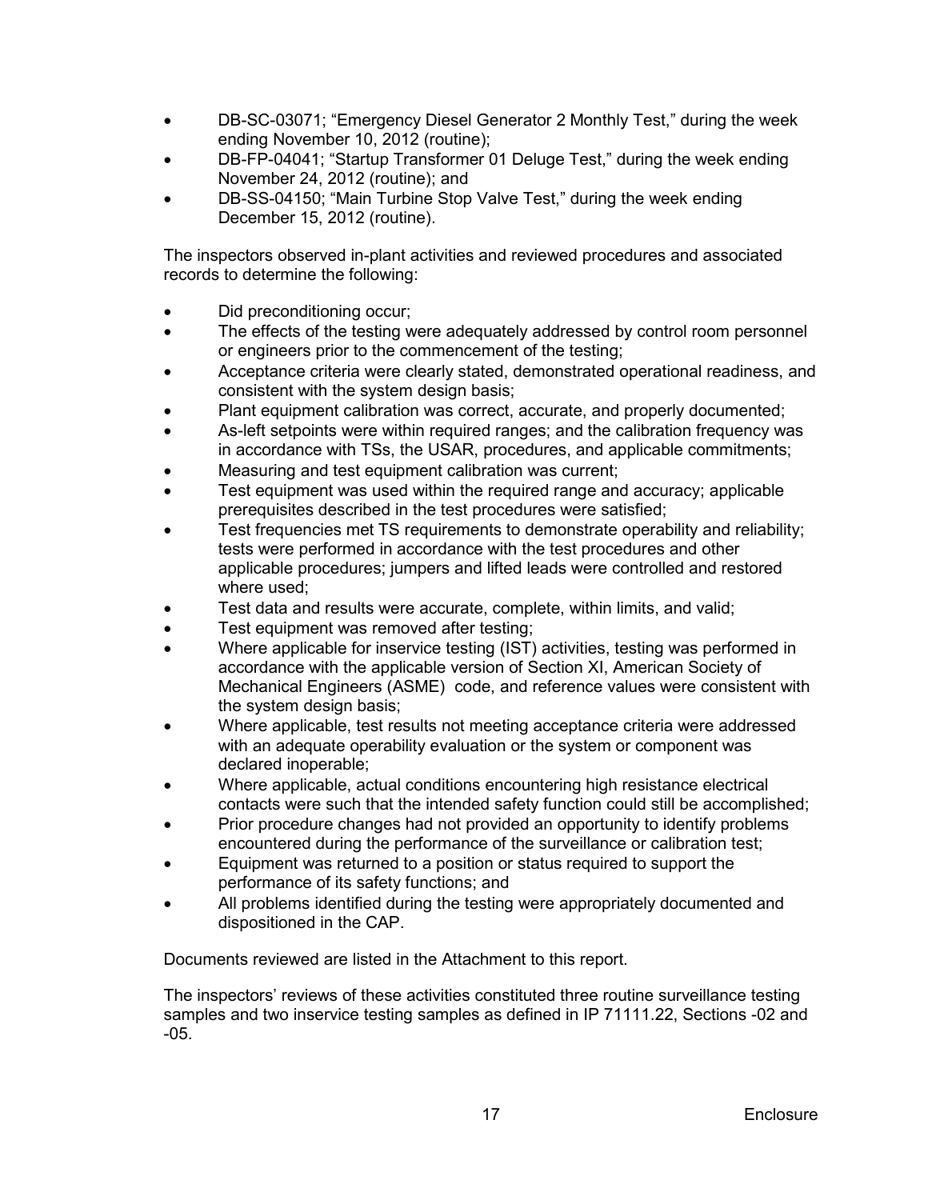- DB-SC-03071; "Emergency Diesel Generator 2 Monthly Test," during the week ending November 10, 2012 (routine);
- DB-FP-04041; "Startup Transformer 01 Deluge Test," during the week ending November 24, 2012 (routine); and
- DB-SS-04150; "Main Turbine Stop Valve Test," during the week ending December 15, 2012 (routine).

The inspectors observed in-plant activities and reviewed procedures and associated records to determine the following:

- Did preconditioning occur;
- The effects of the testing were adequately addressed by control room personnel or engineers prior to the commencement of the testing;
- Acceptance criteria were clearly stated, demonstrated operational readiness, and consistent with the system design basis;
- Plant equipment calibration was correct, accurate, and properly documented;
- As-left setpoints were within required ranges; and the calibration frequency was in accordance with TSs, the USAR, procedures, and applicable commitments;
- Measuring and test equipment calibration was current;
- Test equipment was used within the required range and accuracy; applicable prerequisites described in the test procedures were satisfied;
- Test frequencies met TS requirements to demonstrate operability and reliability; tests were performed in accordance with the test procedures and other applicable procedures; jumpers and lifted leads were controlled and restored where used;
- Test data and results were accurate, complete, within limits, and valid;
- Test equipment was removed after testing;
- Where applicable for inservice testing (IST) activities, testing was performed in accordance with the applicable version of Section XI, American Society of Mechanical Engineers (ASME) code, and reference values were consistent with the system design basis;
- Where applicable, test results not meeting acceptance criteria were addressed with an adequate operability evaluation or the system or component was declared inoperable;
- Where applicable, actual conditions encountering high resistance electrical contacts were such that the intended safety function could still be accomplished;
- Prior procedure changes had not provided an opportunity to identify problems encountered during the performance of the surveillance or calibration test;
- Equipment was returned to a position or status required to support the performance of its safety functions; and
- All problems identified during the testing were appropriately documented and dispositioned in the CAP.

Documents reviewed are listed in the Attachment to this report.

The inspectors' reviews of these activities constituted three routine surveillance testing samples and two inservice testing samples as defined in IP 71111.22, Sections -02 and -05.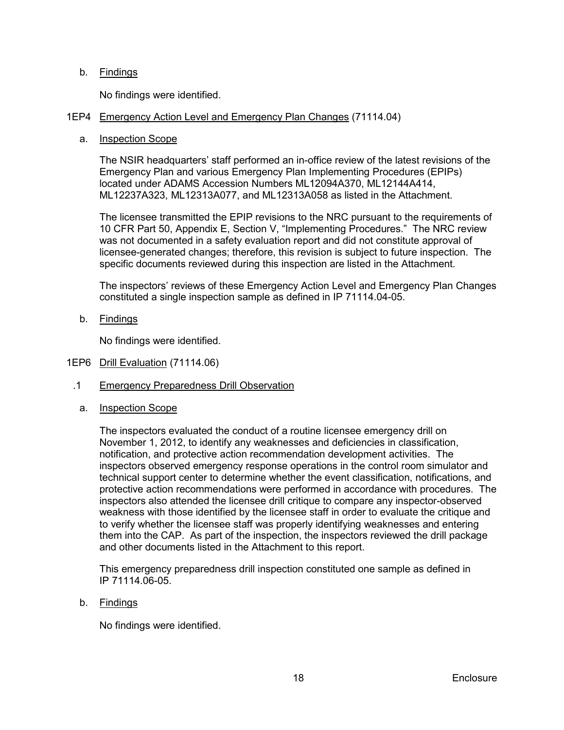b. Findings

No findings were identified.

## 1EP4 Emergency Action Level and Emergency Plan Changes (71114.04)

a. Inspection Scope

The NSIR headquarters' staff performed an in-office review of the latest revisions of the Emergency Plan and various Emergency Plan Implementing Procedures (EPIPs) located under ADAMS Accession Numbers ML12094A370, ML12144A414, ML12237A323, ML12313A077, and ML12313A058 as listed in the Attachment.

The licensee transmitted the EPIP revisions to the NRC pursuant to the requirements of 10 CFR Part 50, Appendix E, Section V, "Implementing Procedures." The NRC review was not documented in a safety evaluation report and did not constitute approval of licensee-generated changes; therefore, this revision is subject to future inspection. The specific documents reviewed during this inspection are listed in the Attachment.

The inspectors' reviews of these Emergency Action Level and Emergency Plan Changes constituted a single inspection sample as defined in IP 71114.04-05.

b. Findings

No findings were identified.

## 1EP6 Drill Evaluation (71114.06)

### .1 Emergency Preparedness Drill Observation

a. Inspection Scope

The inspectors evaluated the conduct of a routine licensee emergency drill on November 1, 2012, to identify any weaknesses and deficiencies in classification, notification, and protective action recommendation development activities. The inspectors observed emergency response operations in the control room simulator and technical support center to determine whether the event classification, notifications, and protective action recommendations were performed in accordance with procedures. The inspectors also attended the licensee drill critique to compare any inspector-observed weakness with those identified by the licensee staff in order to evaluate the critique and to verify whether the licensee staff was properly identifying weaknesses and entering them into the CAP. As part of the inspection, the inspectors reviewed the drill package and other documents listed in the Attachment to this report.

This emergency preparedness drill inspection constituted one sample as defined in IP 71114.06-05.

b. Findings

No findings were identified.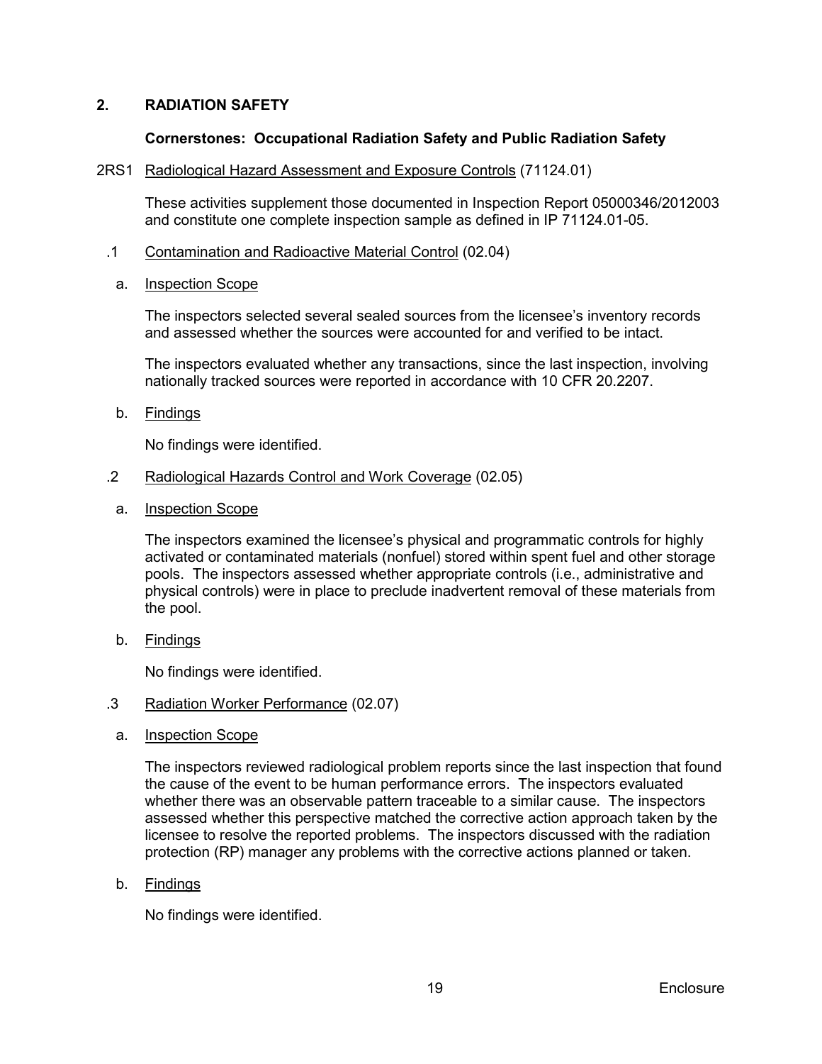## 2. RADIATION SAFETY

**Cornerstones: Occupational Radiation Safety and Public Radiation Safety**

### 2RS1 Radiological Hazard Assessment and Exposure Controls (71124.01)

These activities supplement those documented in Inspection Report 05000346/2012003 and constitute one complete inspection sample as defined in IP 71124.01-05.

#### .1 Contamination and Radioactive Material Control (02.04)

a. Inspection Scope

The inspectors selected several sealed sources from the licensee's inventory records and assessed whether the sources were accounted for and verified to be intact.

The inspectors evaluated whether any transactions, since the last inspection, involving nationally tracked sources were reported in accordance with 10 CFR 20.2207.

b. Findings

No findings were identified.

#### .2 Radiological Hazards Control and Work Coverage (02.05)

a. Inspection Scope

The inspectors examined the licensee's physical and programmatic controls for highly activated or contaminated materials (nonfuel) stored within spent fuel and other storage pools. The inspectors assessed whether appropriate controls (i.e., administrative and physical controls) were in place to preclude inadvertent removal of these materials from the pool.

b. Findings

No findings were identified.

#### .3 Radiation Worker Performance (02.07)

a. Inspection Scope

The inspectors reviewed radiological problem reports since the last inspection that found the cause of the event to be human performance errors. The inspectors evaluated whether there was an observable pattern traceable to a similar cause. The inspectors assessed whether this perspective matched the corrective action approach taken by the licensee to resolve the reported problems. The inspectors discussed with the radiation protection (RP) manager any problems with the corrective actions planned or taken.

b. Findings

No findings were identified.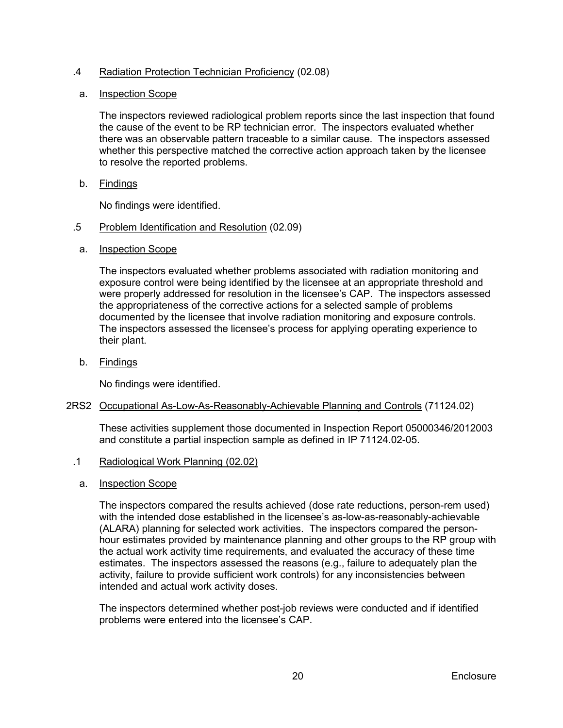.4 Radiation Protection Technician Proficiency (02.08)

a. Inspection Scope

The inspectors reviewed radiological problem reports since the last inspection that found the cause of the event to be RP technician error. The inspectors evaluated whether there was an observable pattern traceable to a similar cause. The inspectors assessed whether this perspective matched the corrective action approach taken by the licensee to resolve the reported problems.

b. Findings

No findings were identified.

.5 Problem Identification and Resolution (02.09)

a. Inspection Scope

The inspectors evaluated whether problems associated with radiation monitoring and exposure control were being identified by the licensee at an appropriate threshold and were properly addressed for resolution in the licensee's CAP. The inspectors assessed the appropriateness of the corrective actions for a selected sample of problems documented by the licensee that involve radiation monitoring and exposure controls. The inspectors assessed the licensee's process for applying operating experience to their plant.

b. Findings

No findings were identified.

2RS2 Occupational As-Low-As-Reasonably-Achievable Planning and Controls (71124.02)

These activities supplement those documented in Inspection Report 05000346/2012003 and constitute a partial inspection sample as defined in IP 71124.02-05.

.1 Radiological Work Planning (02.02)

a. Inspection Scope

The inspectors compared the results achieved (dose rate reductions, person-rem used) with the intended dose established in the licensee's as-low-as-reasonably-achievable (ALARA) planning for selected work activities. The inspectors compared the person-hour estimates provided by maintenance planning and other groups to the RP group with the actual work activity time requirements, and evaluated the accuracy of these time estimates. The inspectors assessed the reasons (e.g., failure to adequately plan the activity, failure to provide sufficient work controls) for any inconsistencies between intended and actual work activity doses.

The inspectors determined whether post-job reviews were conducted and if identified problems were entered into the licensee's CAP.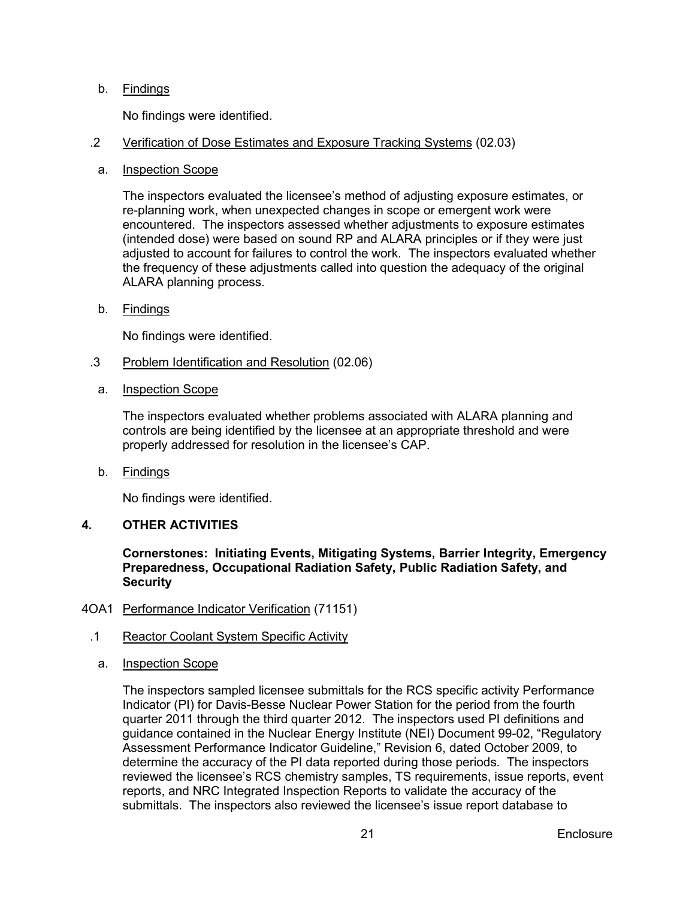b. Findings

No findings were identified.

.2 Verification of Dose Estimates and Exposure Tracking Systems (02.03)

a. Inspection Scope

The inspectors evaluated the licensee's method of adjusting exposure estimates, or re-planning work, when unexpected changes in scope or emergent work were encountered. The inspectors assessed whether adjustments to exposure estimates (intended dose) were based on sound RP and ALARA principles or if they were just adjusted to account for failures to control the work. The inspectors evaluated whether the frequency of these adjustments called into question the adequacy of the original ALARA planning process.

b. Findings

No findings were identified.

.3 Problem Identification and Resolution (02.06)

a. Inspection Scope

The inspectors evaluated whether problems associated with ALARA planning and controls are being identified by the licensee at an appropriate threshold and were properly addressed for resolution in the licensee's CAP.

b. Findings

No findings were identified.

## 4. OTHER ACTIVITIES

**Cornerstones: Initiating Events, Mitigating Systems, Barrier Integrity, Emergency Preparedness, Occupational Radiation Safety, Public Radiation Safety, and Security**

4OA1 Performance Indicator Verification (71151)

.1 Reactor Coolant System Specific Activity

a. Inspection Scope

The inspectors sampled licensee submittals for the RCS specific activity Performance Indicator (PI) for Davis-Besse Nuclear Power Station for the period from the fourth quarter 2011 through the third quarter 2012. The inspectors used PI definitions and guidance contained in the Nuclear Energy Institute (NEI) Document 99-02, "Regulatory Assessment Performance Indicator Guideline," Revision 6, dated October 2009, to determine the accuracy of the PI data reported during those periods. The inspectors reviewed the licensee's RCS chemistry samples, TS requirements, issue reports, event reports, and NRC Integrated Inspection Reports to validate the accuracy of the submittals. The inspectors also reviewed the licensee's issue report database to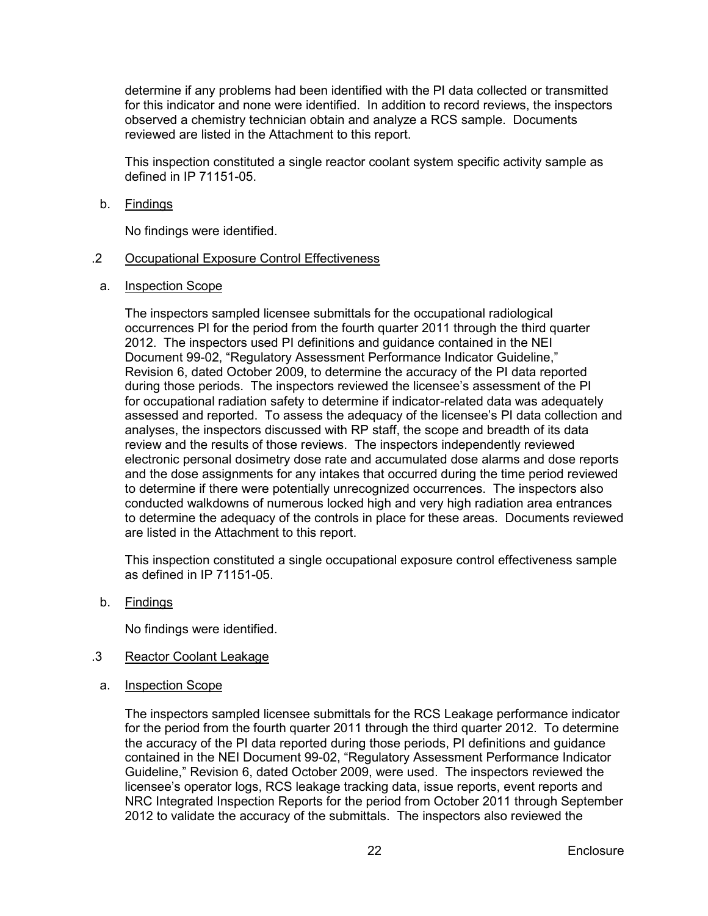determine if any problems had been identified with the PI data collected or transmitted for this indicator and none were identified. In addition to record reviews, the inspectors observed a chemistry technician obtain and analyze a RCS sample. Documents reviewed are listed in the Attachment to this report.

This inspection constituted a single reactor coolant system specific activity sample as defined in IP 71151-05.

b. Findings

No findings were identified.

### .2 Occupational Exposure Control Effectiveness

a. Inspection Scope

The inspectors sampled licensee submittals for the occupational radiological occurrences PI for the period from the fourth quarter 2011 through the third quarter 2012. The inspectors used PI definitions and guidance contained in the NEI Document 99-02, "Regulatory Assessment Performance Indicator Guideline," Revision 6, dated October 2009, to determine the accuracy of the PI data reported during those periods. The inspectors reviewed the licensee's assessment of the PI for occupational radiation safety to determine if indicator-related data was adequately assessed and reported. To assess the adequacy of the licensee's PI data collection and analyses, the inspectors discussed with RP staff, the scope and breadth of its data review and the results of those reviews. The inspectors independently reviewed electronic personal dosimetry dose rate and accumulated dose alarms and dose reports and the dose assignments for any intakes that occurred during the time period reviewed to determine if there were potentially unrecognized occurrences. The inspectors also conducted walkdowns of numerous locked high and very high radiation area entrances to determine the adequacy of the controls in place for these areas. Documents reviewed are listed in the Attachment to this report.

This inspection constituted a single occupational exposure control effectiveness sample as defined in IP 71151-05.

b. Findings

No findings were identified.

### .3 Reactor Coolant Leakage

a. Inspection Scope

The inspectors sampled licensee submittals for the RCS Leakage performance indicator for the period from the fourth quarter 2011 through the third quarter 2012. To determine the accuracy of the PI data reported during those periods, PI definitions and guidance contained in the NEI Document 99-02, "Regulatory Assessment Performance Indicator Guideline," Revision 6, dated October 2009, were used. The inspectors reviewed the licensee's operator logs, RCS leakage tracking data, issue reports, event reports and NRC Integrated Inspection Reports for the period from October 2011 through September 2012 to validate the accuracy of the submittals. The inspectors also reviewed the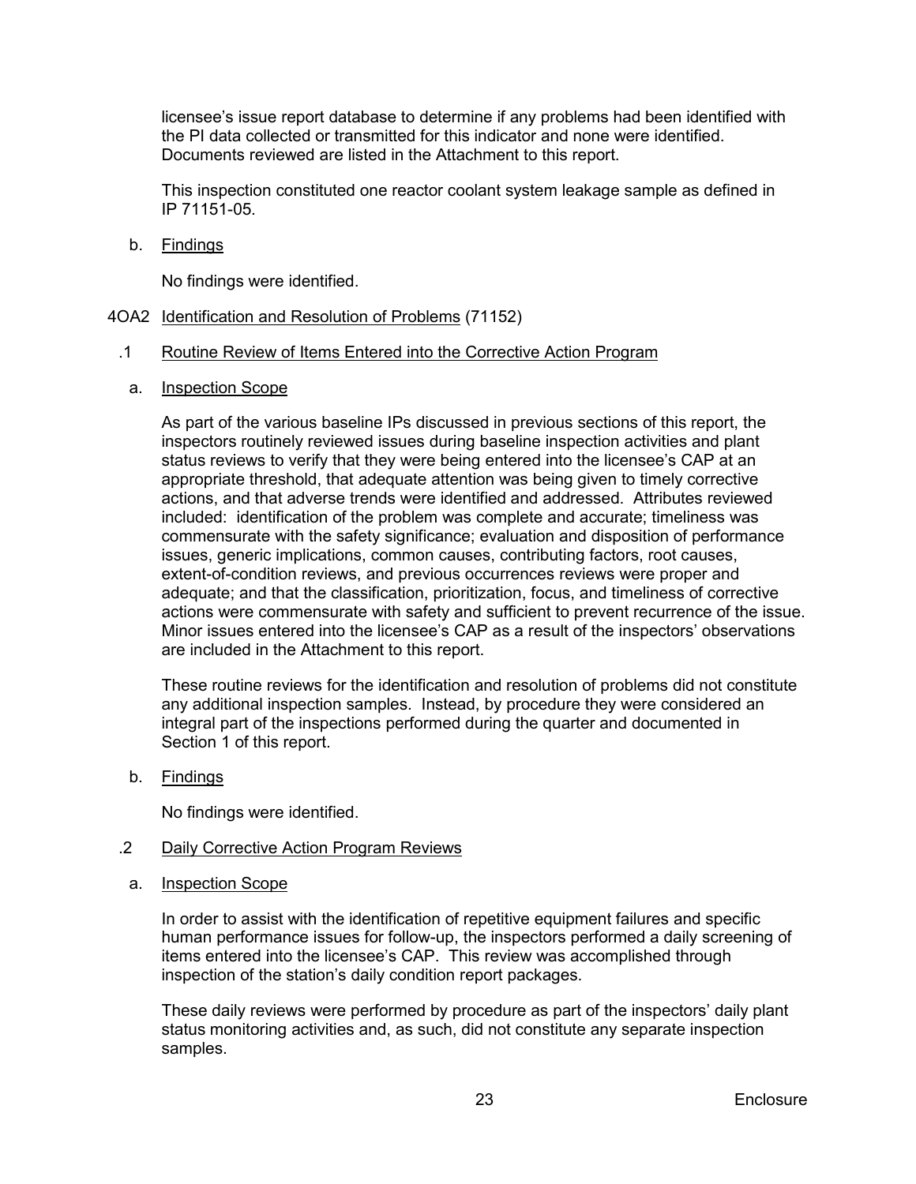licensee's issue report database to determine if any problems had been identified with the PI data collected or transmitted for this indicator and none were identified. Documents reviewed are listed in the Attachment to this report.

This inspection constituted one reactor coolant system leakage sample as defined in IP 71151-05.

b. Findings

No findings were identified.

## 4OA2 Identification and Resolution of Problems (71152)

### .1 Routine Review of Items Entered into the Corrective Action Program

a. Inspection Scope

As part of the various baseline IPs discussed in previous sections of this report, the inspectors routinely reviewed issues during baseline inspection activities and plant status reviews to verify that they were being entered into the licensee's CAP at an appropriate threshold, that adequate attention was being given to timely corrective actions, and that adverse trends were identified and addressed. Attributes reviewed included: identification of the problem was complete and accurate; timeliness was commensurate with the safety significance; evaluation and disposition of performance issues, generic implications, common causes, contributing factors, root causes, extent-of-condition reviews, and previous occurrences reviews were proper and adequate; and that the classification, prioritization, focus, and timeliness of corrective actions were commensurate with safety and sufficient to prevent recurrence of the issue. Minor issues entered into the licensee's CAP as a result of the inspectors' observations are included in the Attachment to this report.

These routine reviews for the identification and resolution of problems did not constitute any additional inspection samples. Instead, by procedure they were considered an integral part of the inspections performed during the quarter and documented in Section 1 of this report.

b. Findings

No findings were identified.

### .2 Daily Corrective Action Program Reviews

a. Inspection Scope

In order to assist with the identification of repetitive equipment failures and specific human performance issues for follow-up, the inspectors performed a daily screening of items entered into the licensee's CAP. This review was accomplished through inspection of the station's daily condition report packages.

These daily reviews were performed by procedure as part of the inspectors' daily plant status monitoring activities and, as such, did not constitute any separate inspection samples.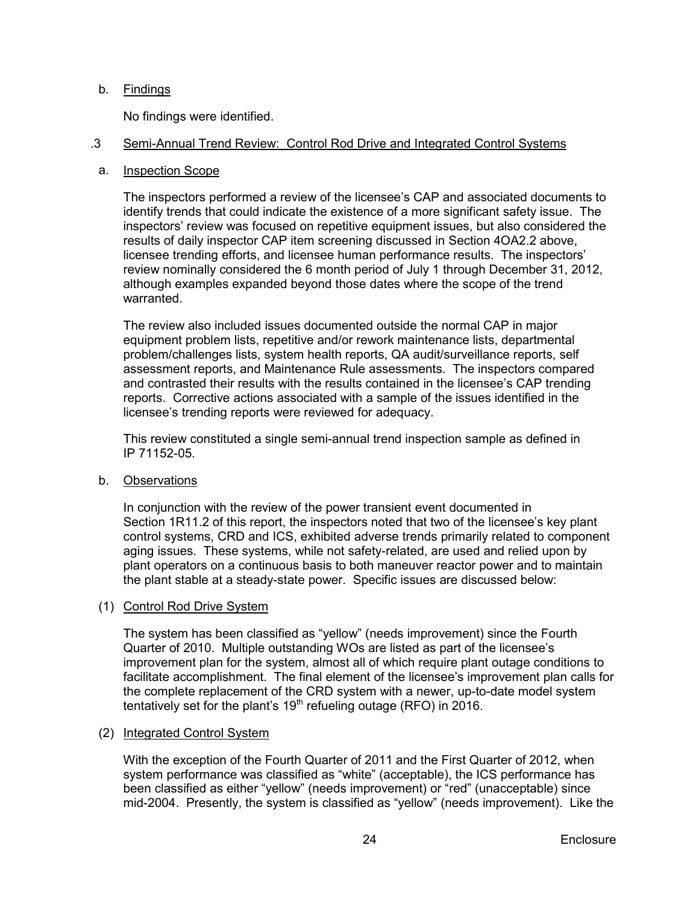b. Findings

No findings were identified.

.3 Semi-Annual Trend Review: Control Rod Drive and Integrated Control Systems

a. Inspection Scope

The inspectors performed a review of the licensee's CAP and associated documents to identify trends that could indicate the existence of a more significant safety issue. The inspectors' review was focused on repetitive equipment issues, but also considered the results of daily inspector CAP item screening discussed in Section 4OA2.2 above, licensee trending efforts, and licensee human performance results. The inspectors' review nominally considered the 6 month period of July 1 through December 31, 2012, although examples expanded beyond those dates where the scope of the trend warranted.

The review also included issues documented outside the normal CAP in major equipment problem lists, repetitive and/or rework maintenance lists, departmental problem/challenges lists, system health reports, QA audit/surveillance reports, self assessment reports, and Maintenance Rule assessments. The inspectors compared and contrasted their results with the results contained in the licensee's CAP trending reports. Corrective actions associated with a sample of the issues identified in the licensee's trending reports were reviewed for adequacy.

This review constituted a single semi-annual trend inspection sample as defined in IP 71152-05.

b. Observations

In conjunction with the review of the power transient event documented in Section 1R11.2 of this report, the inspectors noted that two of the licensee's key plant control systems, CRD and ICS, exhibited adverse trends primarily related to component aging issues. These systems, while not safety-related, are used and relied upon by plant operators on a continuous basis to both maneuver reactor power and to maintain the plant stable at a steady-state power. Specific issues are discussed below:

(1) Control Rod Drive System

The system has been classified as "yellow" (needs improvement) since the Fourth Quarter of 2010. Multiple outstanding WOs are listed as part of the licensee's improvement plan for the system, almost all of which require plant outage conditions to facilitate accomplishment. The final element of the licensee's improvement plan calls for the complete replacement of the CRD system with a newer, up-to-date model system tentatively set for the plant's 19th refueling outage (RFO) in 2016.

(2) Integrated Control System

With the exception of the Fourth Quarter of 2011 and the First Quarter of 2012, when system performance was classified as "white" (acceptable), the ICS performance has been classified as either "yellow" (needs improvement) or "red" (unacceptable) since mid-2004. Presently, the system is classified as "yellow" (needs improvement). Like the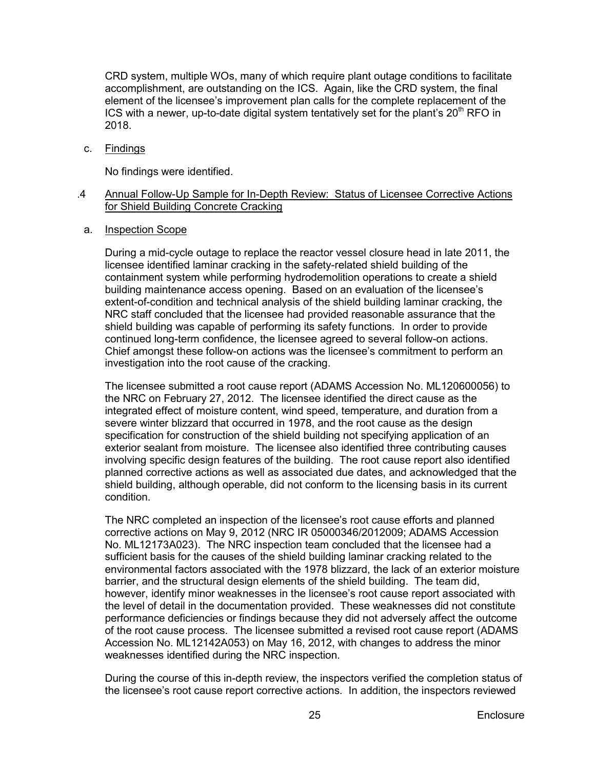CRD system, multiple WOs, many of which require plant outage conditions to facilitate accomplishment, are outstanding on the ICS. Again, like the CRD system, the final element of the licensee's improvement plan calls for the complete replacement of the ICS with a newer, up-to-date digital system tentatively set for the plant's 20th RFO in 2018.

c. Findings

No findings were identified.

.4 Annual Follow-Up Sample for In-Depth Review: Status of Licensee Corrective Actions for Shield Building Concrete Cracking

a. Inspection Scope

During a mid-cycle outage to replace the reactor vessel closure head in late 2011, the licensee identified laminar cracking in the safety-related shield building of the containment system while performing hydrodemolition operations to create a shield building maintenance access opening. Based on an evaluation of the licensee's extent-of-condition and technical analysis of the shield building laminar cracking, the NRC staff concluded that the licensee had provided reasonable assurance that the shield building was capable of performing its safety functions. In order to provide continued long-term confidence, the licensee agreed to several follow-on actions. Chief amongst these follow-on actions was the licensee's commitment to perform an investigation into the root cause of the cracking.

The licensee submitted a root cause report (ADAMS Accession No. ML120600056) to the NRC on February 27, 2012. The licensee identified the direct cause as the integrated effect of moisture content, wind speed, temperature, and duration from a severe winter blizzard that occurred in 1978, and the root cause as the design specification for construction of the shield building not specifying application of an exterior sealant from moisture. The licensee also identified three contributing causes involving specific design features of the building. The root cause report also identified planned corrective actions as well as associated due dates, and acknowledged that the shield building, although operable, did not conform to the licensing basis in its current condition.

The NRC completed an inspection of the licensee's root cause efforts and planned corrective actions on May 9, 2012 (NRC IR 05000346/2012009; ADAMS Accession No. ML12173A023). The NRC inspection team concluded that the licensee had a sufficient basis for the causes of the shield building laminar cracking related to the environmental factors associated with the 1978 blizzard, the lack of an exterior moisture barrier, and the structural design elements of the shield building. The team did, however, identify minor weaknesses in the licensee's root cause report associated with the level of detail in the documentation provided. These weaknesses did not constitute performance deficiencies or findings because they did not adversely affect the outcome of the root cause process. The licensee submitted a revised root cause report (ADAMS Accession No. ML12142A053) on May 16, 2012, with changes to address the minor weaknesses identified during the NRC inspection.

During the course of this in-depth review, the inspectors verified the completion status of the licensee's root cause report corrective actions. In addition, the inspectors reviewed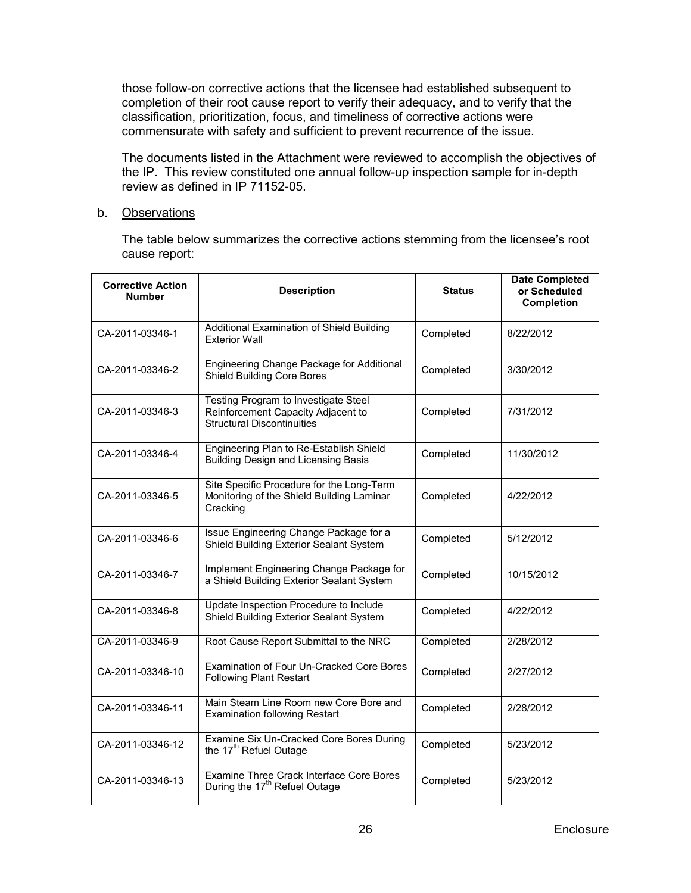those follow-on corrective actions that the licensee had established subsequent to completion of their root cause report to verify their adequacy, and to verify that the classification, prioritization, focus, and timeliness of corrective actions were commensurate with safety and sufficient to prevent recurrence of the issue.

The documents listed in the Attachment were reviewed to accomplish the objectives of the IP. This review constituted one annual follow-up inspection sample for in-depth review as defined in IP 71152-05.

b. Observations

The table below summarizes the corrective actions stemming from the licensee's root cause report:

| Corrective Action Number | Description | Status | Date Completed or Scheduled Completion |
|---|---|---|---|
| CA-2011-03346-1 | Additional Examination of Shield Building Exterior Wall | Completed | 8/22/2012 |
| CA-2011-03346-2 | Engineering Change Package for Additional Shield Building Core Bores | Completed | 3/30/2012 |
| CA-2011-03346-3 | Testing Program to Investigate Steel Reinforcement Capacity Adjacent to Structural Discontinuities | Completed | 7/31/2012 |
| CA-2011-03346-4 | Engineering Plan to Re-Establish Shield Building Design and Licensing Basis | Completed | 11/30/2012 |
| CA-2011-03346-5 | Site Specific Procedure for the Long-Term Monitoring of the Shield Building Laminar Cracking | Completed | 4/22/2012 |
| CA-2011-03346-6 | Issue Engineering Change Package for a Shield Building Exterior Sealant System | Completed | 5/12/2012 |
| CA-2011-03346-7 | Implement Engineering Change Package for a Shield Building Exterior Sealant System | Completed | 10/15/2012 |
| CA-2011-03346-8 | Update Inspection Procedure to Include Shield Building Exterior Sealant System | Completed | 4/22/2012 |
| CA-2011-03346-9 | Root Cause Report Submittal to the NRC | Completed | 2/28/2012 |
| CA-2011-03346-10 | Examination of Four Un-Cracked Core Bores Following Plant Restart | Completed | 2/27/2012 |
| CA-2011-03346-11 | Main Steam Line Room new Core Bore and Examination following Restart | Completed | 2/28/2012 |
| CA-2011-03346-12 | Examine Six Un-Cracked Core Bores During the 17th Refuel Outage | Completed | 5/23/2012 |
| CA-2011-03346-13 | Examine Three Crack Interface Core Bores During the 17th Refuel Outage | Completed | 5/23/2012 |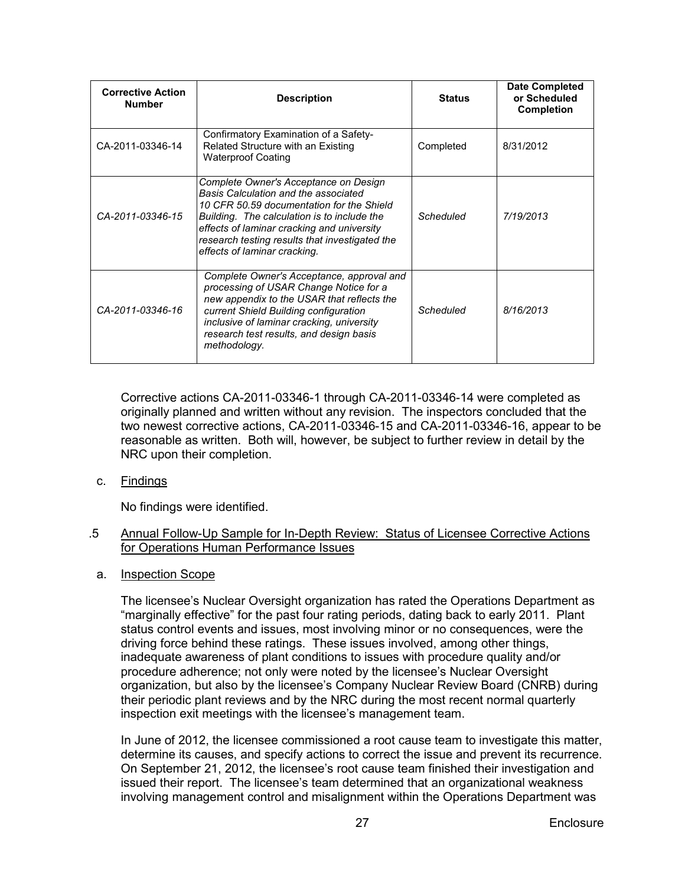| Corrective Action Number | Description | Status | Date Completed or Scheduled Completion |
|---|---|---|---|
| CA-2011-03346-14 | Confirmatory Examination of a Safety-Related Structure with an Existing Waterproof Coating | Completed | 8/31/2012 |
| *CA-2011-03346-15* | *Complete Owner's Acceptance on Design Basis Calculation and the associated 10 CFR 50.59 documentation for the Shield Building. The calculation is to include the effects of laminar cracking and university research testing results that investigated the effects of laminar cracking.* | *Scheduled* | *7/19/2013* |
| *CA-2011-03346-16* | *Complete Owner's Acceptance, approval and processing of USAR Change Notice for a new appendix to the USAR that reflects the current Shield Building configuration inclusive of laminar cracking, university research test results, and design basis methodology.* | *Scheduled* | *8/16/2013* |

Corrective actions CA-2011-03346-1 through CA-2011-03346-14 were completed as originally planned and written without any revision. The inspectors concluded that the two newest corrective actions, CA-2011-03346-15 and CA-2011-03346-16, appear to be reasonable as written. Both will, however, be subject to further review in detail by the NRC upon their completion.

c. Findings

No findings were identified.

.5 Annual Follow-Up Sample for In-Depth Review: Status of Licensee Corrective Actions for Operations Human Performance Issues

a. Inspection Scope

The licensee's Nuclear Oversight organization has rated the Operations Department as "marginally effective" for the past four rating periods, dating back to early 2011. Plant status control events and issues, most involving minor or no consequences, were the driving force behind these ratings. These issues involved, among other things, inadequate awareness of plant conditions to issues with procedure quality and/or procedure adherence; not only were noted by the licensee's Nuclear Oversight organization, but also by the licensee's Company Nuclear Review Board (CNRB) during their periodic plant reviews and by the NRC during the most recent normal quarterly inspection exit meetings with the licensee's management team.

In June of 2012, the licensee commissioned a root cause team to investigate this matter, determine its causes, and specify actions to correct the issue and prevent its recurrence. On September 21, 2012, the licensee's root cause team finished their investigation and issued their report. The licensee's team determined that an organizational weakness involving management control and misalignment within the Operations Department was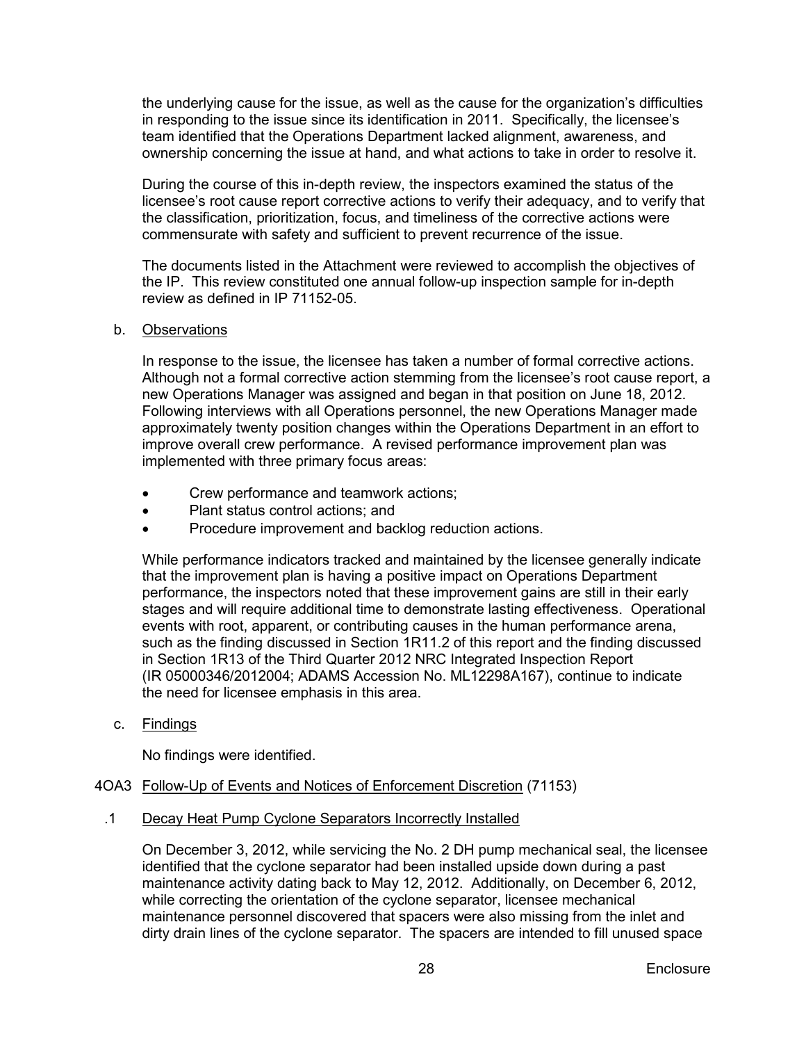the underlying cause for the issue, as well as the cause for the organization's difficulties in responding to the issue since its identification in 2011. Specifically, the licensee's team identified that the Operations Department lacked alignment, awareness, and ownership concerning the issue at hand, and what actions to take in order to resolve it.

During the course of this in-depth review, the inspectors examined the status of the licensee's root cause report corrective actions to verify their adequacy, and to verify that the classification, prioritization, focus, and timeliness of the corrective actions were commensurate with safety and sufficient to prevent recurrence of the issue.

The documents listed in the Attachment were reviewed to accomplish the objectives of the IP. This review constituted one annual follow-up inspection sample for in-depth review as defined in IP 71152-05.

b. Observations

In response to the issue, the licensee has taken a number of formal corrective actions. Although not a formal corrective action stemming from the licensee's root cause report, a new Operations Manager was assigned and began in that position on June 18, 2012. Following interviews with all Operations personnel, the new Operations Manager made approximately twenty position changes within the Operations Department in an effort to improve overall crew performance. A revised performance improvement plan was implemented with three primary focus areas:

- Crew performance and teamwork actions;
- Plant status control actions; and
- Procedure improvement and backlog reduction actions.

While performance indicators tracked and maintained by the licensee generally indicate that the improvement plan is having a positive impact on Operations Department performance, the inspectors noted that these improvement gains are still in their early stages and will require additional time to demonstrate lasting effectiveness. Operational events with root, apparent, or contributing causes in the human performance arena, such as the finding discussed in Section 1R11.2 of this report and the finding discussed in Section 1R13 of the Third Quarter 2012 NRC Integrated Inspection Report (IR 05000346/2012004; ADAMS Accession No. ML12298A167), continue to indicate the need for licensee emphasis in this area.

c. Findings

No findings were identified.

## 4OA3 Follow-Up of Events and Notices of Enforcement Discretion (71153)

### .1 Decay Heat Pump Cyclone Separators Incorrectly Installed

On December 3, 2012, while servicing the No. 2 DH pump mechanical seal, the licensee identified that the cyclone separator had been installed upside down during a past maintenance activity dating back to May 12, 2012. Additionally, on December 6, 2012, while correcting the orientation of the cyclone separator, licensee mechanical maintenance personnel discovered that spacers were also missing from the inlet and dirty drain lines of the cyclone separator. The spacers are intended to fill unused space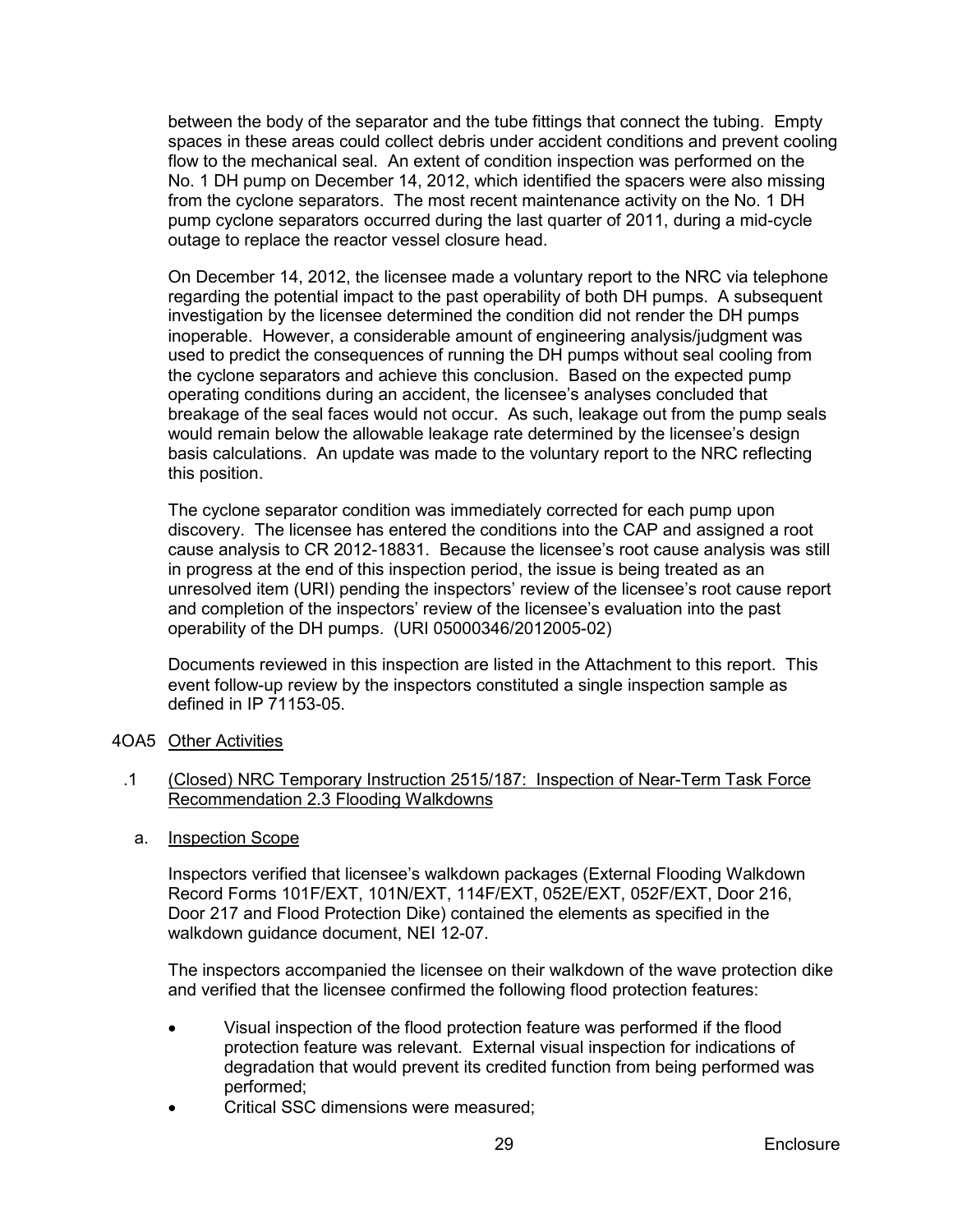between the body of the separator and the tube fittings that connect the tubing. Empty spaces in these areas could collect debris under accident conditions and prevent cooling flow to the mechanical seal. An extent of condition inspection was performed on the No. 1 DH pump on December 14, 2012, which identified the spacers were also missing from the cyclone separators. The most recent maintenance activity on the No. 1 DH pump cyclone separators occurred during the last quarter of 2011, during a mid-cycle outage to replace the reactor vessel closure head.

On December 14, 2012, the licensee made a voluntary report to the NRC via telephone regarding the potential impact to the past operability of both DH pumps. A subsequent investigation by the licensee determined the condition did not render the DH pumps inoperable. However, a considerable amount of engineering analysis/judgment was used to predict the consequences of running the DH pumps without seal cooling from the cyclone separators and achieve this conclusion. Based on the expected pump operating conditions during an accident, the licensee's analyses concluded that breakage of the seal faces would not occur. As such, leakage out from the pump seals would remain below the allowable leakage rate determined by the licensee's design basis calculations. An update was made to the voluntary report to the NRC reflecting this position.

The cyclone separator condition was immediately corrected for each pump upon discovery. The licensee has entered the conditions into the CAP and assigned a root cause analysis to CR 2012-18831. Because the licensee's root cause analysis was still in progress at the end of this inspection period, the issue is being treated as an unresolved item (URI) pending the inspectors' review of the licensee's root cause report and completion of the inspectors' review of the licensee's evaluation into the past operability of the DH pumps. (URI 05000346/2012005-02)

Documents reviewed in this inspection are listed in the Attachment to this report. This event follow-up review by the inspectors constituted a single inspection sample as defined in IP 71153-05.

## 4OA5 Other Activities

### .1 (Closed) NRC Temporary Instruction 2515/187: Inspection of Near-Term Task Force Recommendation 2.3 Flooding Walkdowns

#### a. Inspection Scope

Inspectors verified that licensee's walkdown packages (External Flooding Walkdown Record Forms 101F/EXT, 101N/EXT, 114F/EXT, 052E/EXT, 052F/EXT, Door 216, Door 217 and Flood Protection Dike) contained the elements as specified in the walkdown guidance document, NEI 12-07.

The inspectors accompanied the licensee on their walkdown of the wave protection dike and verified that the licensee confirmed the following flood protection features:

- Visual inspection of the flood protection feature was performed if the flood protection feature was relevant. External visual inspection for indications of degradation that would prevent its credited function from being performed was performed;
- Critical SSC dimensions were measured;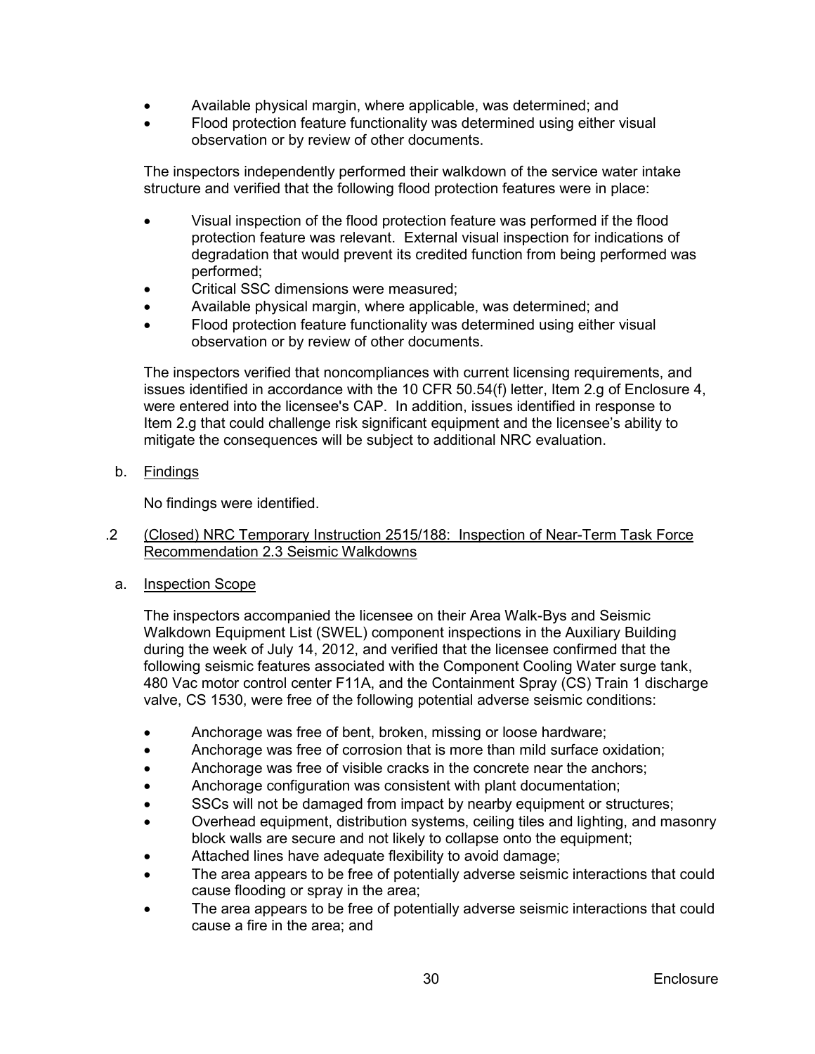- Available physical margin, where applicable, was determined; and
- Flood protection feature functionality was determined using either visual observation or by review of other documents.

The inspectors independently performed their walkdown of the service water intake structure and verified that the following flood protection features were in place:

- Visual inspection of the flood protection feature was performed if the flood protection feature was relevant. External visual inspection for indications of degradation that would prevent its credited function from being performed was performed;
- Critical SSC dimensions were measured;
- Available physical margin, where applicable, was determined; and
- Flood protection feature functionality was determined using either visual observation or by review of other documents.

The inspectors verified that noncompliances with current licensing requirements, and issues identified in accordance with the 10 CFR 50.54(f) letter, Item 2.g of Enclosure 4, were entered into the licensee's CAP. In addition, issues identified in response to Item 2.g that could challenge risk significant equipment and the licensee's ability to mitigate the consequences will be subject to additional NRC evaluation.

b. Findings

No findings were identified.

.2 (Closed) NRC Temporary Instruction 2515/188: Inspection of Near-Term Task Force Recommendation 2.3 Seismic Walkdowns

a. Inspection Scope

The inspectors accompanied the licensee on their Area Walk-Bys and Seismic Walkdown Equipment List (SWEL) component inspections in the Auxiliary Building during the week of July 14, 2012, and verified that the licensee confirmed that the following seismic features associated with the Component Cooling Water surge tank, 480 Vac motor control center F11A, and the Containment Spray (CS) Train 1 discharge valve, CS 1530, were free of the following potential adverse seismic conditions:

- Anchorage was free of bent, broken, missing or loose hardware;
- Anchorage was free of corrosion that is more than mild surface oxidation;
- Anchorage was free of visible cracks in the concrete near the anchors;
- Anchorage configuration was consistent with plant documentation;
- SSCs will not be damaged from impact by nearby equipment or structures;
- Overhead equipment, distribution systems, ceiling tiles and lighting, and masonry block walls are secure and not likely to collapse onto the equipment;
- Attached lines have adequate flexibility to avoid damage;
- The area appears to be free of potentially adverse seismic interactions that could cause flooding or spray in the area;
- The area appears to be free of potentially adverse seismic interactions that could cause a fire in the area; and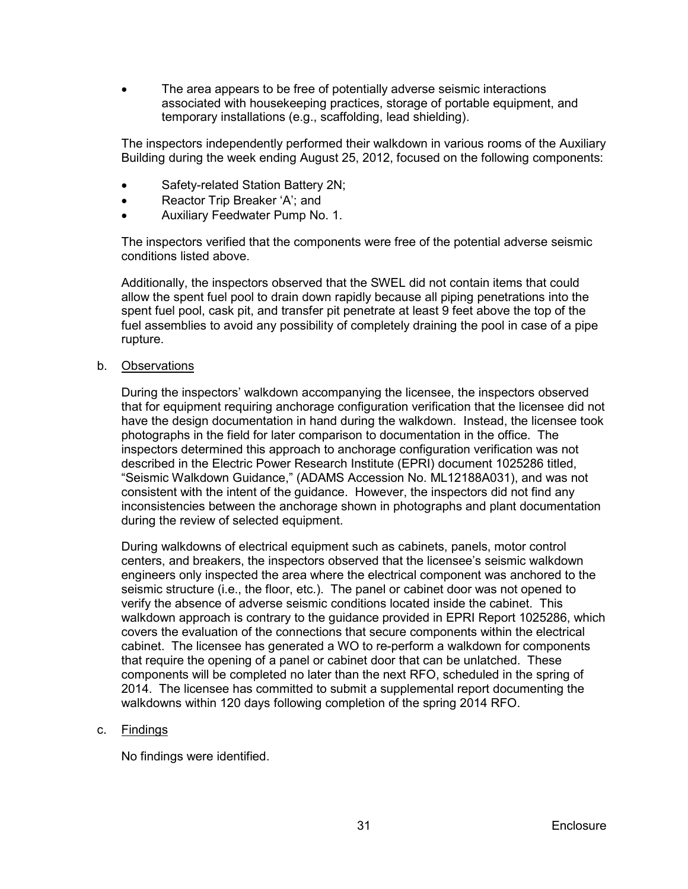- The area appears to be free of potentially adverse seismic interactions associated with housekeeping practices, storage of portable equipment, and temporary installations (e.g., scaffolding, lead shielding).

The inspectors independently performed their walkdown in various rooms of the Auxiliary Building during the week ending August 25, 2012, focused on the following components:

- Safety-related Station Battery 2N;
- Reactor Trip Breaker 'A'; and
- Auxiliary Feedwater Pump No. 1.

The inspectors verified that the components were free of the potential adverse seismic conditions listed above.

Additionally, the inspectors observed that the SWEL did not contain items that could allow the spent fuel pool to drain down rapidly because all piping penetrations into the spent fuel pool, cask pit, and transfer pit penetrate at least 9 feet above the top of the fuel assemblies to avoid any possibility of completely draining the pool in case of a pipe rupture.

b. Observations

During the inspectors' walkdown accompanying the licensee, the inspectors observed that for equipment requiring anchorage configuration verification that the licensee did not have the design documentation in hand during the walkdown. Instead, the licensee took photographs in the field for later comparison to documentation in the office. The inspectors determined this approach to anchorage configuration verification was not described in the Electric Power Research Institute (EPRI) document 1025286 titled, "Seismic Walkdown Guidance," (ADAMS Accession No. ML12188A031), and was not consistent with the intent of the guidance. However, the inspectors did not find any inconsistencies between the anchorage shown in photographs and plant documentation during the review of selected equipment.

During walkdowns of electrical equipment such as cabinets, panels, motor control centers, and breakers, the inspectors observed that the licensee's seismic walkdown engineers only inspected the area where the electrical component was anchored to the seismic structure (i.e., the floor, etc.). The panel or cabinet door was not opened to verify the absence of adverse seismic conditions located inside the cabinet. This walkdown approach is contrary to the guidance provided in EPRI Report 1025286, which covers the evaluation of the connections that secure components within the electrical cabinet. The licensee has generated a WO to re-perform a walkdown for components that require the opening of a panel or cabinet door that can be unlatched. These components will be completed no later than the next RFO, scheduled in the spring of 2014. The licensee has committed to submit a supplemental report documenting the walkdowns within 120 days following completion of the spring 2014 RFO.

c. Findings

No findings were identified.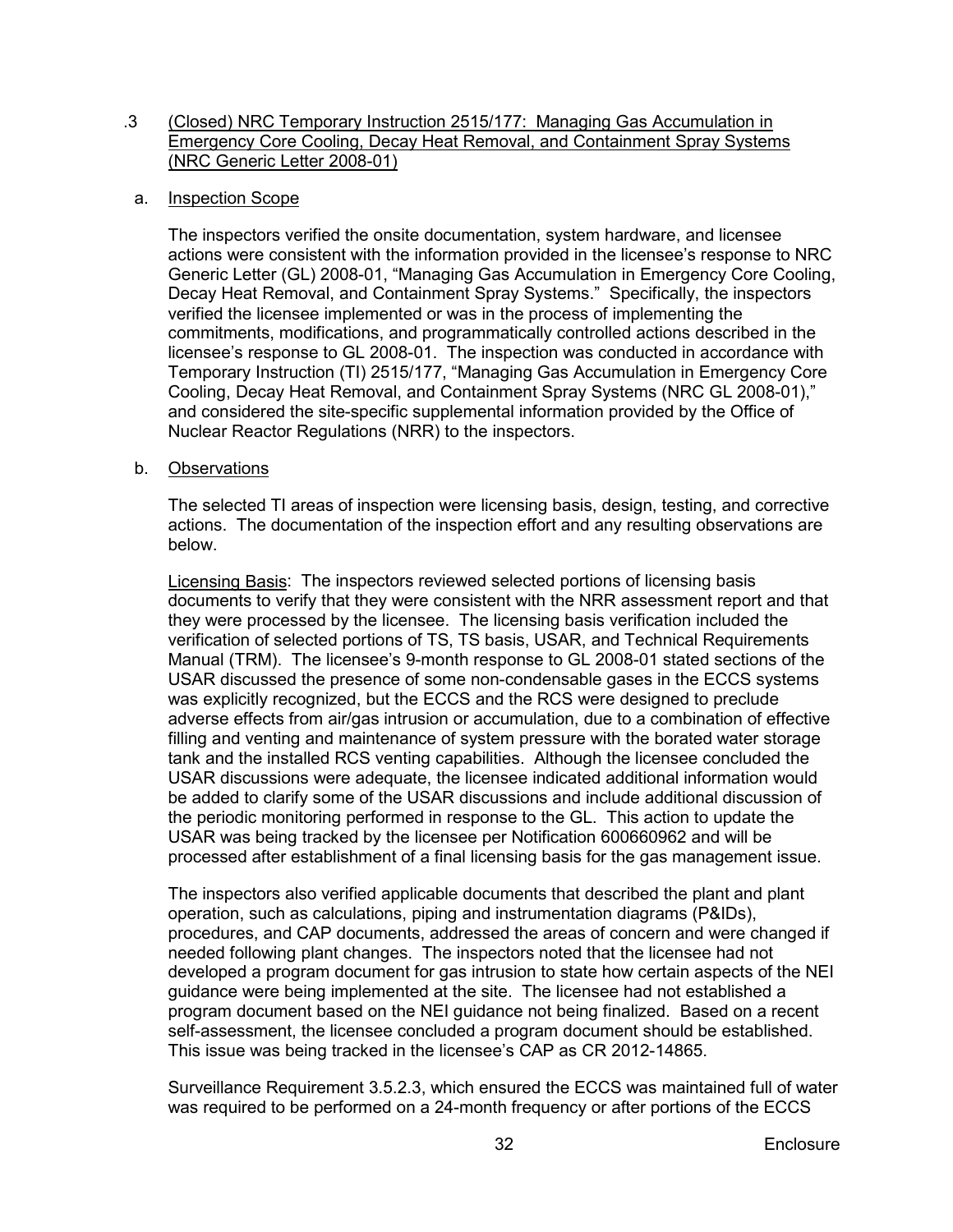.3 (Closed) NRC Temporary Instruction 2515/177: Managing Gas Accumulation in Emergency Core Cooling, Decay Heat Removal, and Containment Spray Systems (NRC Generic Letter 2008-01)

a. Inspection Scope

The inspectors verified the onsite documentation, system hardware, and licensee actions were consistent with the information provided in the licensee's response to NRC Generic Letter (GL) 2008-01, "Managing Gas Accumulation in Emergency Core Cooling, Decay Heat Removal, and Containment Spray Systems." Specifically, the inspectors verified the licensee implemented or was in the process of implementing the commitments, modifications, and programmatically controlled actions described in the licensee's response to GL 2008-01. The inspection was conducted in accordance with Temporary Instruction (TI) 2515/177, "Managing Gas Accumulation in Emergency Core Cooling, Decay Heat Removal, and Containment Spray Systems (NRC GL 2008-01)," and considered the site-specific supplemental information provided by the Office of Nuclear Reactor Regulations (NRR) to the inspectors.

b. Observations

The selected TI areas of inspection were licensing basis, design, testing, and corrective actions. The documentation of the inspection effort and any resulting observations are below.

Licensing Basis: The inspectors reviewed selected portions of licensing basis documents to verify that they were consistent with the NRR assessment report and that they were processed by the licensee. The licensing basis verification included the verification of selected portions of TS, TS basis, USAR, and Technical Requirements Manual (TRM). The licensee's 9-month response to GL 2008-01 stated sections of the USAR discussed the presence of some non-condensable gases in the ECCS systems was explicitly recognized, but the ECCS and the RCS were designed to preclude adverse effects from air/gas intrusion or accumulation, due to a combination of effective filling and venting and maintenance of system pressure with the borated water storage tank and the installed RCS venting capabilities. Although the licensee concluded the USAR discussions were adequate, the licensee indicated additional information would be added to clarify some of the USAR discussions and include additional discussion of the periodic monitoring performed in response to the GL. This action to update the USAR was being tracked by the licensee per Notification 600660962 and will be processed after establishment of a final licensing basis for the gas management issue.

The inspectors also verified applicable documents that described the plant and plant operation, such as calculations, piping and instrumentation diagrams (P&IDs), procedures, and CAP documents, addressed the areas of concern and were changed if needed following plant changes. The inspectors noted that the licensee had not developed a program document for gas intrusion to state how certain aspects of the NEI guidance were being implemented at the site. The licensee had not established a program document based on the NEI guidance not being finalized. Based on a recent self-assessment, the licensee concluded a program document should be established. This issue was being tracked in the licensee's CAP as CR 2012-14865.

Surveillance Requirement 3.5.2.3, which ensured the ECCS was maintained full of water was required to be performed on a 24-month frequency or after portions of the ECCS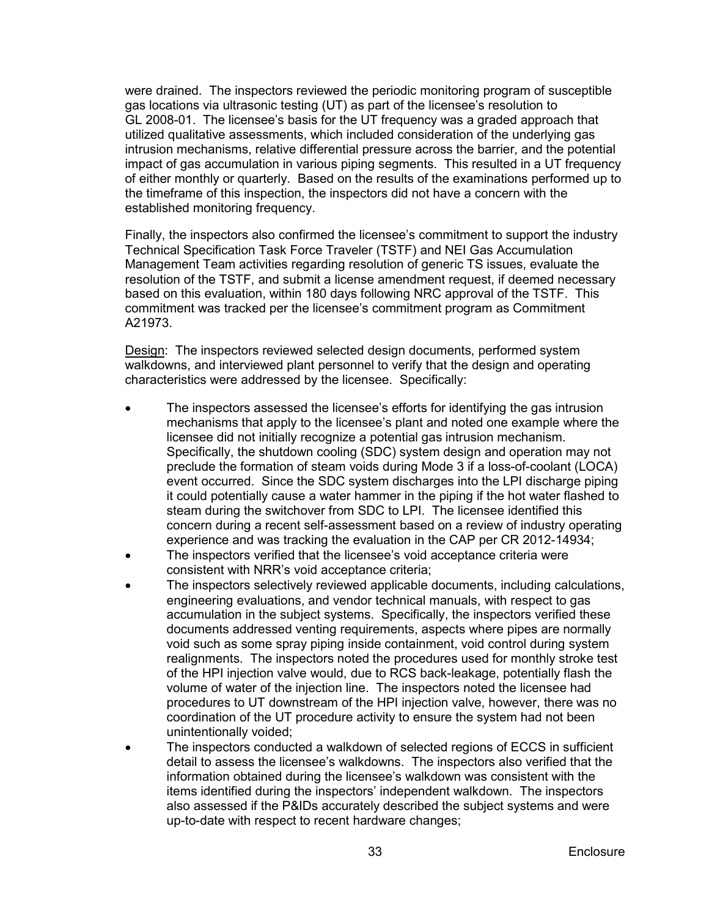were drained. The inspectors reviewed the periodic monitoring program of susceptible gas locations via ultrasonic testing (UT) as part of the licensee's resolution to GL 2008-01. The licensee's basis for the UT frequency was a graded approach that utilized qualitative assessments, which included consideration of the underlying gas intrusion mechanisms, relative differential pressure across the barrier, and the potential impact of gas accumulation in various piping segments. This resulted in a UT frequency of either monthly or quarterly. Based on the results of the examinations performed up to the timeframe of this inspection, the inspectors did not have a concern with the established monitoring frequency.

Finally, the inspectors also confirmed the licensee's commitment to support the industry Technical Specification Task Force Traveler (TSTF) and NEI Gas Accumulation Management Team activities regarding resolution of generic TS issues, evaluate the resolution of the TSTF, and submit a license amendment request, if deemed necessary based on this evaluation, within 180 days following NRC approval of the TSTF. This commitment was tracked per the licensee's commitment program as Commitment A21973.

Design: The inspectors reviewed selected design documents, performed system walkdowns, and interviewed plant personnel to verify that the design and operating characteristics were addressed by the licensee. Specifically:

- The inspectors assessed the licensee's efforts for identifying the gas intrusion mechanisms that apply to the licensee's plant and noted one example where the licensee did not initially recognize a potential gas intrusion mechanism. Specifically, the shutdown cooling (SDC) system design and operation may not preclude the formation of steam voids during Mode 3 if a loss-of-coolant (LOCA) event occurred. Since the SDC system discharges into the LPI discharge piping it could potentially cause a water hammer in the piping if the hot water flashed to steam during the switchover from SDC to LPI. The licensee identified this concern during a recent self-assessment based on a review of industry operating experience and was tracking the evaluation in the CAP per CR 2012-14934;
- The inspectors verified that the licensee's void acceptance criteria were consistent with NRR's void acceptance criteria;
- The inspectors selectively reviewed applicable documents, including calculations, engineering evaluations, and vendor technical manuals, with respect to gas accumulation in the subject systems. Specifically, the inspectors verified these documents addressed venting requirements, aspects where pipes are normally void such as some spray piping inside containment, void control during system realignments. The inspectors noted the procedures used for monthly stroke test of the HPI injection valve would, due to RCS back-leakage, potentially flash the volume of water of the injection line. The inspectors noted the licensee had procedures to UT downstream of the HPI injection valve, however, there was no coordination of the UT procedure activity to ensure the system had not been unintentionally voided;
- The inspectors conducted a walkdown of selected regions of ECCS in sufficient detail to assess the licensee's walkdowns. The inspectors also verified that the information obtained during the licensee's walkdown was consistent with the items identified during the inspectors' independent walkdown. The inspectors also assessed if the P&IDs accurately described the subject systems and were up-to-date with respect to recent hardware changes;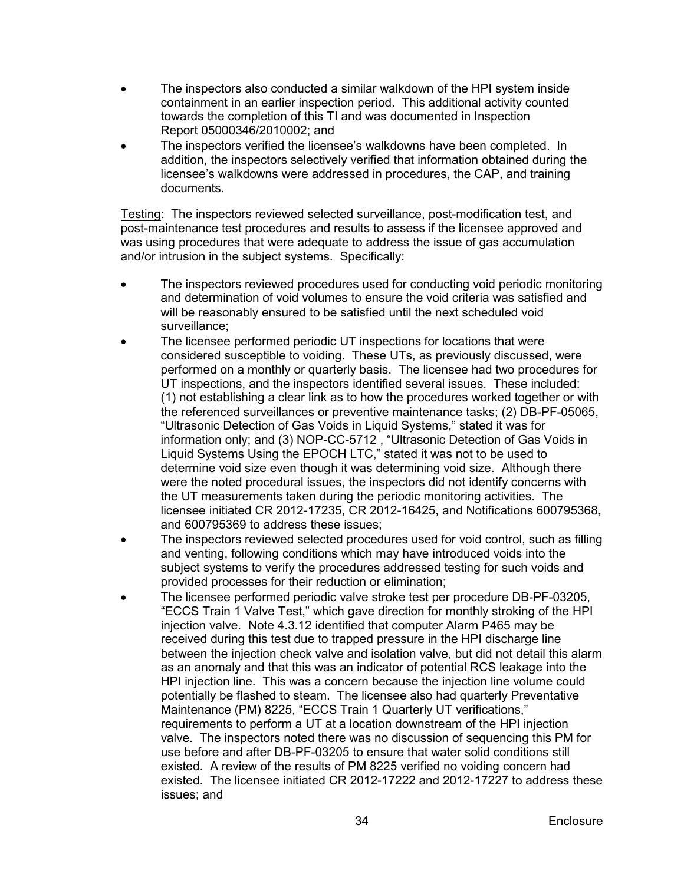- The inspectors also conducted a similar walkdown of the HPI system inside containment in an earlier inspection period. This additional activity counted towards the completion of this TI and was documented in Inspection Report 05000346/2010002; and
- The inspectors verified the licensee's walkdowns have been completed. In addition, the inspectors selectively verified that information obtained during the licensee's walkdowns were addressed in procedures, the CAP, and training documents.

Testing: The inspectors reviewed selected surveillance, post-modification test, and post-maintenance test procedures and results to assess if the licensee approved and was using procedures that were adequate to address the issue of gas accumulation and/or intrusion in the subject systems. Specifically:

- The inspectors reviewed procedures used for conducting void periodic monitoring and determination of void volumes to ensure the void criteria was satisfied and will be reasonably ensured to be satisfied until the next scheduled void surveillance;
- The licensee performed periodic UT inspections for locations that were considered susceptible to voiding. These UTs, as previously discussed, were performed on a monthly or quarterly basis. The licensee had two procedures for UT inspections, and the inspectors identified several issues. These included: (1) not establishing a clear link as to how the procedures worked together or with the referenced surveillances or preventive maintenance tasks; (2) DB-PF-05065, "Ultrasonic Detection of Gas Voids in Liquid Systems," stated it was for information only; and (3) NOP-CC-5712 , "Ultrasonic Detection of Gas Voids in Liquid Systems Using the EPOCH LTC," stated it was not to be used to determine void size even though it was determining void size. Although there were the noted procedural issues, the inspectors did not identify concerns with the UT measurements taken during the periodic monitoring activities. The licensee initiated CR 2012-17235, CR 2012-16425, and Notifications 600795368, and 600795369 to address these issues;
- The inspectors reviewed selected procedures used for void control, such as filling and venting, following conditions which may have introduced voids into the subject systems to verify the procedures addressed testing for such voids and provided processes for their reduction or elimination;
- The licensee performed periodic valve stroke test per procedure DB-PF-03205, "ECCS Train 1 Valve Test," which gave direction for monthly stroking of the HPI injection valve. Note 4.3.12 identified that computer Alarm P465 may be received during this test due to trapped pressure in the HPI discharge line between the injection check valve and isolation valve, but did not detail this alarm as an anomaly and that this was an indicator of potential RCS leakage into the HPI injection line. This was a concern because the injection line volume could potentially be flashed to steam. The licensee also had quarterly Preventative Maintenance (PM) 8225, "ECCS Train 1 Quarterly UT verifications," requirements to perform a UT at a location downstream of the HPI injection valve. The inspectors noted there was no discussion of sequencing this PM for use before and after DB-PF-03205 to ensure that water solid conditions still existed. A review of the results of PM 8225 verified no voiding concern had existed. The licensee initiated CR 2012-17222 and 2012-17227 to address these issues; and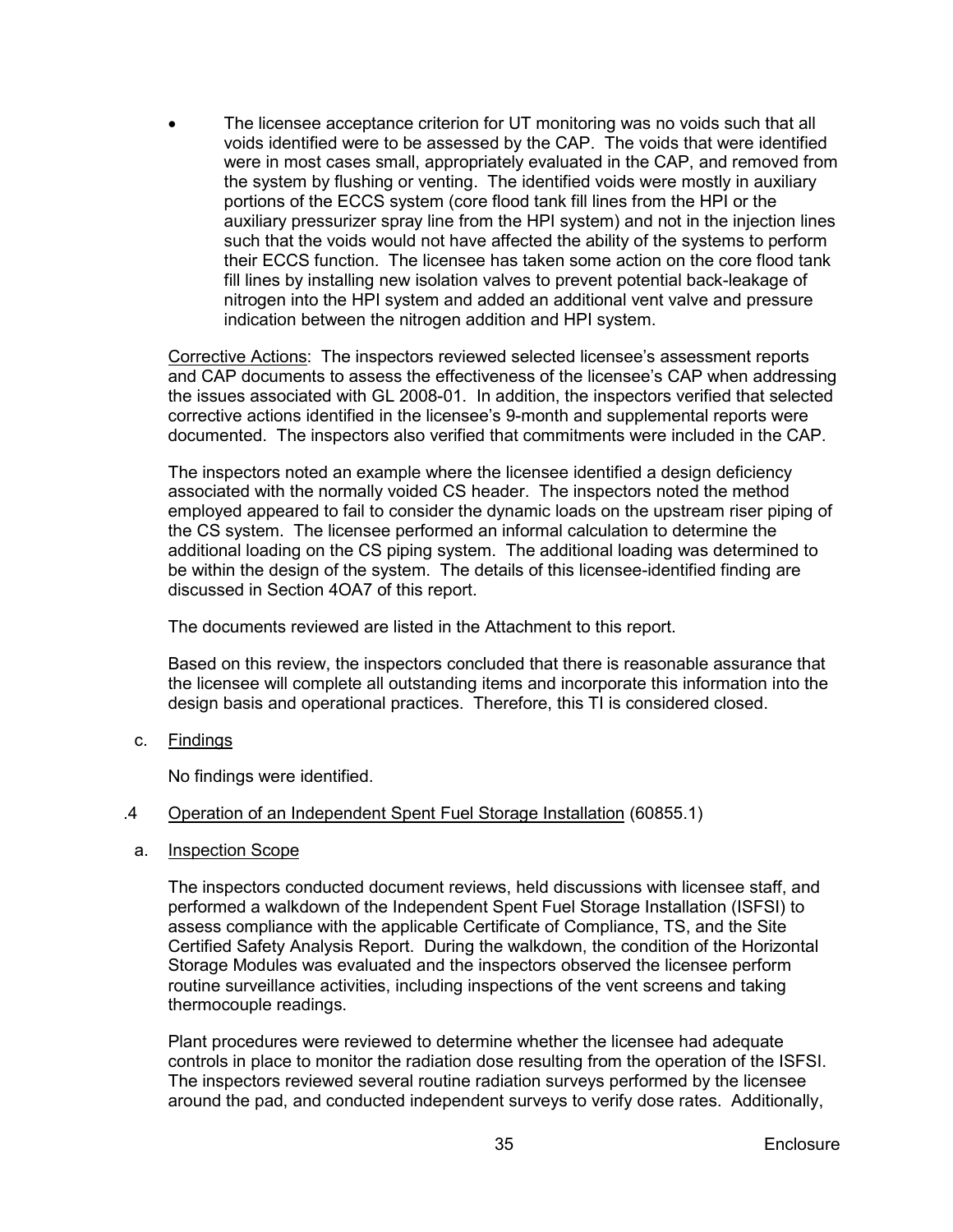- The licensee acceptance criterion for UT monitoring was no voids such that all voids identified were to be assessed by the CAP. The voids that were identified were in most cases small, appropriately evaluated in the CAP, and removed from the system by flushing or venting. The identified voids were mostly in auxiliary portions of the ECCS system (core flood tank fill lines from the HPI or the auxiliary pressurizer spray line from the HPI system) and not in the injection lines such that the voids would not have affected the ability of the systems to perform their ECCS function. The licensee has taken some action on the core flood tank fill lines by installing new isolation valves to prevent potential back-leakage of nitrogen into the HPI system and added an additional vent valve and pressure indication between the nitrogen addition and HPI system.

Corrective Actions: The inspectors reviewed selected licensee's assessment reports and CAP documents to assess the effectiveness of the licensee's CAP when addressing the issues associated with GL 2008-01. In addition, the inspectors verified that selected corrective actions identified in the licensee's 9-month and supplemental reports were documented. The inspectors also verified that commitments were included in the CAP.

The inspectors noted an example where the licensee identified a design deficiency associated with the normally voided CS header. The inspectors noted the method employed appeared to fail to consider the dynamic loads on the upstream riser piping of the CS system. The licensee performed an informal calculation to determine the additional loading on the CS piping system. The additional loading was determined to be within the design of the system. The details of this licensee-identified finding are discussed in Section 4OA7 of this report.

The documents reviewed are listed in the Attachment to this report.

Based on this review, the inspectors concluded that there is reasonable assurance that the licensee will complete all outstanding items and incorporate this information into the design basis and operational practices. Therefore, this TI is considered closed.

c. Findings

No findings were identified.

.4 Operation of an Independent Spent Fuel Storage Installation (60855.1)

a. Inspection Scope

The inspectors conducted document reviews, held discussions with licensee staff, and performed a walkdown of the Independent Spent Fuel Storage Installation (ISFSI) to assess compliance with the applicable Certificate of Compliance, TS, and the Site Certified Safety Analysis Report. During the walkdown, the condition of the Horizontal Storage Modules was evaluated and the inspectors observed the licensee perform routine surveillance activities, including inspections of the vent screens and taking thermocouple readings.

Plant procedures were reviewed to determine whether the licensee had adequate controls in place to monitor the radiation dose resulting from the operation of the ISFSI. The inspectors reviewed several routine radiation surveys performed by the licensee around the pad, and conducted independent surveys to verify dose rates. Additionally,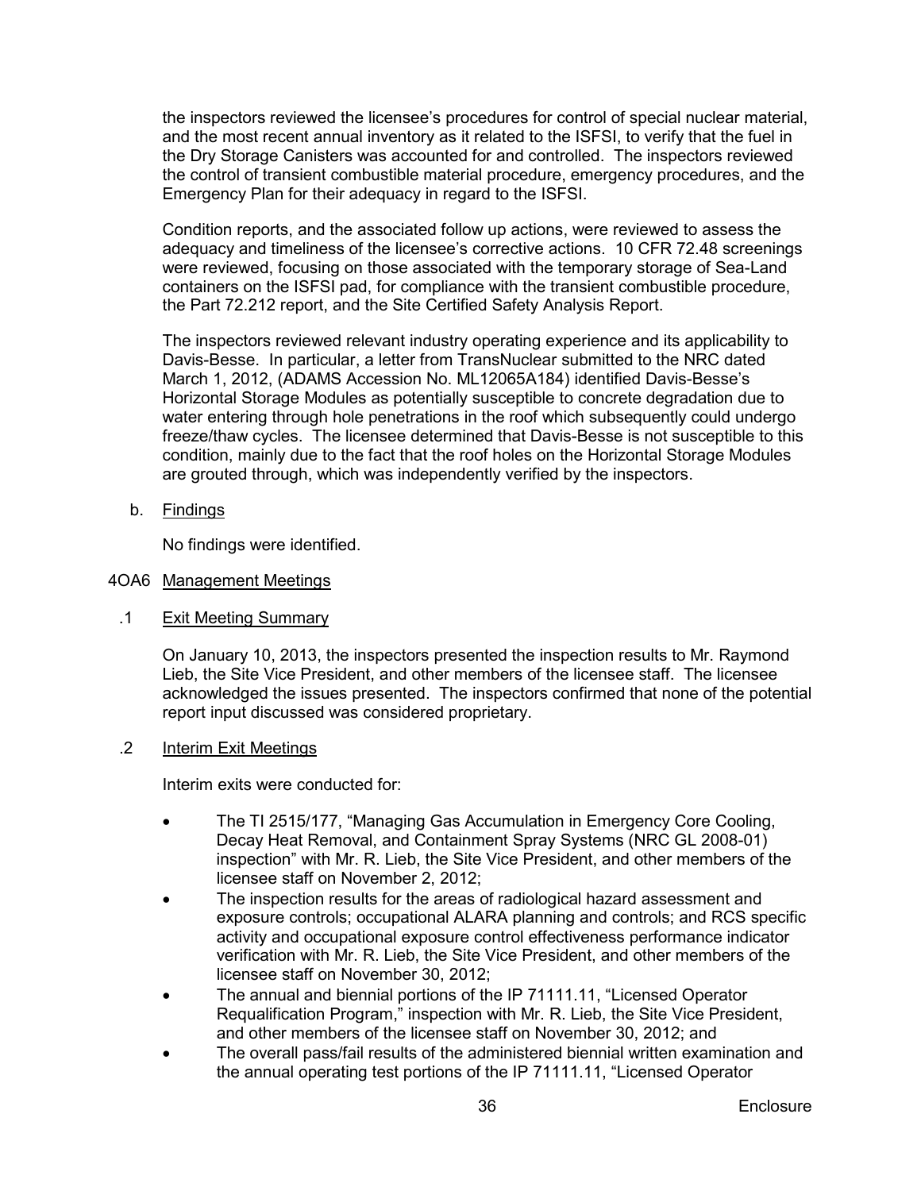the inspectors reviewed the licensee's procedures for control of special nuclear material, and the most recent annual inventory as it related to the ISFSI, to verify that the fuel in the Dry Storage Canisters was accounted for and controlled. The inspectors reviewed the control of transient combustible material procedure, emergency procedures, and the Emergency Plan for their adequacy in regard to the ISFSI.

Condition reports, and the associated follow up actions, were reviewed to assess the adequacy and timeliness of the licensee's corrective actions. 10 CFR 72.48 screenings were reviewed, focusing on those associated with the temporary storage of Sea-Land containers on the ISFSI pad, for compliance with the transient combustible procedure, the Part 72.212 report, and the Site Certified Safety Analysis Report.

The inspectors reviewed relevant industry operating experience and its applicability to Davis-Besse. In particular, a letter from TransNuclear submitted to the NRC dated March 1, 2012, (ADAMS Accession No. ML12065A184) identified Davis-Besse's Horizontal Storage Modules as potentially susceptible to concrete degradation due to water entering through hole penetrations in the roof which subsequently could undergo freeze/thaw cycles. The licensee determined that Davis-Besse is not susceptible to this condition, mainly due to the fact that the roof holes on the Horizontal Storage Modules are grouted through, which was independently verified by the inspectors.

b. Findings

No findings were identified.

## 4OA6 Management Meetings

### .1 Exit Meeting Summary

On January 10, 2013, the inspectors presented the inspection results to Mr. Raymond Lieb, the Site Vice President, and other members of the licensee staff. The licensee acknowledged the issues presented. The inspectors confirmed that none of the potential report input discussed was considered proprietary.

### .2 Interim Exit Meetings

Interim exits were conducted for:

- The TI 2515/177, "Managing Gas Accumulation in Emergency Core Cooling, Decay Heat Removal, and Containment Spray Systems (NRC GL 2008-01) inspection" with Mr. R. Lieb, the Site Vice President, and other members of the licensee staff on November 2, 2012;
- The inspection results for the areas of radiological hazard assessment and exposure controls; occupational ALARA planning and controls; and RCS specific activity and occupational exposure control effectiveness performance indicator verification with Mr. R. Lieb, the Site Vice President, and other members of the licensee staff on November 30, 2012;
- The annual and biennial portions of the IP 71111.11, "Licensed Operator Requalification Program," inspection with Mr. R. Lieb, the Site Vice President, and other members of the licensee staff on November 30, 2012; and
- The overall pass/fail results of the administered biennial written examination and the annual operating test portions of the IP 71111.11, "Licensed Operator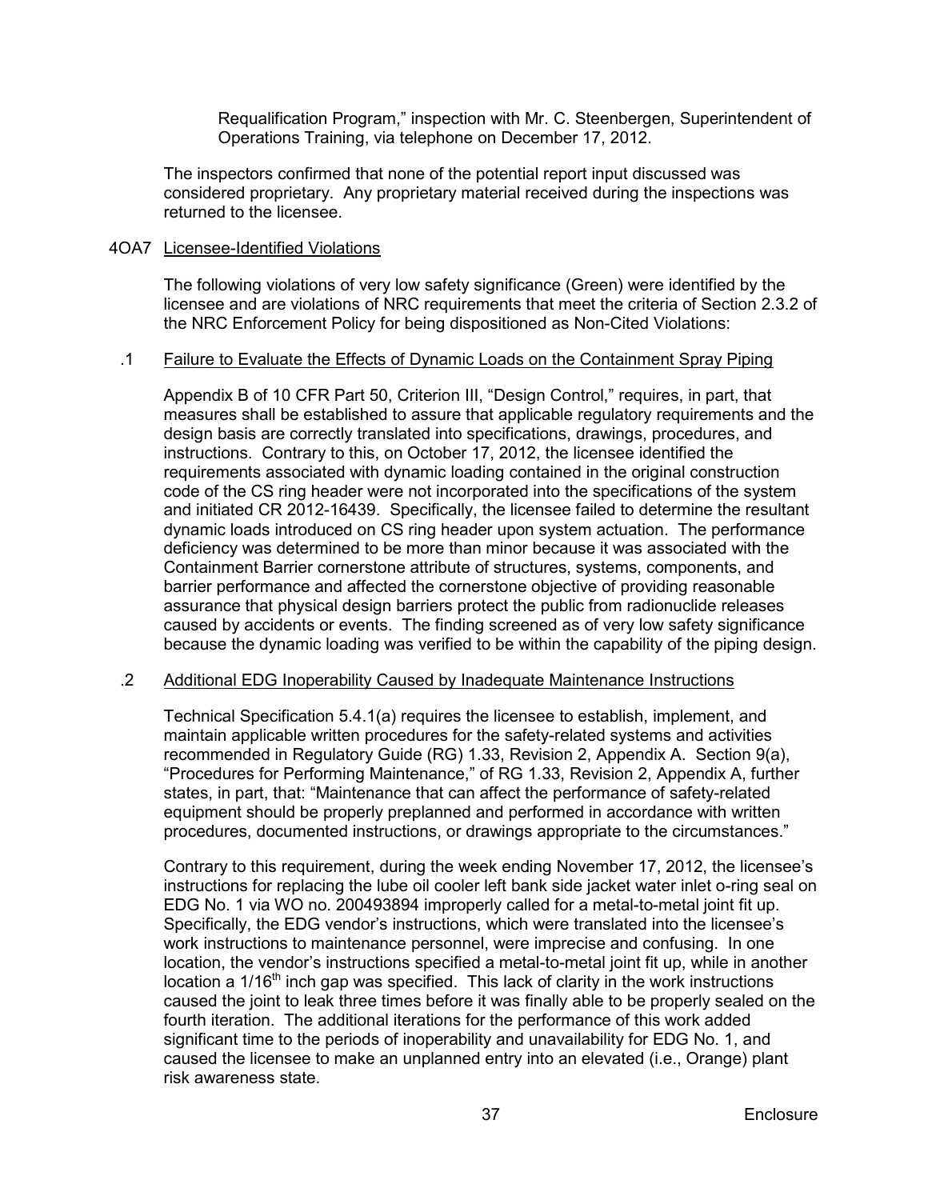Requalification Program," inspection with Mr. C. Steenbergen, Superintendent of Operations Training, via telephone on December 17, 2012.

The inspectors confirmed that none of the potential report input discussed was considered proprietary. Any proprietary material received during the inspections was returned to the licensee.

## 4OA7 Licensee-Identified Violations

The following violations of very low safety significance (Green) were identified by the licensee and are violations of NRC requirements that meet the criteria of Section 2.3.2 of the NRC Enforcement Policy for being dispositioned as Non-Cited Violations:

### .1 Failure to Evaluate the Effects of Dynamic Loads on the Containment Spray Piping

Appendix B of 10 CFR Part 50, Criterion III, "Design Control," requires, in part, that measures shall be established to assure that applicable regulatory requirements and the design basis are correctly translated into specifications, drawings, procedures, and instructions. Contrary to this, on October 17, 2012, the licensee identified the requirements associated with dynamic loading contained in the original construction code of the CS ring header were not incorporated into the specifications of the system and initiated CR 2012-16439. Specifically, the licensee failed to determine the resultant dynamic loads introduced on CS ring header upon system actuation. The performance deficiency was determined to be more than minor because it was associated with the Containment Barrier cornerstone attribute of structures, systems, components, and barrier performance and affected the cornerstone objective of providing reasonable assurance that physical design barriers protect the public from radionuclide releases caused by accidents or events. The finding screened as of very low safety significance because the dynamic loading was verified to be within the capability of the piping design.

### .2 Additional EDG Inoperability Caused by Inadequate Maintenance Instructions

Technical Specification 5.4.1(a) requires the licensee to establish, implement, and maintain applicable written procedures for the safety-related systems and activities recommended in Regulatory Guide (RG) 1.33, Revision 2, Appendix A. Section 9(a), "Procedures for Performing Maintenance," of RG 1.33, Revision 2, Appendix A, further states, in part, that: "Maintenance that can affect the performance of safety-related equipment should be properly preplanned and performed in accordance with written procedures, documented instructions, or drawings appropriate to the circumstances."

Contrary to this requirement, during the week ending November 17, 2012, the licensee's instructions for replacing the lube oil cooler left bank side jacket water inlet o-ring seal on EDG No. 1 via WO no. 200493894 improperly called for a metal-to-metal joint fit up. Specifically, the EDG vendor's instructions, which were translated into the licensee's work instructions to maintenance personnel, were imprecise and confusing. In one location, the vendor's instructions specified a metal-to-metal joint fit up, while in another location a 1/16th inch gap was specified. This lack of clarity in the work instructions caused the joint to leak three times before it was finally able to be properly sealed on the fourth iteration. The additional iterations for the performance of this work added significant time to the periods of inoperability and unavailability for EDG No. 1, and caused the licensee to make an unplanned entry into an elevated (i.e., Orange) plant risk awareness state.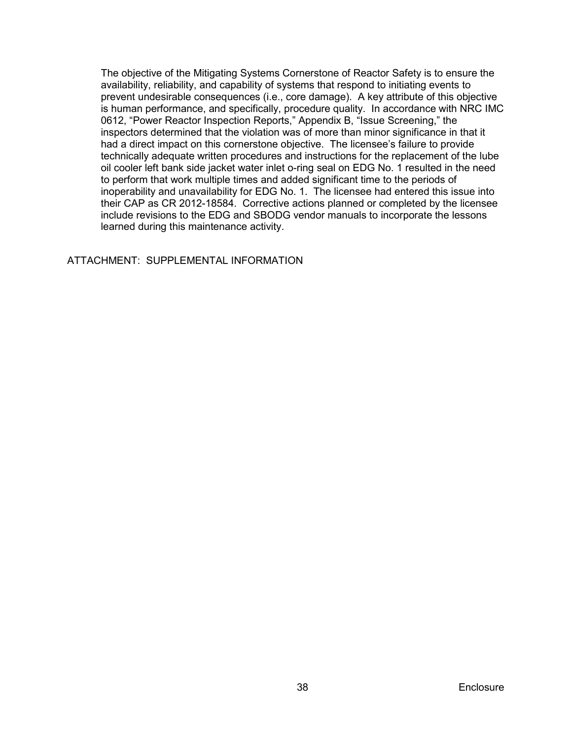The objective of the Mitigating Systems Cornerstone of Reactor Safety is to ensure the availability, reliability, and capability of systems that respond to initiating events to prevent undesirable consequences (i.e., core damage). A key attribute of this objective is human performance, and specifically, procedure quality. In accordance with NRC IMC 0612, "Power Reactor Inspection Reports," Appendix B, "Issue Screening," the inspectors determined that the violation was of more than minor significance in that it had a direct impact on this cornerstone objective. The licensee's failure to provide technically adequate written procedures and instructions for the replacement of the lube oil cooler left bank side jacket water inlet o-ring seal on EDG No. 1 resulted in the need to perform that work multiple times and added significant time to the periods of inoperability and unavailability for EDG No. 1. The licensee had entered this issue into their CAP as CR 2012-18584. Corrective actions planned or completed by the licensee include revisions to the EDG and SBODG vendor manuals to incorporate the lessons learned during this maintenance activity.

ATTACHMENT: SUPPLEMENTAL INFORMATION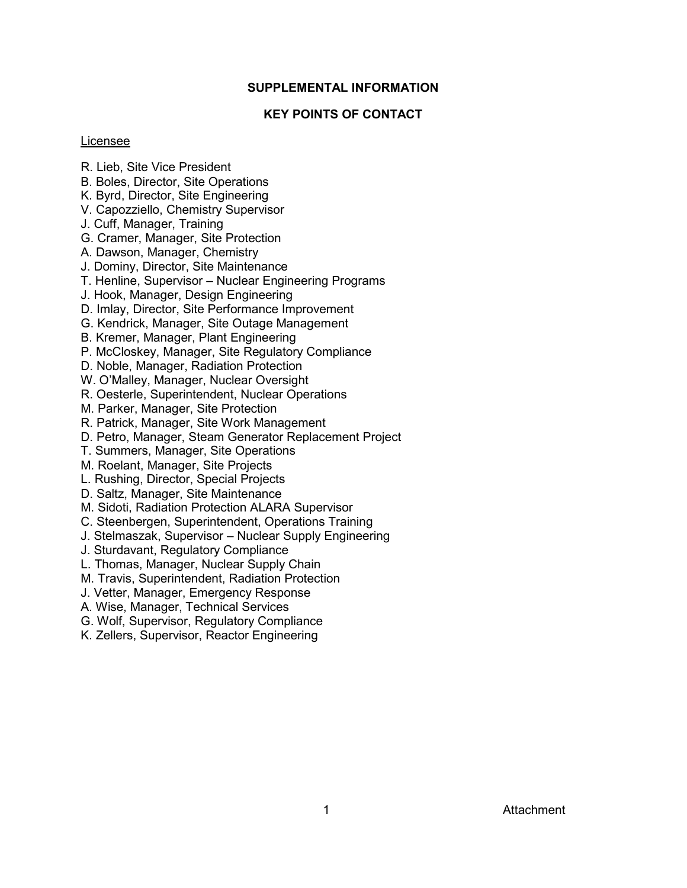## SUPPLEMENTAL INFORMATION

## KEY POINTS OF CONTACT

Licensee

R. Lieb, Site Vice President
B. Boles, Director, Site Operations
K. Byrd, Director, Site Engineering
V. Capozziello, Chemistry Supervisor
J. Cuff, Manager, Training
G. Cramer, Manager, Site Protection
A. Dawson, Manager, Chemistry
J. Dominy, Director, Site Maintenance
T. Henline, Supervisor – Nuclear Engineering Programs
J. Hook, Manager, Design Engineering
D. Imlay, Director, Site Performance Improvement
G. Kendrick, Manager, Site Outage Management
B. Kremer, Manager, Plant Engineering
P. McCloskey, Manager, Site Regulatory Compliance
D. Noble, Manager, Radiation Protection
W. O'Malley, Manager, Nuclear Oversight
R. Oesterle, Superintendent, Nuclear Operations
M. Parker, Manager, Site Protection
R. Patrick, Manager, Site Work Management
D. Petro, Manager, Steam Generator Replacement Project
T. Summers, Manager, Site Operations
M. Roelant, Manager, Site Projects
L. Rushing, Director, Special Projects
D. Saltz, Manager, Site Maintenance
M. Sidoti, Radiation Protection ALARA Supervisor
C. Steenbergen, Superintendent, Operations Training
J. Stelmaszak, Supervisor – Nuclear Supply Engineering
J. Sturdavant, Regulatory Compliance
L. Thomas, Manager, Nuclear Supply Chain
M. Travis, Superintendent, Radiation Protection
J. Vetter, Manager, Emergency Response
A. Wise, Manager, Technical Services
G. Wolf, Supervisor, Regulatory Compliance
K. Zellers, Supervisor, Reactor Engineering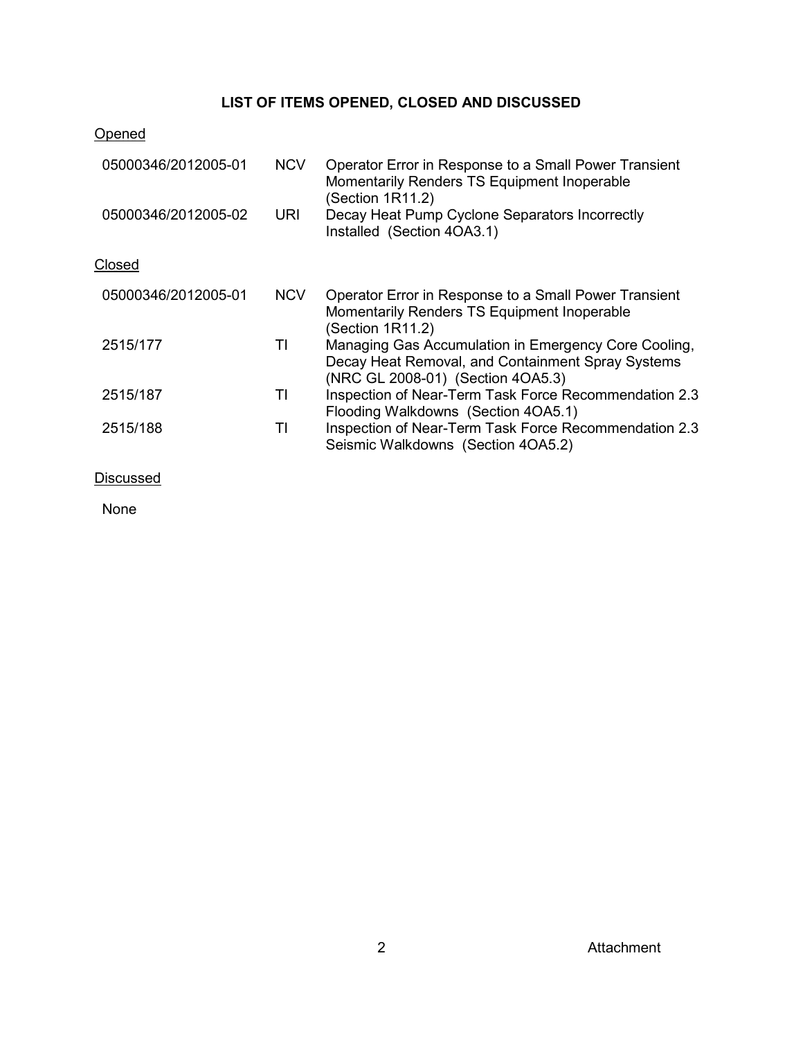## LIST OF ITEMS OPENED, CLOSED AND DISCUSSED

Opened

| | | |
|---|---|---|
| 05000346/2012005-01 | NCV | Operator Error in Response to a Small Power Transient Momentarily Renders TS Equipment Inoperable (Section 1R11.2) |
| 05000346/2012005-02 | URI | Decay Heat Pump Cyclone Separators Incorrectly Installed (Section 4OA3.1) |

Closed

| | | |
|---|---|---|
| 05000346/2012005-01 | NCV | Operator Error in Response to a Small Power Transient Momentarily Renders TS Equipment Inoperable (Section 1R11.2) |
| 2515/177 | TI | Managing Gas Accumulation in Emergency Core Cooling, Decay Heat Removal, and Containment Spray Systems (NRC GL 2008-01) (Section 4OA5.3) |
| 2515/187 | TI | Inspection of Near-Term Task Force Recommendation 2.3 Flooding Walkdowns (Section 4OA5.1) |
| 2515/188 | TI | Inspection of Near-Term Task Force Recommendation 2.3 Seismic Walkdowns (Section 4OA5.2) |

Discussed

None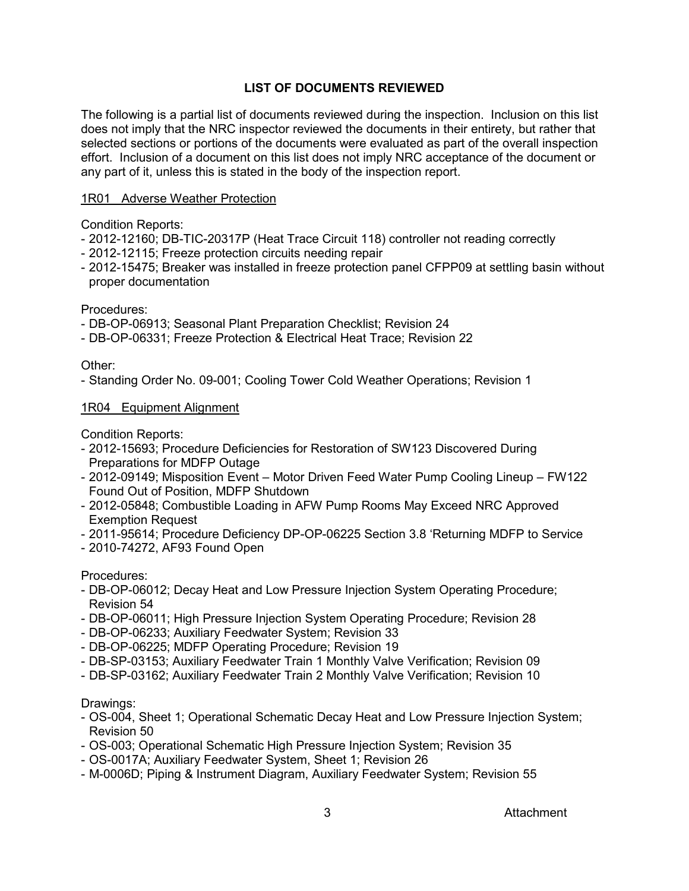## LIST OF DOCUMENTS REVIEWED

The following is a partial list of documents reviewed during the inspection. Inclusion on this list does not imply that the NRC inspector reviewed the documents in their entirety, but rather that selected sections or portions of the documents were evaluated as part of the overall inspection effort. Inclusion of a document on this list does not imply NRC acceptance of the document or any part of it, unless this is stated in the body of the inspection report.

### 1R01 Adverse Weather Protection

Condition Reports:
- 2012-12160; DB-TIC-20317P (Heat Trace Circuit 118) controller not reading correctly
- 2012-12115; Freeze protection circuits needing repair
- 2012-15475; Breaker was installed in freeze protection panel CFPP09 at settling basin without proper documentation

Procedures:
- DB-OP-06913; Seasonal Plant Preparation Checklist; Revision 24
- DB-OP-06331; Freeze Protection & Electrical Heat Trace; Revision 22

Other:
- Standing Order No. 09-001; Cooling Tower Cold Weather Operations; Revision 1

### 1R04 Equipment Alignment

Condition Reports:
- 2012-15693; Procedure Deficiencies for Restoration of SW123 Discovered During Preparations for MDFP Outage
- 2012-09149; Misposition Event – Motor Driven Feed Water Pump Cooling Lineup – FW122 Found Out of Position, MDFP Shutdown
- 2012-05848; Combustible Loading in AFW Pump Rooms May Exceed NRC Approved Exemption Request
- 2011-95614; Procedure Deficiency DP-OP-06225 Section 3.8 'Returning MDFP to Service
- 2010-74272, AF93 Found Open

Procedures:
- DB-OP-06012; Decay Heat and Low Pressure Injection System Operating Procedure; Revision 54
- DB-OP-06011; High Pressure Injection System Operating Procedure; Revision 28
- DB-OP-06233; Auxiliary Feedwater System; Revision 33
- DB-OP-06225; MDFP Operating Procedure; Revision 19
- DB-SP-03153; Auxiliary Feedwater Train 1 Monthly Valve Verification; Revision 09
- DB-SP-03162; Auxiliary Feedwater Train 2 Monthly Valve Verification; Revision 10

Drawings:
- OS-004, Sheet 1; Operational Schematic Decay Heat and Low Pressure Injection System; Revision 50
- OS-003; Operational Schematic High Pressure Injection System; Revision 35
- OS-0017A; Auxiliary Feedwater System, Sheet 1; Revision 26
- M-0006D; Piping & Instrument Diagram, Auxiliary Feedwater System; Revision 55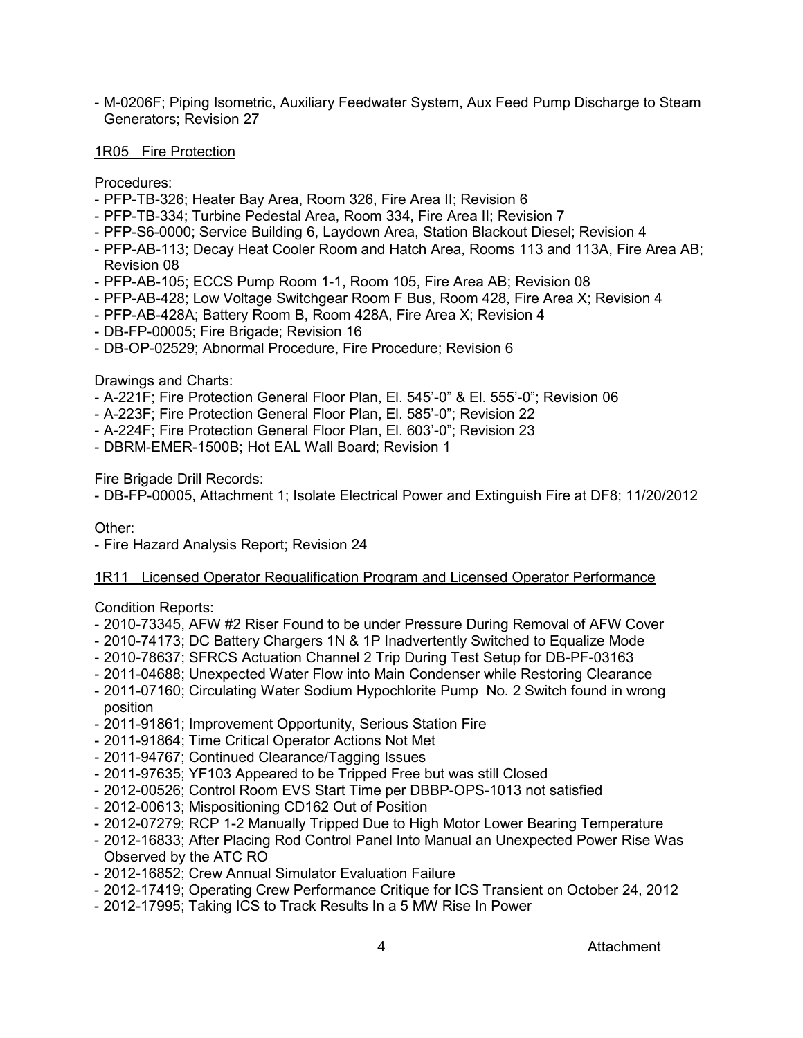- M-0206F; Piping Isometric, Auxiliary Feedwater System, Aux Feed Pump Discharge to Steam Generators; Revision 27

1R05 Fire Protection

Procedures:
- PFP-TB-326; Heater Bay Area, Room 326, Fire Area II; Revision 6
- PFP-TB-334; Turbine Pedestal Area, Room 334, Fire Area II; Revision 7
- PFP-S6-0000; Service Building 6, Laydown Area, Station Blackout Diesel; Revision 4
- PFP-AB-113; Decay Heat Cooler Room and Hatch Area, Rooms 113 and 113A, Fire Area AB; Revision 08
- PFP-AB-105; ECCS Pump Room 1-1, Room 105, Fire Area AB; Revision 08
- PFP-AB-428; Low Voltage Switchgear Room F Bus, Room 428, Fire Area X; Revision 4
- PFP-AB-428A; Battery Room B, Room 428A, Fire Area X; Revision 4
- DB-FP-00005; Fire Brigade; Revision 16
- DB-OP-02529; Abnormal Procedure, Fire Procedure; Revision 6

Drawings and Charts:
- A-221F; Fire Protection General Floor Plan, El. 545'-0" & El. 555'-0"; Revision 06
- A-223F; Fire Protection General Floor Plan, El. 585'-0"; Revision 22
- A-224F; Fire Protection General Floor Plan, El. 603'-0"; Revision 23
- DBRM-EMER-1500B; Hot EAL Wall Board; Revision 1

Fire Brigade Drill Records:
- DB-FP-00005, Attachment 1; Isolate Electrical Power and Extinguish Fire at DF8; 11/20/2012

Other:
- Fire Hazard Analysis Report; Revision 24

1R11 Licensed Operator Requalification Program and Licensed Operator Performance

Condition Reports:
- 2010-73345, AFW #2 Riser Found to be under Pressure During Removal of AFW Cover
- 2010-74173; DC Battery Chargers 1N & 1P Inadvertently Switched to Equalize Mode
- 2010-78637; SFRCS Actuation Channel 2 Trip During Test Setup for DB-PF-03163
- 2011-04688; Unexpected Water Flow into Main Condenser while Restoring Clearance
- 2011-07160; Circulating Water Sodium Hypochlorite Pump No. 2 Switch found in wrong position
- 2011-91861; Improvement Opportunity, Serious Station Fire
- 2011-91864; Time Critical Operator Actions Not Met
- 2011-94767; Continued Clearance/Tagging Issues
- 2011-97635; YF103 Appeared to be Tripped Free but was still Closed
- 2012-00526; Control Room EVS Start Time per DBBP-OPS-1013 not satisfied
- 2012-00613; Mispositioning CD162 Out of Position
- 2012-07279; RCP 1-2 Manually Tripped Due to High Motor Lower Bearing Temperature
- 2012-16833; After Placing Rod Control Panel Into Manual an Unexpected Power Rise Was Observed by the ATC RO
- 2012-16852; Crew Annual Simulator Evaluation Failure
- 2012-17419; Operating Crew Performance Critique for ICS Transient on October 24, 2012
- 2012-17995; Taking ICS to Track Results In a 5 MW Rise In Power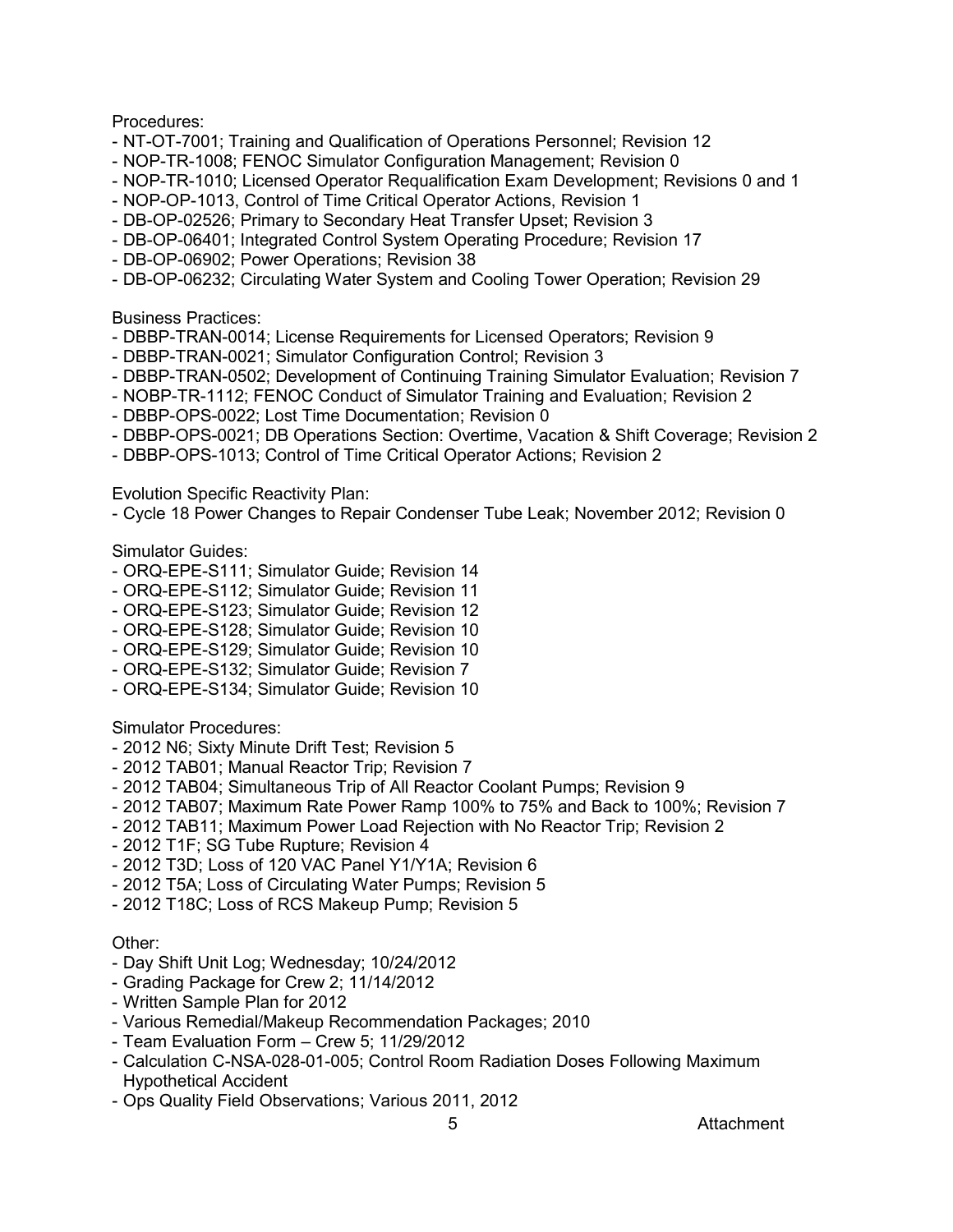Procedures:
- NT-OT-7001; Training and Qualification of Operations Personnel; Revision 12
- NOP-TR-1008; FENOC Simulator Configuration Management; Revision 0
- NOP-TR-1010; Licensed Operator Requalification Exam Development; Revisions 0 and 1
- NOP-OP-1013, Control of Time Critical Operator Actions, Revision 1
- DB-OP-02526; Primary to Secondary Heat Transfer Upset; Revision 3
- DB-OP-06401; Integrated Control System Operating Procedure; Revision 17
- DB-OP-06902; Power Operations; Revision 38
- DB-OP-06232; Circulating Water System and Cooling Tower Operation; Revision 29

Business Practices:
- DBBP-TRAN-0014; License Requirements for Licensed Operators; Revision 9
- DBBP-TRAN-0021; Simulator Configuration Control; Revision 3
- DBBP-TRAN-0502; Development of Continuing Training Simulator Evaluation; Revision 7
- NOBP-TR-1112; FENOC Conduct of Simulator Training and Evaluation; Revision 2
- DBBP-OPS-0022; Lost Time Documentation; Revision 0
- DBBP-OPS-0021; DB Operations Section: Overtime, Vacation & Shift Coverage; Revision 2
- DBBP-OPS-1013; Control of Time Critical Operator Actions; Revision 2

Evolution Specific Reactivity Plan:
- Cycle 18 Power Changes to Repair Condenser Tube Leak; November 2012; Revision 0

Simulator Guides:
- ORQ-EPE-S111; Simulator Guide; Revision 14
- ORQ-EPE-S112; Simulator Guide; Revision 11
- ORQ-EPE-S123; Simulator Guide; Revision 12
- ORQ-EPE-S128; Simulator Guide; Revision 10
- ORQ-EPE-S129; Simulator Guide; Revision 10
- ORQ-EPE-S132; Simulator Guide; Revision 7
- ORQ-EPE-S134; Simulator Guide; Revision 10

Simulator Procedures:
- 2012 N6; Sixty Minute Drift Test; Revision 5
- 2012 TAB01; Manual Reactor Trip; Revision 7
- 2012 TAB04; Simultaneous Trip of All Reactor Coolant Pumps; Revision 9
- 2012 TAB07; Maximum Rate Power Ramp 100% to 75% and Back to 100%; Revision 7
- 2012 TAB11; Maximum Power Load Rejection with No Reactor Trip; Revision 2
- 2012 T1F; SG Tube Rupture; Revision 4
- 2012 T3D; Loss of 120 VAC Panel Y1/Y1A; Revision 6
- 2012 T5A; Loss of Circulating Water Pumps; Revision 5
- 2012 T18C; Loss of RCS Makeup Pump; Revision 5

Other:
- Day Shift Unit Log; Wednesday; 10/24/2012
- Grading Package for Crew 2; 11/14/2012
- Written Sample Plan for 2012
- Various Remedial/Makeup Recommendation Packages; 2010
- Team Evaluation Form – Crew 5; 11/29/2012
- Calculation C-NSA-028-01-005; Control Room Radiation Doses Following Maximum Hypothetical Accident
- Ops Quality Field Observations; Various 2011, 2012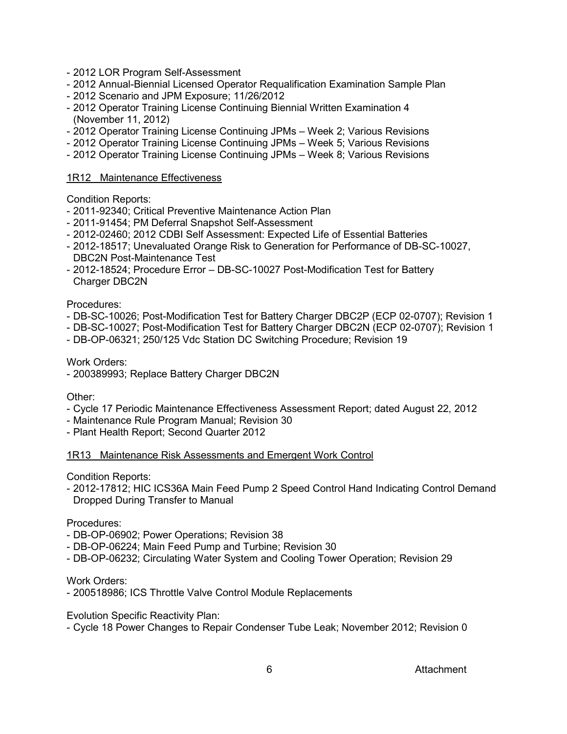- 2012 LOR Program Self-Assessment
- 2012 Annual-Biennial Licensed Operator Requalification Examination Sample Plan
- 2012 Scenario and JPM Exposure; 11/26/2012
- 2012 Operator Training License Continuing Biennial Written Examination 4 (November 11, 2012)
- 2012 Operator Training License Continuing JPMs – Week 2; Various Revisions
- 2012 Operator Training License Continuing JPMs – Week 5; Various Revisions
- 2012 Operator Training License Continuing JPMs – Week 8; Various Revisions

1R12 Maintenance Effectiveness

Condition Reports:
- 2011-92340; Critical Preventive Maintenance Action Plan
- 2011-91454; PM Deferral Snapshot Self-Assessment
- 2012-02460; 2012 CDBI Self Assessment: Expected Life of Essential Batteries
- 2012-18517; Unevaluated Orange Risk to Generation for Performance of DB-SC-10027, DBC2N Post-Maintenance Test
- 2012-18524; Procedure Error – DB-SC-10027 Post-Modification Test for Battery Charger DBC2N

Procedures:
- DB-SC-10026; Post-Modification Test for Battery Charger DBC2P (ECP 02-0707); Revision 1
- DB-SC-10027; Post-Modification Test for Battery Charger DBC2N (ECP 02-0707); Revision 1
- DB-OP-06321; 250/125 Vdc Station DC Switching Procedure; Revision 19

Work Orders:
- 200389993; Replace Battery Charger DBC2N

Other:
- Cycle 17 Periodic Maintenance Effectiveness Assessment Report; dated August 22, 2012
- Maintenance Rule Program Manual; Revision 30
- Plant Health Report; Second Quarter 2012

1R13 Maintenance Risk Assessments and Emergent Work Control

Condition Reports:
- 2012-17812; HIC ICS36A Main Feed Pump 2 Speed Control Hand Indicating Control Demand Dropped During Transfer to Manual

Procedures:
- DB-OP-06902; Power Operations; Revision 38
- DB-OP-06224; Main Feed Pump and Turbine; Revision 30
- DB-OP-06232; Circulating Water System and Cooling Tower Operation; Revision 29

Work Orders:
- 200518986; ICS Throttle Valve Control Module Replacements

Evolution Specific Reactivity Plan:
- Cycle 18 Power Changes to Repair Condenser Tube Leak; November 2012; Revision 0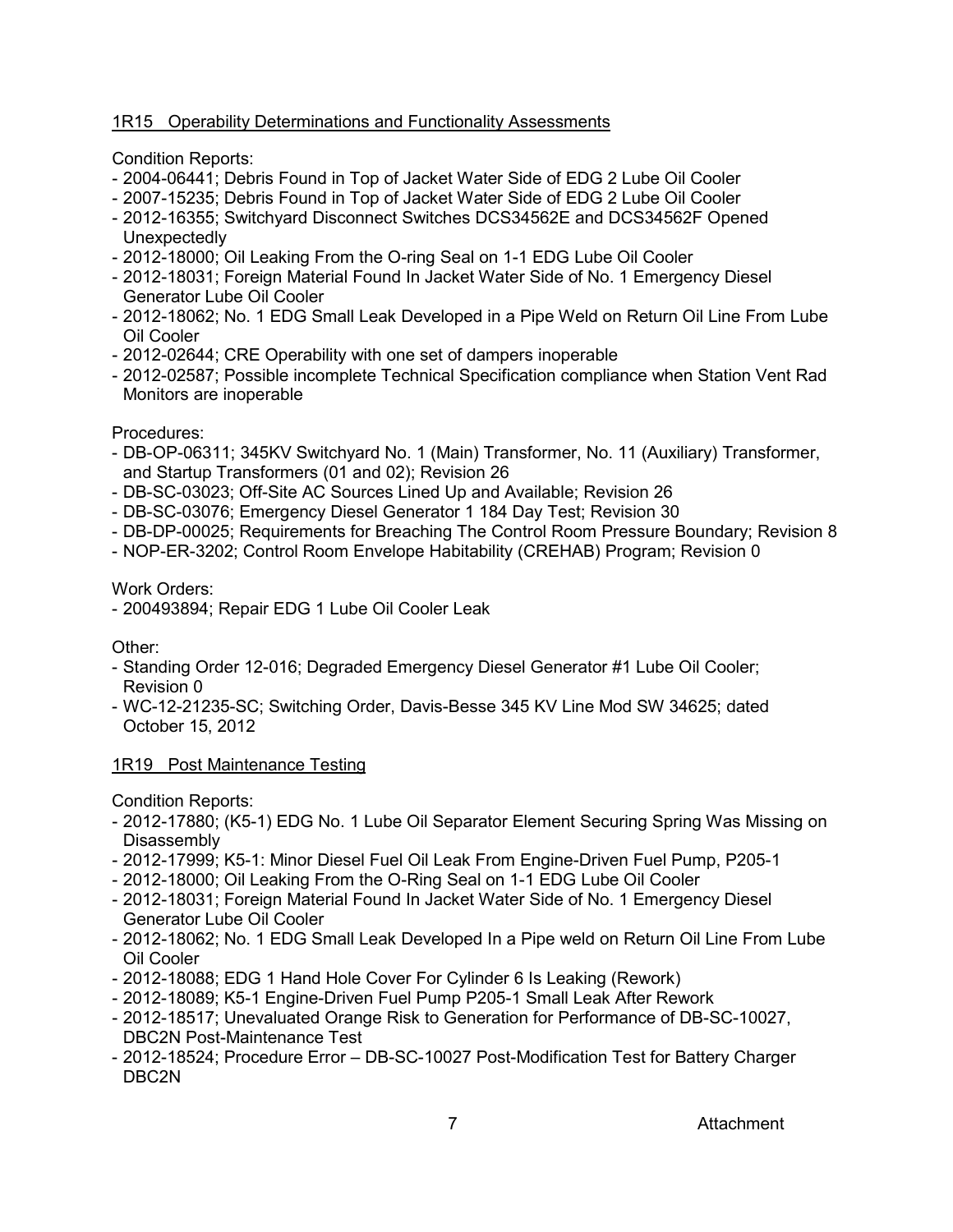## 1R15 Operability Determinations and Functionality Assessments

Condition Reports:

- 2004-06441; Debris Found in Top of Jacket Water Side of EDG 2 Lube Oil Cooler
- 2007-15235; Debris Found in Top of Jacket Water Side of EDG 2 Lube Oil Cooler
- 2012-16355; Switchyard Disconnect Switches DCS34562E and DCS34562F Opened Unexpectedly
- 2012-18000; Oil Leaking From the O-ring Seal on 1-1 EDG Lube Oil Cooler
- 2012-18031; Foreign Material Found In Jacket Water Side of No. 1 Emergency Diesel Generator Lube Oil Cooler
- 2012-18062; No. 1 EDG Small Leak Developed in a Pipe Weld on Return Oil Line From Lube Oil Cooler
- 2012-02644; CRE Operability with one set of dampers inoperable
- 2012-02587; Possible incomplete Technical Specification compliance when Station Vent Rad Monitors are inoperable

Procedures:

- DB-OP-06311; 345KV Switchyard No. 1 (Main) Transformer, No. 11 (Auxiliary) Transformer, and Startup Transformers (01 and 02); Revision 26
- DB-SC-03023; Off-Site AC Sources Lined Up and Available; Revision 26
- DB-SC-03076; Emergency Diesel Generator 1 184 Day Test; Revision 30
- DB-DP-00025; Requirements for Breaching The Control Room Pressure Boundary; Revision 8
- NOP-ER-3202; Control Room Envelope Habitability (CREHAB) Program; Revision 0

Work Orders:

- 200493894; Repair EDG 1 Lube Oil Cooler Leak

Other:

- Standing Order 12-016; Degraded Emergency Diesel Generator #1 Lube Oil Cooler; Revision 0
- WC-12-21235-SC; Switching Order, Davis-Besse 345 KV Line Mod SW 34625; dated October 15, 2012

## 1R19 Post Maintenance Testing

Condition Reports:

- 2012-17880; (K5-1) EDG No. 1 Lube Oil Separator Element Securing Spring Was Missing on Disassembly
- 2012-17999; K5-1: Minor Diesel Fuel Oil Leak From Engine-Driven Fuel Pump, P205-1
- 2012-18000; Oil Leaking From the O-Ring Seal on 1-1 EDG Lube Oil Cooler
- 2012-18031; Foreign Material Found In Jacket Water Side of No. 1 Emergency Diesel Generator Lube Oil Cooler
- 2012-18062; No. 1 EDG Small Leak Developed In a Pipe weld on Return Oil Line From Lube Oil Cooler
- 2012-18088; EDG 1 Hand Hole Cover For Cylinder 6 Is Leaking (Rework)
- 2012-18089; K5-1 Engine-Driven Fuel Pump P205-1 Small Leak After Rework
- 2012-18517; Unevaluated Orange Risk to Generation for Performance of DB-SC-10027, DBC2N Post-Maintenance Test
- 2012-18524; Procedure Error – DB-SC-10027 Post-Modification Test for Battery Charger DBC2N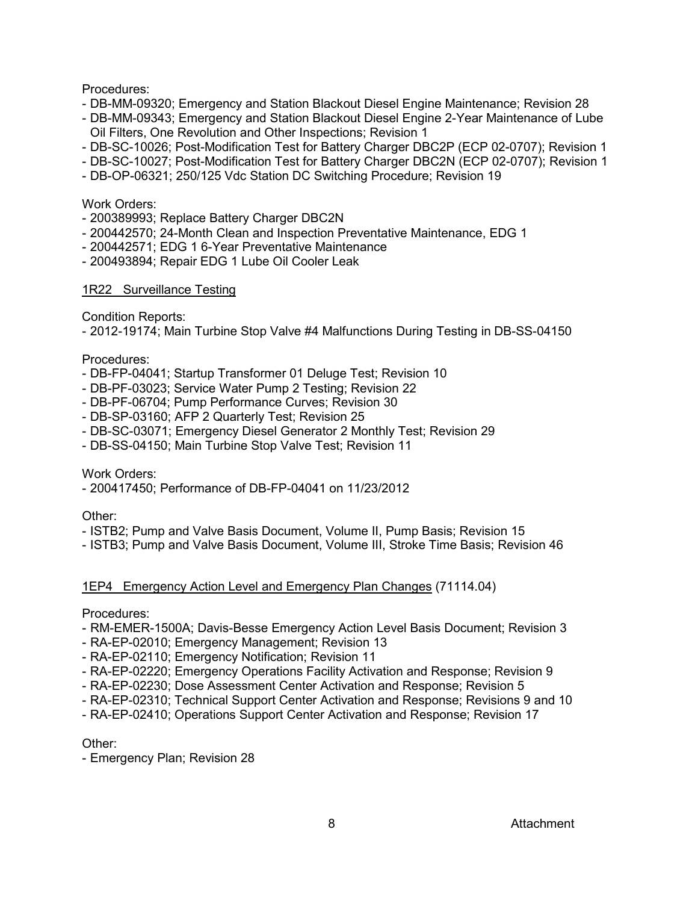Procedures:

- DB-MM-09320; Emergency and Station Blackout Diesel Engine Maintenance; Revision 28
- DB-MM-09343; Emergency and Station Blackout Diesel Engine 2-Year Maintenance of Lube Oil Filters, One Revolution and Other Inspections; Revision 1
- DB-SC-10026; Post-Modification Test for Battery Charger DBC2P (ECP 02-0707); Revision 1
- DB-SC-10027; Post-Modification Test for Battery Charger DBC2N (ECP 02-0707); Revision 1
- DB-OP-06321; 250/125 Vdc Station DC Switching Procedure; Revision 19

Work Orders:

- 200389993; Replace Battery Charger DBC2N
- 200442570; 24-Month Clean and Inspection Preventative Maintenance, EDG 1
- 200442571; EDG 1 6-Year Preventative Maintenance
- 200493894; Repair EDG 1 Lube Oil Cooler Leak

## 1R22 Surveillance Testing

Condition Reports:

- 2012-19174; Main Turbine Stop Valve #4 Malfunctions During Testing in DB-SS-04150

Procedures:

- DB-FP-04041; Startup Transformer 01 Deluge Test; Revision 10
- DB-PF-03023; Service Water Pump 2 Testing; Revision 22
- DB-PF-06704; Pump Performance Curves; Revision 30
- DB-SP-03160; AFP 2 Quarterly Test; Revision 25
- DB-SC-03071; Emergency Diesel Generator 2 Monthly Test; Revision 29
- DB-SS-04150; Main Turbine Stop Valve Test; Revision 11

Work Orders:

- 200417450; Performance of DB-FP-04041 on 11/23/2012

Other:

- ISTB2; Pump and Valve Basis Document, Volume II, Pump Basis; Revision 15
- ISTB3; Pump and Valve Basis Document, Volume III, Stroke Time Basis; Revision 46

## 1EP4 Emergency Action Level and Emergency Plan Changes (71114.04)

Procedures:

- RM-EMER-1500A; Davis-Besse Emergency Action Level Basis Document; Revision 3
- RA-EP-02010; Emergency Management; Revision 13
- RA-EP-02110; Emergency Notification; Revision 11
- RA-EP-02220; Emergency Operations Facility Activation and Response; Revision 9
- RA-EP-02230; Dose Assessment Center Activation and Response; Revision 5
- RA-EP-02310; Technical Support Center Activation and Response; Revisions 9 and 10
- RA-EP-02410; Operations Support Center Activation and Response; Revision 17

Other:

- Emergency Plan; Revision 28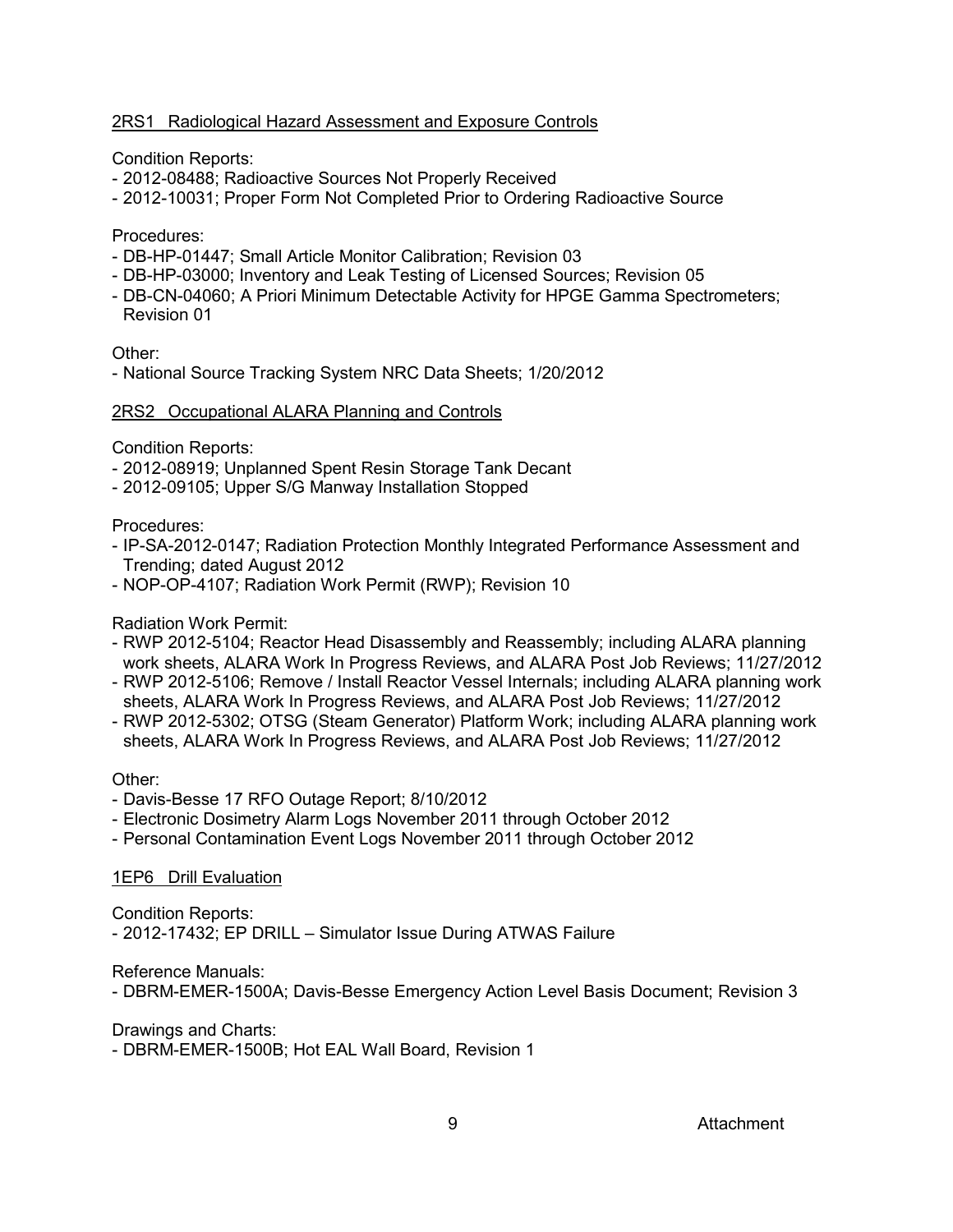2RS1 Radiological Hazard Assessment and Exposure Controls

Condition Reports:
- 2012-08488; Radioactive Sources Not Properly Received
- 2012-10031; Proper Form Not Completed Prior to Ordering Radioactive Source

Procedures:
- DB-HP-01447; Small Article Monitor Calibration; Revision 03
- DB-HP-03000; Inventory and Leak Testing of Licensed Sources; Revision 05
- DB-CN-04060; A Priori Minimum Detectable Activity for HPGE Gamma Spectrometers; Revision 01

Other:
- National Source Tracking System NRC Data Sheets; 1/20/2012

2RS2 Occupational ALARA Planning and Controls

Condition Reports:
- 2012-08919; Unplanned Spent Resin Storage Tank Decant
- 2012-09105; Upper S/G Manway Installation Stopped

Procedures:
- IP-SA-2012-0147; Radiation Protection Monthly Integrated Performance Assessment and Trending; dated August 2012
- NOP-OP-4107; Radiation Work Permit (RWP); Revision 10

Radiation Work Permit:
- RWP 2012-5104; Reactor Head Disassembly and Reassembly; including ALARA planning work sheets, ALARA Work In Progress Reviews, and ALARA Post Job Reviews; 11/27/2012
- RWP 2012-5106; Remove / Install Reactor Vessel Internals; including ALARA planning work sheets, ALARA Work In Progress Reviews, and ALARA Post Job Reviews; 11/27/2012
- RWP 2012-5302; OTSG (Steam Generator) Platform Work; including ALARA planning work sheets, ALARA Work In Progress Reviews, and ALARA Post Job Reviews; 11/27/2012

Other:
- Davis-Besse 17 RFO Outage Report; 8/10/2012
- Electronic Dosimetry Alarm Logs November 2011 through October 2012
- Personal Contamination Event Logs November 2011 through October 2012

1EP6 Drill Evaluation

Condition Reports:
- 2012-17432; EP DRILL – Simulator Issue During ATWAS Failure

Reference Manuals:
- DBRM-EMER-1500A; Davis-Besse Emergency Action Level Basis Document; Revision 3

Drawings and Charts:
- DBRM-EMER-1500B; Hot EAL Wall Board, Revision 1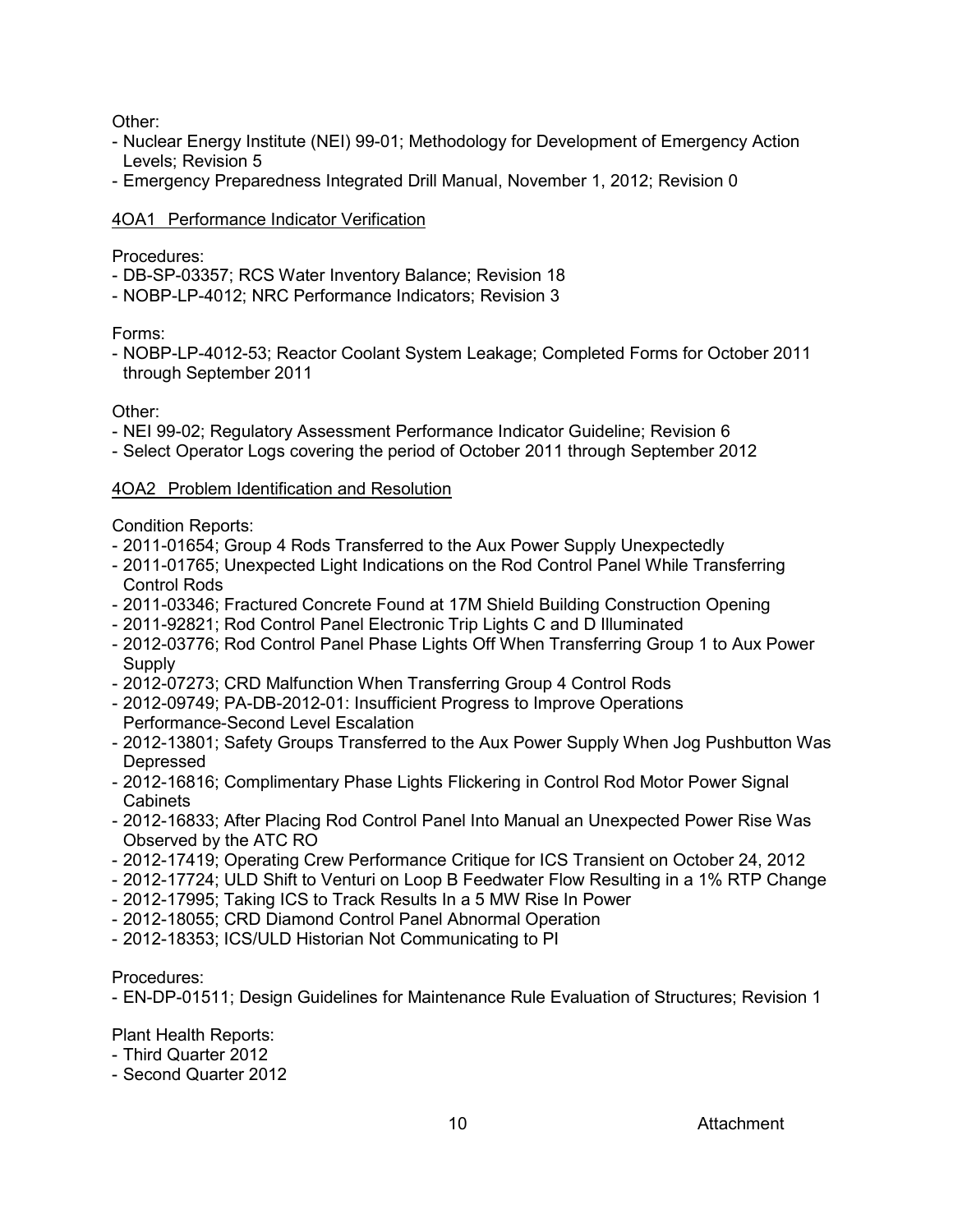Other:

- Nuclear Energy Institute (NEI) 99-01; Methodology for Development of Emergency Action Levels; Revision 5
- Emergency Preparedness Integrated Drill Manual, November 1, 2012; Revision 0

4OA1 Performance Indicator Verification

Procedures:

- DB-SP-03357; RCS Water Inventory Balance; Revision 18
- NOBP-LP-4012; NRC Performance Indicators; Revision 3

Forms:

- NOBP-LP-4012-53; Reactor Coolant System Leakage; Completed Forms for October 2011 through September 2011

Other:

- NEI 99-02; Regulatory Assessment Performance Indicator Guideline; Revision 6
- Select Operator Logs covering the period of October 2011 through September 2012

4OA2 Problem Identification and Resolution

Condition Reports:

- 2011-01654; Group 4 Rods Transferred to the Aux Power Supply Unexpectedly
- 2011-01765; Unexpected Light Indications on the Rod Control Panel While Transferring Control Rods
- 2011-03346; Fractured Concrete Found at 17M Shield Building Construction Opening
- 2011-92821; Rod Control Panel Electronic Trip Lights C and D Illuminated
- 2012-03776; Rod Control Panel Phase Lights Off When Transferring Group 1 to Aux Power Supply
- 2012-07273; CRD Malfunction When Transferring Group 4 Control Rods
- 2012-09749; PA-DB-2012-01: Insufficient Progress to Improve Operations Performance-Second Level Escalation
- 2012-13801; Safety Groups Transferred to the Aux Power Supply When Jog Pushbutton Was Depressed
- 2012-16816; Complimentary Phase Lights Flickering in Control Rod Motor Power Signal Cabinets
- 2012-16833; After Placing Rod Control Panel Into Manual an Unexpected Power Rise Was Observed by the ATC RO
- 2012-17419; Operating Crew Performance Critique for ICS Transient on October 24, 2012
- 2012-17724; ULD Shift to Venturi on Loop B Feedwater Flow Resulting in a 1% RTP Change
- 2012-17995; Taking ICS to Track Results In a 5 MW Rise In Power
- 2012-18055; CRD Diamond Control Panel Abnormal Operation
- 2012-18353; ICS/ULD Historian Not Communicating to PI

Procedures:

- EN-DP-01511; Design Guidelines for Maintenance Rule Evaluation of Structures; Revision 1

Plant Health Reports:

- Third Quarter 2012
- Second Quarter 2012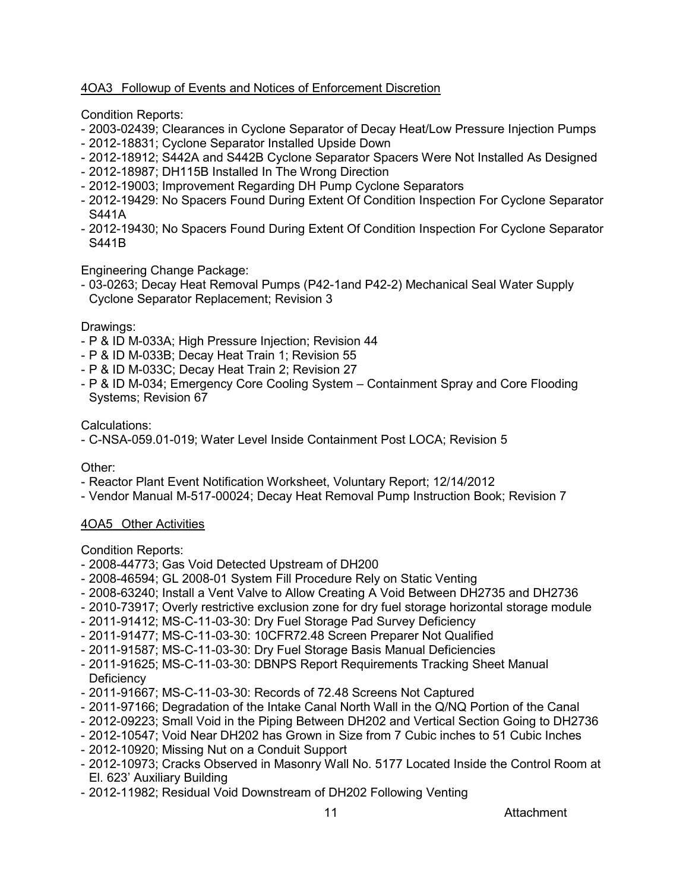## 4OA3 Followup of Events and Notices of Enforcement Discretion

Condition Reports:

- 2003-02439; Clearances in Cyclone Separator of Decay Heat/Low Pressure Injection Pumps
- 2012-18831; Cyclone Separator Installed Upside Down
- 2012-18912; S442A and S442B Cyclone Separator Spacers Were Not Installed As Designed
- 2012-18987; DH115B Installed In The Wrong Direction
- 2012-19003; Improvement Regarding DH Pump Cyclone Separators
- 2012-19429: No Spacers Found During Extent Of Condition Inspection For Cyclone Separator S441A
- 2012-19430; No Spacers Found During Extent Of Condition Inspection For Cyclone Separator S441B

Engineering Change Package:

- 03-0263; Decay Heat Removal Pumps (P42-1and P42-2) Mechanical Seal Water Supply Cyclone Separator Replacement; Revision 3

Drawings:

- P & ID M-033A; High Pressure Injection; Revision 44
- P & ID M-033B; Decay Heat Train 1; Revision 55
- P & ID M-033C; Decay Heat Train 2; Revision 27
- P & ID M-034; Emergency Core Cooling System – Containment Spray and Core Flooding Systems; Revision 67

Calculations:

- C-NSA-059.01-019; Water Level Inside Containment Post LOCA; Revision 5

Other:

- Reactor Plant Event Notification Worksheet, Voluntary Report; 12/14/2012
- Vendor Manual M-517-00024; Decay Heat Removal Pump Instruction Book; Revision 7

## 4OA5 Other Activities

Condition Reports:

- 2008-44773; Gas Void Detected Upstream of DH200
- 2008-46594; GL 2008-01 System Fill Procedure Rely on Static Venting
- 2008-63240; Install a Vent Valve to Allow Creating A Void Between DH2735 and DH2736
- 2010-73917; Overly restrictive exclusion zone for dry fuel storage horizontal storage module
- 2011-91412; MS-C-11-03-30: Dry Fuel Storage Pad Survey Deficiency
- 2011-91477; MS-C-11-03-30: 10CFR72.48 Screen Preparer Not Qualified
- 2011-91587; MS-C-11-03-30: Dry Fuel Storage Basis Manual Deficiencies
- 2011-91625; MS-C-11-03-30: DBNPS Report Requirements Tracking Sheet Manual Deficiency
- 2011-91667; MS-C-11-03-30: Records of 72.48 Screens Not Captured
- 2011-97166; Degradation of the Intake Canal North Wall in the Q/NQ Portion of the Canal
- 2012-09223; Small Void in the Piping Between DH202 and Vertical Section Going to DH2736
- 2012-10547; Void Near DH202 has Grown in Size from 7 Cubic inches to 51 Cubic Inches
- 2012-10920; Missing Nut on a Conduit Support
- 2012-10973; Cracks Observed in Masonry Wall No. 5177 Located Inside the Control Room at El. 623' Auxiliary Building
- 2012-11982; Residual Void Downstream of DH202 Following Venting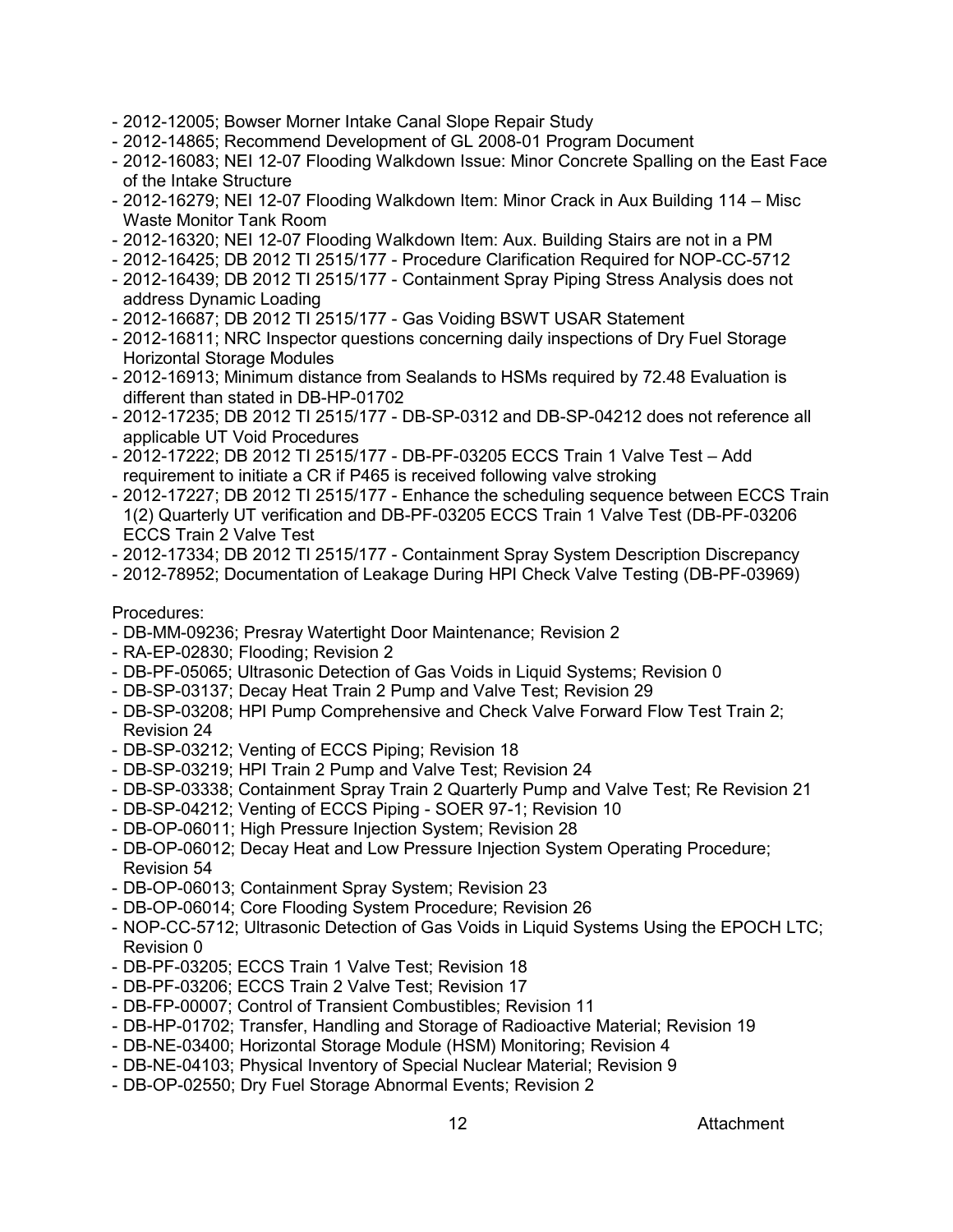- 2012-12005; Bowser Morner Intake Canal Slope Repair Study
- 2012-14865; Recommend Development of GL 2008-01 Program Document
- 2012-16083; NEI 12-07 Flooding Walkdown Issue: Minor Concrete Spalling on the East Face of the Intake Structure
- 2012-16279; NEI 12-07 Flooding Walkdown Item: Minor Crack in Aux Building 114 – Misc Waste Monitor Tank Room
- 2012-16320; NEI 12-07 Flooding Walkdown Item: Aux. Building Stairs are not in a PM
- 2012-16425; DB 2012 TI 2515/177 - Procedure Clarification Required for NOP-CC-5712
- 2012-16439; DB 2012 TI 2515/177 - Containment Spray Piping Stress Analysis does not address Dynamic Loading
- 2012-16687; DB 2012 TI 2515/177 - Gas Voiding BSWT USAR Statement
- 2012-16811; NRC Inspector questions concerning daily inspections of Dry Fuel Storage Horizontal Storage Modules
- 2012-16913; Minimum distance from Sealands to HSMs required by 72.48 Evaluation is different than stated in DB-HP-01702
- 2012-17235; DB 2012 TI 2515/177 - DB-SP-0312 and DB-SP-04212 does not reference all applicable UT Void Procedures
- 2012-17222; DB 2012 TI 2515/177 - DB-PF-03205 ECCS Train 1 Valve Test – Add requirement to initiate a CR if P465 is received following valve stroking
- 2012-17227; DB 2012 TI 2515/177 - Enhance the scheduling sequence between ECCS Train 1(2) Quarterly UT verification and DB-PF-03205 ECCS Train 1 Valve Test (DB-PF-03206 ECCS Train 2 Valve Test
- 2012-17334; DB 2012 TI 2515/177 - Containment Spray System Description Discrepancy
- 2012-78952; Documentation of Leakage During HPI Check Valve Testing (DB-PF-03969)

Procedures:

- DB-MM-09236; Presray Watertight Door Maintenance; Revision 2
- RA-EP-02830; Flooding; Revision 2
- DB-PF-05065; Ultrasonic Detection of Gas Voids in Liquid Systems; Revision 0
- DB-SP-03137; Decay Heat Train 2 Pump and Valve Test; Revision 29
- DB-SP-03208; HPI Pump Comprehensive and Check Valve Forward Flow Test Train 2; Revision 24
- DB-SP-03212; Venting of ECCS Piping; Revision 18
- DB-SP-03219; HPI Train 2 Pump and Valve Test; Revision 24
- DB-SP-03338; Containment Spray Train 2 Quarterly Pump and Valve Test; Re Revision 21
- DB-SP-04212; Venting of ECCS Piping - SOER 97-1; Revision 10
- DB-OP-06011; High Pressure Injection System; Revision 28
- DB-OP-06012; Decay Heat and Low Pressure Injection System Operating Procedure; Revision 54
- DB-OP-06013; Containment Spray System; Revision 23
- DB-OP-06014; Core Flooding System Procedure; Revision 26
- NOP-CC-5712; Ultrasonic Detection of Gas Voids in Liquid Systems Using the EPOCH LTC; Revision 0
- DB-PF-03205; ECCS Train 1 Valve Test; Revision 18
- DB-PF-03206; ECCS Train 2 Valve Test; Revision 17
- DB-FP-00007; Control of Transient Combustibles; Revision 11
- DB-HP-01702; Transfer, Handling and Storage of Radioactive Material; Revision 19
- DB-NE-03400; Horizontal Storage Module (HSM) Monitoring; Revision 4
- DB-NE-04103; Physical Inventory of Special Nuclear Material; Revision 9
- DB-OP-02550; Dry Fuel Storage Abnormal Events; Revision 2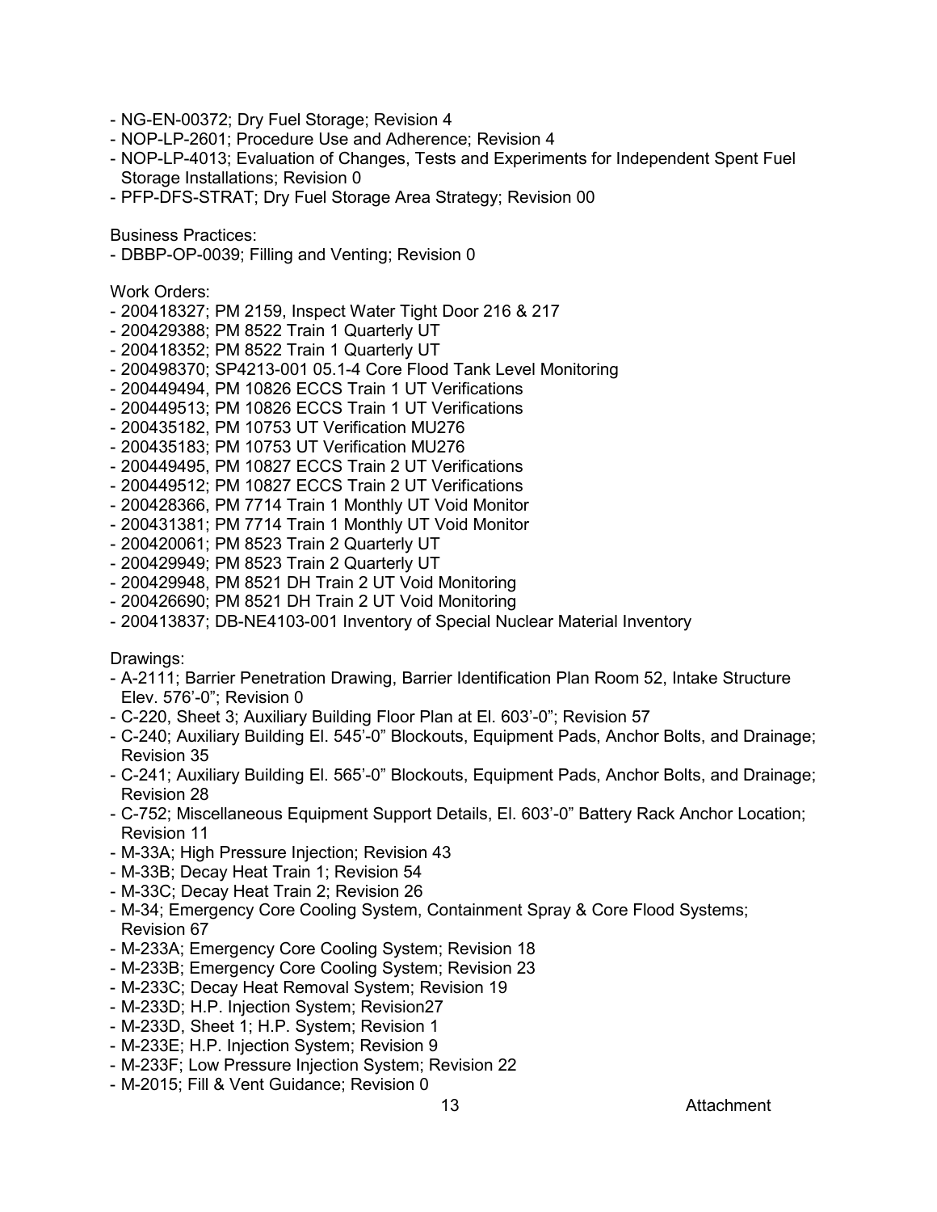- NG-EN-00372; Dry Fuel Storage; Revision 4
- NOP-LP-2601; Procedure Use and Adherence; Revision 4
- NOP-LP-4013; Evaluation of Changes, Tests and Experiments for Independent Spent Fuel Storage Installations; Revision 0
- PFP-DFS-STRAT; Dry Fuel Storage Area Strategy; Revision 00

Business Practices:
- DBBP-OP-0039; Filling and Venting; Revision 0

Work Orders:
- 200418327; PM 2159, Inspect Water Tight Door 216 & 217
- 200429388; PM 8522 Train 1 Quarterly UT
- 200418352; PM 8522 Train 1 Quarterly UT
- 200498370; SP4213-001 05.1-4 Core Flood Tank Level Monitoring
- 200449494, PM 10826 ECCS Train 1 UT Verifications
- 200449513; PM 10826 ECCS Train 1 UT Verifications
- 200435182, PM 10753 UT Verification MU276
- 200435183; PM 10753 UT Verification MU276
- 200449495, PM 10827 ECCS Train 2 UT Verifications
- 200449512; PM 10827 ECCS Train 2 UT Verifications
- 200428366, PM 7714 Train 1 Monthly UT Void Monitor
- 200431381; PM 7714 Train 1 Monthly UT Void Monitor
- 200420061; PM 8523 Train 2 Quarterly UT
- 200429949; PM 8523 Train 2 Quarterly UT
- 200429948, PM 8521 DH Train 2 UT Void Monitoring
- 200426690; PM 8521 DH Train 2 UT Void Monitoring
- 200413837; DB-NE4103-001 Inventory of Special Nuclear Material Inventory

Drawings:
- A-2111; Barrier Penetration Drawing, Barrier Identification Plan Room 52, Intake Structure Elev. 576'-0"; Revision 0
- C-220, Sheet 3; Auxiliary Building Floor Plan at El. 603'-0"; Revision 57
- C-240; Auxiliary Building El. 545'-0" Blockouts, Equipment Pads, Anchor Bolts, and Drainage; Revision 35
- C-241; Auxiliary Building El. 565'-0" Blockouts, Equipment Pads, Anchor Bolts, and Drainage; Revision 28
- C-752; Miscellaneous Equipment Support Details, El. 603'-0" Battery Rack Anchor Location; Revision 11
- M-33A; High Pressure Injection; Revision 43
- M-33B; Decay Heat Train 1; Revision 54
- M-33C; Decay Heat Train 2; Revision 26
- M-34; Emergency Core Cooling System, Containment Spray & Core Flood Systems; Revision 67
- M-233A; Emergency Core Cooling System; Revision 18
- M-233B; Emergency Core Cooling System; Revision 23
- M-233C; Decay Heat Removal System; Revision 19
- M-233D; H.P. Injection System; Revision27
- M-233D, Sheet 1; H.P. System; Revision 1
- M-233E; H.P. Injection System; Revision 9
- M-233F; Low Pressure Injection System; Revision 22
- M-2015; Fill & Vent Guidance; Revision 0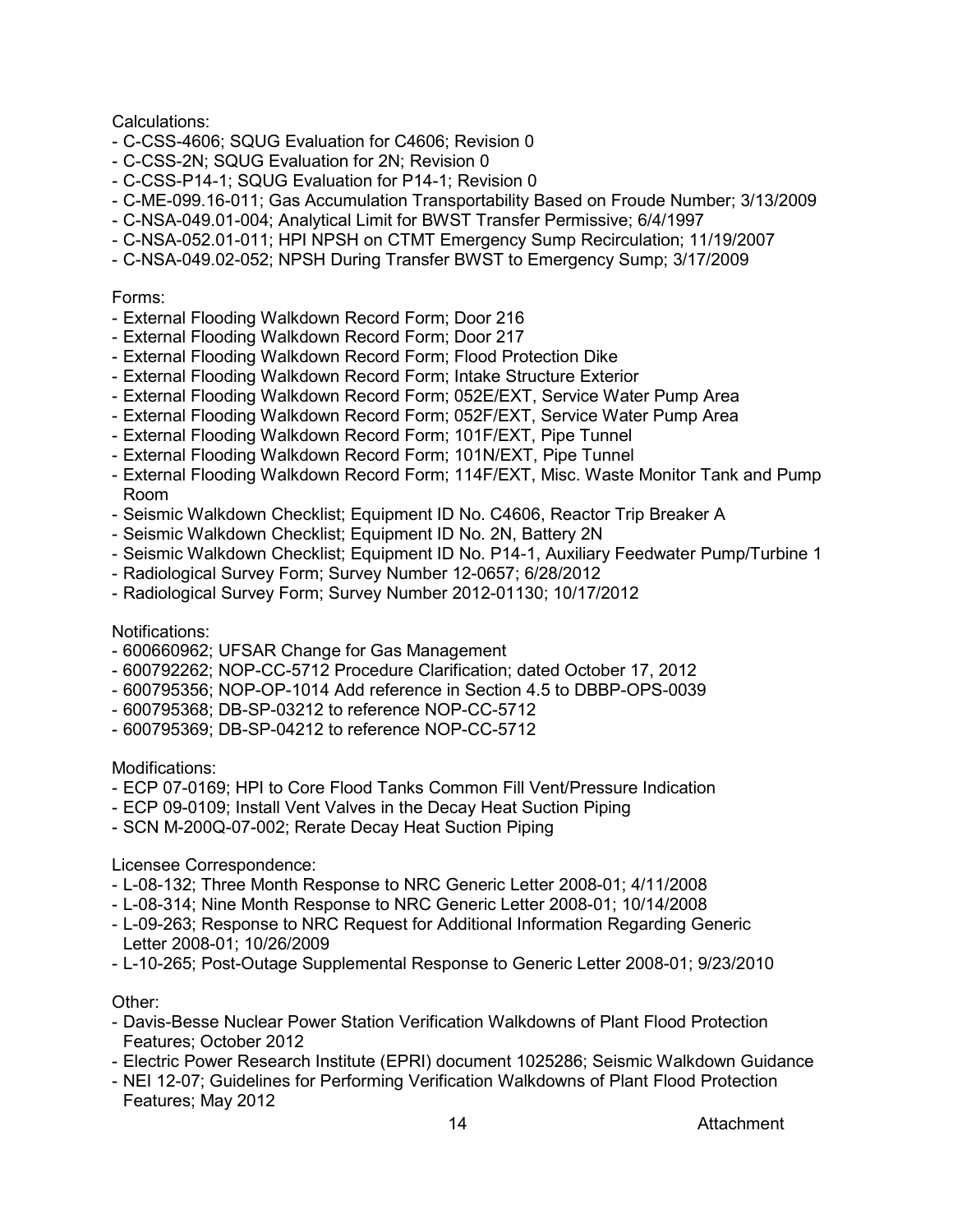Calculations:
- C-CSS-4606; SQUG Evaluation for C4606; Revision 0
- C-CSS-2N; SQUG Evaluation for 2N; Revision 0
- C-CSS-P14-1; SQUG Evaluation for P14-1; Revision 0
- C-ME-099.16-011; Gas Accumulation Transportability Based on Froude Number; 3/13/2009
- C-NSA-049.01-004; Analytical Limit for BWST Transfer Permissive; 6/4/1997
- C-NSA-052.01-011; HPI NPSH on CTMT Emergency Sump Recirculation; 11/19/2007
- C-NSA-049.02-052; NPSH During Transfer BWST to Emergency Sump; 3/17/2009

Forms:
- External Flooding Walkdown Record Form; Door 216
- External Flooding Walkdown Record Form; Door 217
- External Flooding Walkdown Record Form; Flood Protection Dike
- External Flooding Walkdown Record Form; Intake Structure Exterior
- External Flooding Walkdown Record Form; 052E/EXT, Service Water Pump Area
- External Flooding Walkdown Record Form; 052F/EXT, Service Water Pump Area
- External Flooding Walkdown Record Form; 101F/EXT, Pipe Tunnel
- External Flooding Walkdown Record Form; 101N/EXT, Pipe Tunnel
- External Flooding Walkdown Record Form; 114F/EXT, Misc. Waste Monitor Tank and Pump Room
- Seismic Walkdown Checklist; Equipment ID No. C4606, Reactor Trip Breaker A
- Seismic Walkdown Checklist; Equipment ID No. 2N, Battery 2N
- Seismic Walkdown Checklist; Equipment ID No. P14-1, Auxiliary Feedwater Pump/Turbine 1
- Radiological Survey Form; Survey Number 12-0657; 6/28/2012
- Radiological Survey Form; Survey Number 2012-01130; 10/17/2012

Notifications:
- 600660962; UFSAR Change for Gas Management
- 600792262; NOP-CC-5712 Procedure Clarification; dated October 17, 2012
- 600795356; NOP-OP-1014 Add reference in Section 4.5 to DBBP-OPS-0039
- 600795368; DB-SP-03212 to reference NOP-CC-5712
- 600795369; DB-SP-04212 to reference NOP-CC-5712

Modifications:
- ECP 07-0169; HPI to Core Flood Tanks Common Fill Vent/Pressure Indication
- ECP 09-0109; Install Vent Valves in the Decay Heat Suction Piping
- SCN M-200Q-07-002; Rerate Decay Heat Suction Piping

Licensee Correspondence:
- L-08-132; Three Month Response to NRC Generic Letter 2008-01; 4/11/2008
- L-08-314; Nine Month Response to NRC Generic Letter 2008-01; 10/14/2008
- L-09-263; Response to NRC Request for Additional Information Regarding Generic Letter 2008-01; 10/26/2009
- L-10-265; Post-Outage Supplemental Response to Generic Letter 2008-01; 9/23/2010

Other:
- Davis-Besse Nuclear Power Station Verification Walkdowns of Plant Flood Protection Features; October 2012
- Electric Power Research Institute (EPRI) document 1025286; Seismic Walkdown Guidance
- NEI 12-07; Guidelines for Performing Verification Walkdowns of Plant Flood Protection Features; May 2012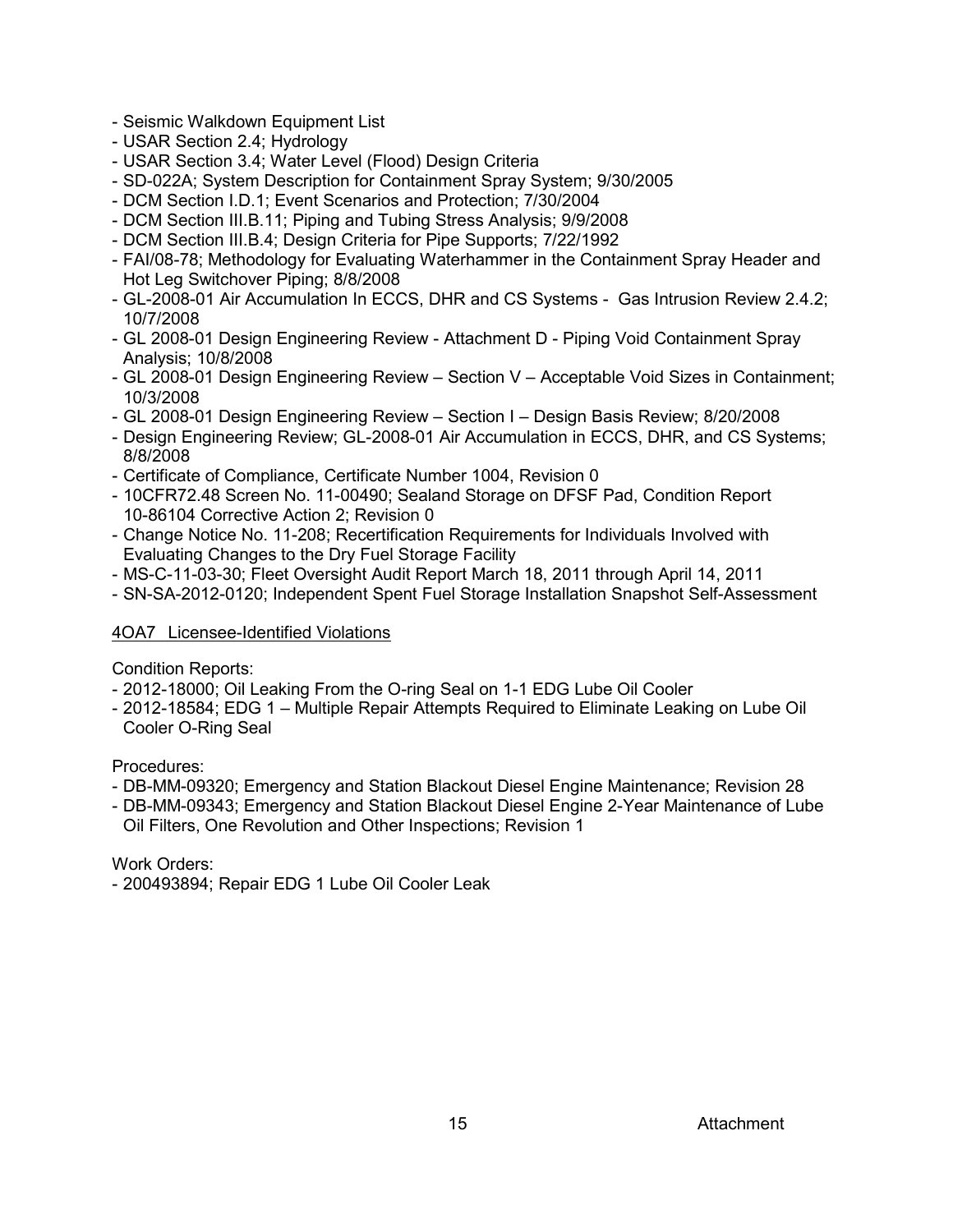- Seismic Walkdown Equipment List
- USAR Section 2.4; Hydrology
- USAR Section 3.4; Water Level (Flood) Design Criteria
- SD-022A; System Description for Containment Spray System; 9/30/2005
- DCM Section I.D.1; Event Scenarios and Protection; 7/30/2004
- DCM Section III.B.11; Piping and Tubing Stress Analysis; 9/9/2008
- DCM Section III.B.4; Design Criteria for Pipe Supports; 7/22/1992
- FAI/08-78; Methodology for Evaluating Waterhammer in the Containment Spray Header and Hot Leg Switchover Piping; 8/8/2008
- GL-2008-01 Air Accumulation In ECCS, DHR and CS Systems - Gas Intrusion Review 2.4.2; 10/7/2008
- GL 2008-01 Design Engineering Review - Attachment D - Piping Void Containment Spray Analysis; 10/8/2008
- GL 2008-01 Design Engineering Review – Section V – Acceptable Void Sizes in Containment; 10/3/2008
- GL 2008-01 Design Engineering Review – Section I – Design Basis Review; 8/20/2008
- Design Engineering Review; GL-2008-01 Air Accumulation in ECCS, DHR, and CS Systems; 8/8/2008
- Certificate of Compliance, Certificate Number 1004, Revision 0
- 10CFR72.48 Screen No. 11-00490; Sealand Storage on DFSF Pad, Condition Report 10-86104 Corrective Action 2; Revision 0
- Change Notice No. 11-208; Recertification Requirements for Individuals Involved with Evaluating Changes to the Dry Fuel Storage Facility
- MS-C-11-03-30; Fleet Oversight Audit Report March 18, 2011 through April 14, 2011
- SN-SA-2012-0120; Independent Spent Fuel Storage Installation Snapshot Self-Assessment

4OA7 Licensee-Identified Violations

Condition Reports:
- 2012-18000; Oil Leaking From the O-ring Seal on 1-1 EDG Lube Oil Cooler
- 2012-18584; EDG 1 – Multiple Repair Attempts Required to Eliminate Leaking on Lube Oil Cooler O-Ring Seal

Procedures:
- DB-MM-09320; Emergency and Station Blackout Diesel Engine Maintenance; Revision 28
- DB-MM-09343; Emergency and Station Blackout Diesel Engine 2-Year Maintenance of Lube Oil Filters, One Revolution and Other Inspections; Revision 1

Work Orders:
- 200493894; Repair EDG 1 Lube Oil Cooler Leak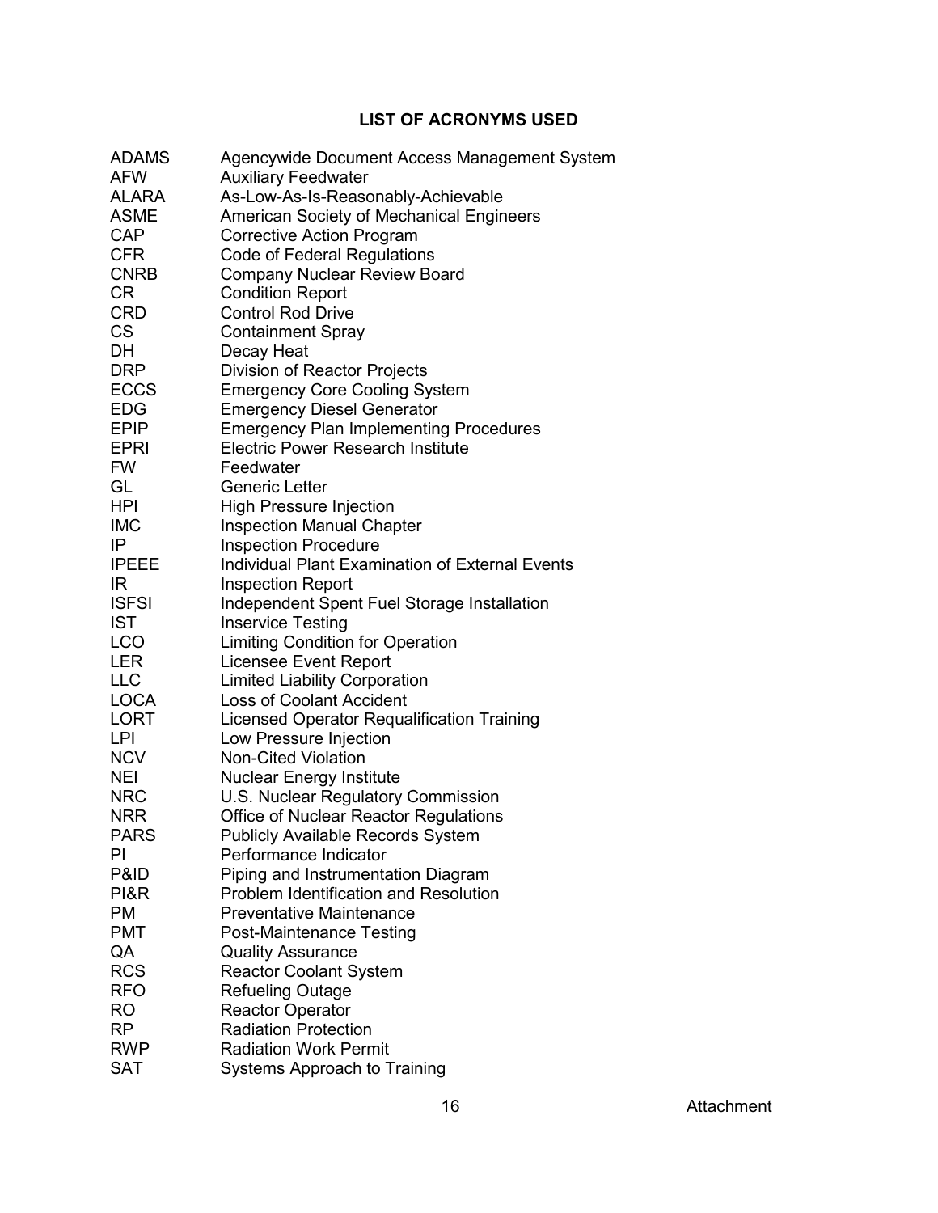## LIST OF ACRONYMS USED

| | |
|---|---|
| ADAMS | Agencywide Document Access Management System |
| AFW | Auxiliary Feedwater |
| ALARA | As-Low-As-Is-Reasonably-Achievable |
| ASME | American Society of Mechanical Engineers |
| CAP | Corrective Action Program |
| CFR | Code of Federal Regulations |
| CNRB | Company Nuclear Review Board |
| CR | Condition Report |
| CRD | Control Rod Drive |
| CS | Containment Spray |
| DH | Decay Heat |
| DRP | Division of Reactor Projects |
| ECCS | Emergency Core Cooling System |
| EDG | Emergency Diesel Generator |
| EPIP | Emergency Plan Implementing Procedures |
| EPRI | Electric Power Research Institute |
| FW | Feedwater |
| GL | Generic Letter |
| HPI | High Pressure Injection |
| IMC | Inspection Manual Chapter |
| IP | Inspection Procedure |
| IPEEE | Individual Plant Examination of External Events |
| IR | Inspection Report |
| ISFSI | Independent Spent Fuel Storage Installation |
| IST | Inservice Testing |
| LCO | Limiting Condition for Operation |
| LER | Licensee Event Report |
| LLC | Limited Liability Corporation |
| LOCA | Loss of Coolant Accident |
| LORT | Licensed Operator Requalification Training |
| LPI | Low Pressure Injection |
| NCV | Non-Cited Violation |
| NEI | Nuclear Energy Institute |
| NRC | U.S. Nuclear Regulatory Commission |
| NRR | Office of Nuclear Reactor Regulations |
| PARS | Publicly Available Records System |
| PI | Performance Indicator |
| P&ID | Piping and Instrumentation Diagram |
| PI&R | Problem Identification and Resolution |
| PM | Preventative Maintenance |
| PMT | Post-Maintenance Testing |
| QA | Quality Assurance |
| RCS | Reactor Coolant System |
| RFO | Refueling Outage |
| RO | Reactor Operator |
| RP | Radiation Protection |
| RWP | Radiation Work Permit |
| SAT | Systems Approach to Training |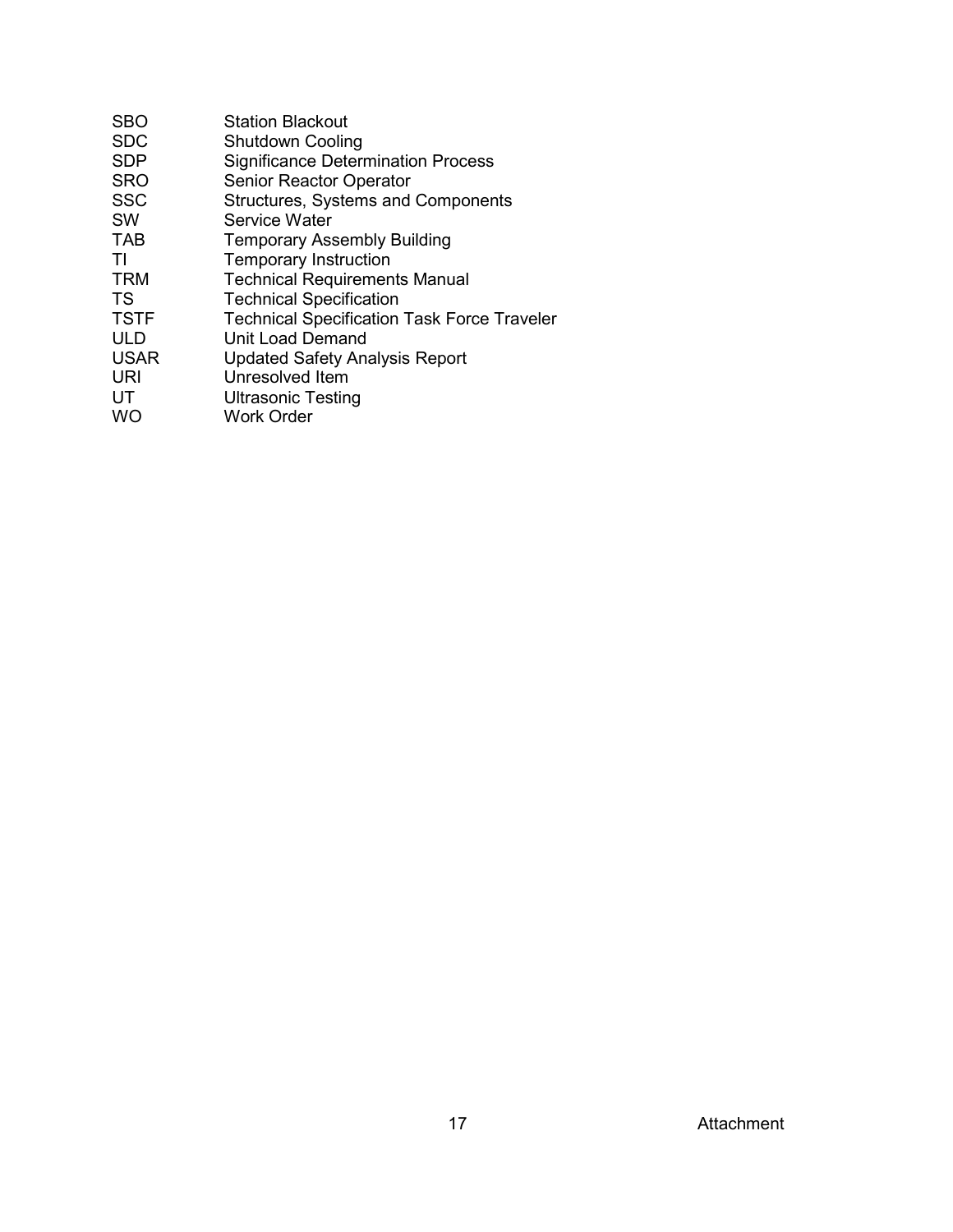| | |
|---|---|
| SBO | Station Blackout |
| SDC | Shutdown Cooling |
| SDP | Significance Determination Process |
| SRO | Senior Reactor Operator |
| SSC | Structures, Systems and Components |
| SW | Service Water |
| TAB | Temporary Assembly Building |
| TI | Temporary Instruction |
| TRM | Technical Requirements Manual |
| TS | Technical Specification |
| TSTF | Technical Specification Task Force Traveler |
| ULD | Unit Load Demand |
| USAR | Updated Safety Analysis Report |
| URI | Unresolved Item |
| UT | Ultrasonic Testing |
| WO | Work Order |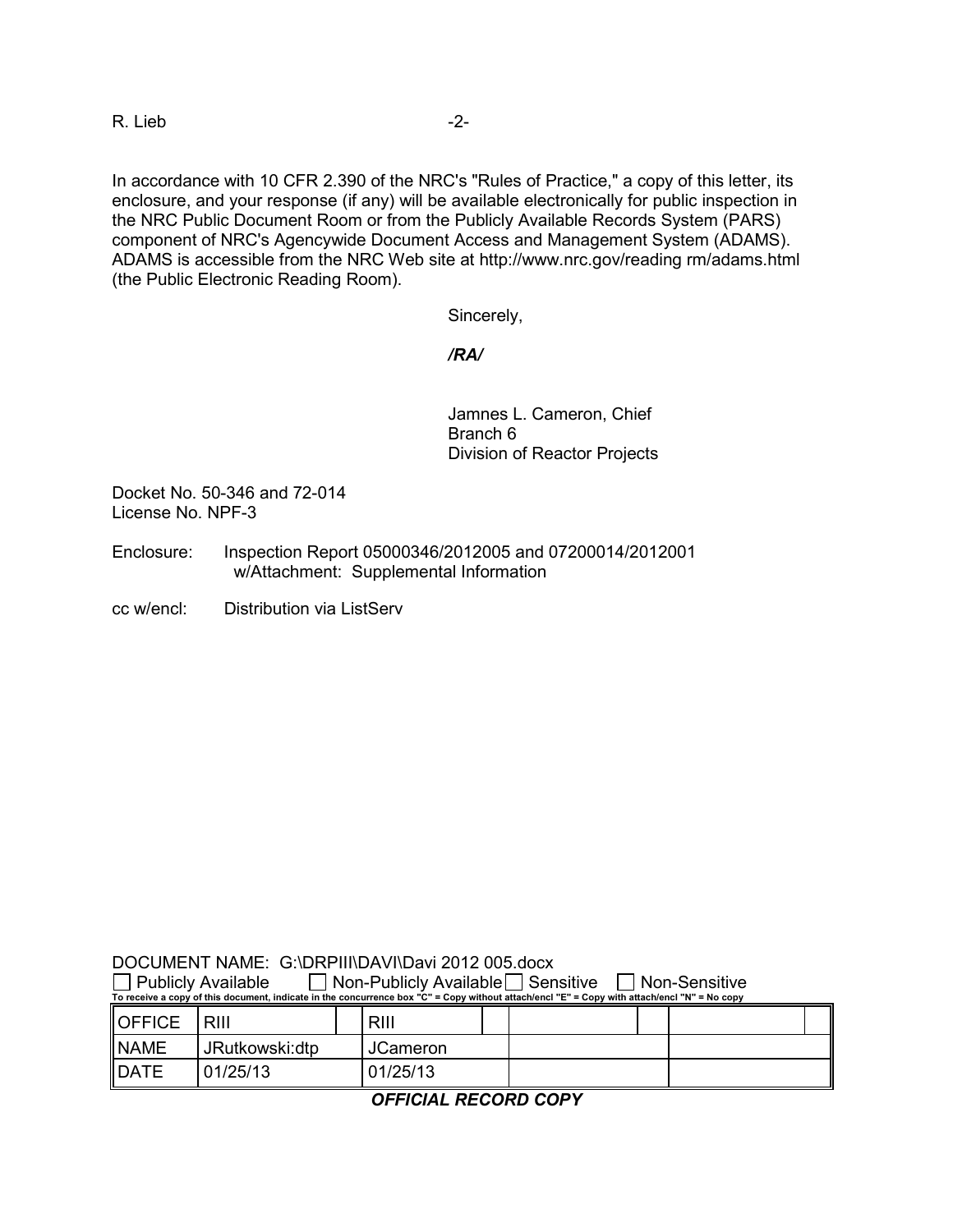In accordance with 10 CFR 2.390 of the NRC's "Rules of Practice," a copy of this letter, its enclosure, and your response (if any) will be available electronically for public inspection in the NRC Public Document Room or from the Publicly Available Records System (PARS) component of NRC's Agencywide Document Access and Management System (ADAMS). ADAMS is accessible from the NRC Web site at http://www.nrc.gov/reading rm/adams.html (the Public Electronic Reading Room).

Sincerely,

***/RA/***

Jamnes L. Cameron, Chief
Branch 6
Division of Reactor Projects

Docket No. 50-346 and 72-014
License No. NPF-3

Enclosure: Inspection Report 05000346/2012005 and 07200014/2012001
w/Attachment: Supplemental Information

cc w/encl: Distribution via ListServ

DOCUMENT NAME: G:\DRPIII\DAVI\Davi 2012 005.docx

☐ Publicly Available ☐ Non-Publicly Available ☐ Sensitive ☐ Non-Sensitive

**To receive a copy of this document, indicate in the concurrence box "C" = Copy without attach/encl "E" = Copy with attach/encl "N" = No copy**

| OFFICE | RIII | | RIII | | | | | |
|---|---|---|---|---|---|---|---|---|
| NAME | JRutkowski:dtp | | JCameron | | | | | |
| DATE | 01/25/13 | | 01/25/13 | | | | | |

***OFFICIAL RECORD COPY***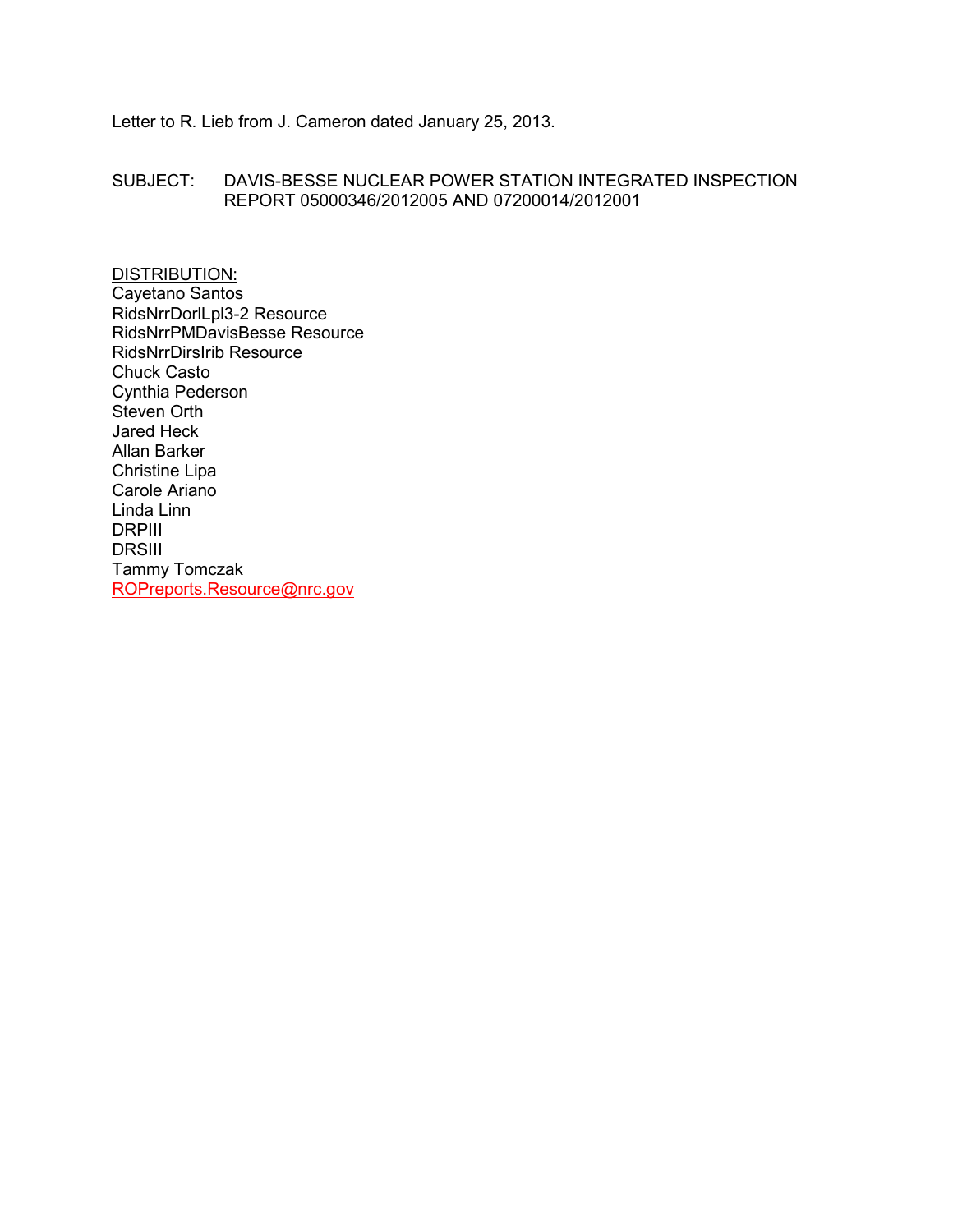Letter to R. Lieb from J. Cameron dated January 25, 2013.

SUBJECT: DAVIS-BESSE NUCLEAR POWER STATION INTEGRATED INSPECTION REPORT 05000346/2012005 AND 07200014/2012001

DISTRIBUTION:
Cayetano Santos
RidsNrrDorlLpl3-2 Resource
RidsNrrPMDavisBesse Resource
RidsNrrDirsIrib Resource
Chuck Casto
Cynthia Pederson
Steven Orth
Jared Heck
Allan Barker
Christine Lipa
Carole Ariano
Linda Linn
DRPIII
DRSIII
Tammy Tomczak
ROPreports.Resource@nrc.gov